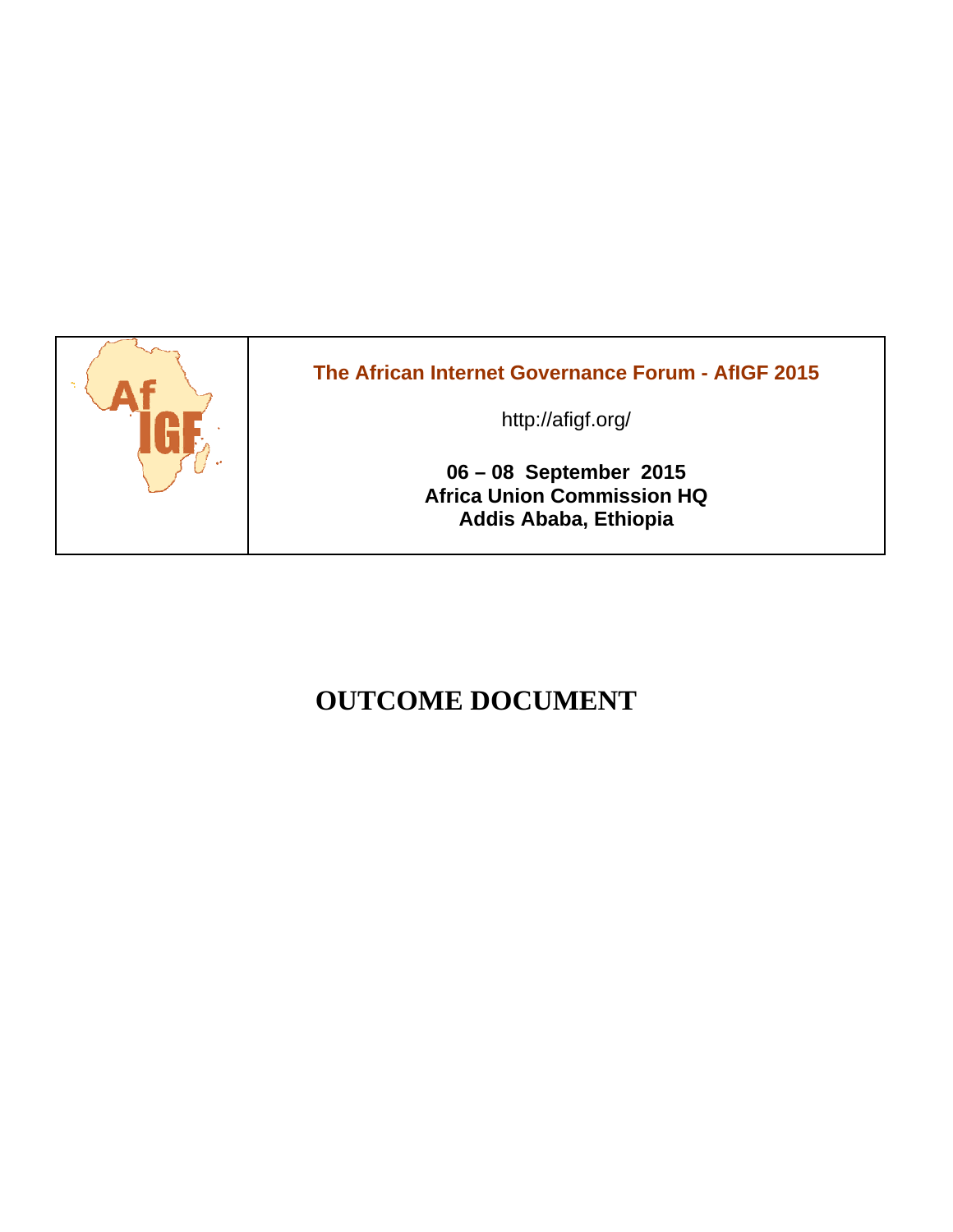| | |
|---|---|
| | **The African Internet Governance Forum - AfIGF 2015**<br><br>http://afigf.org/<br><br>**06 – 08 September 2015**<br>**Africa Union Commission HQ**<br>**Addis Ababa, Ethiopia** |

# OUTCOME DOCUMENT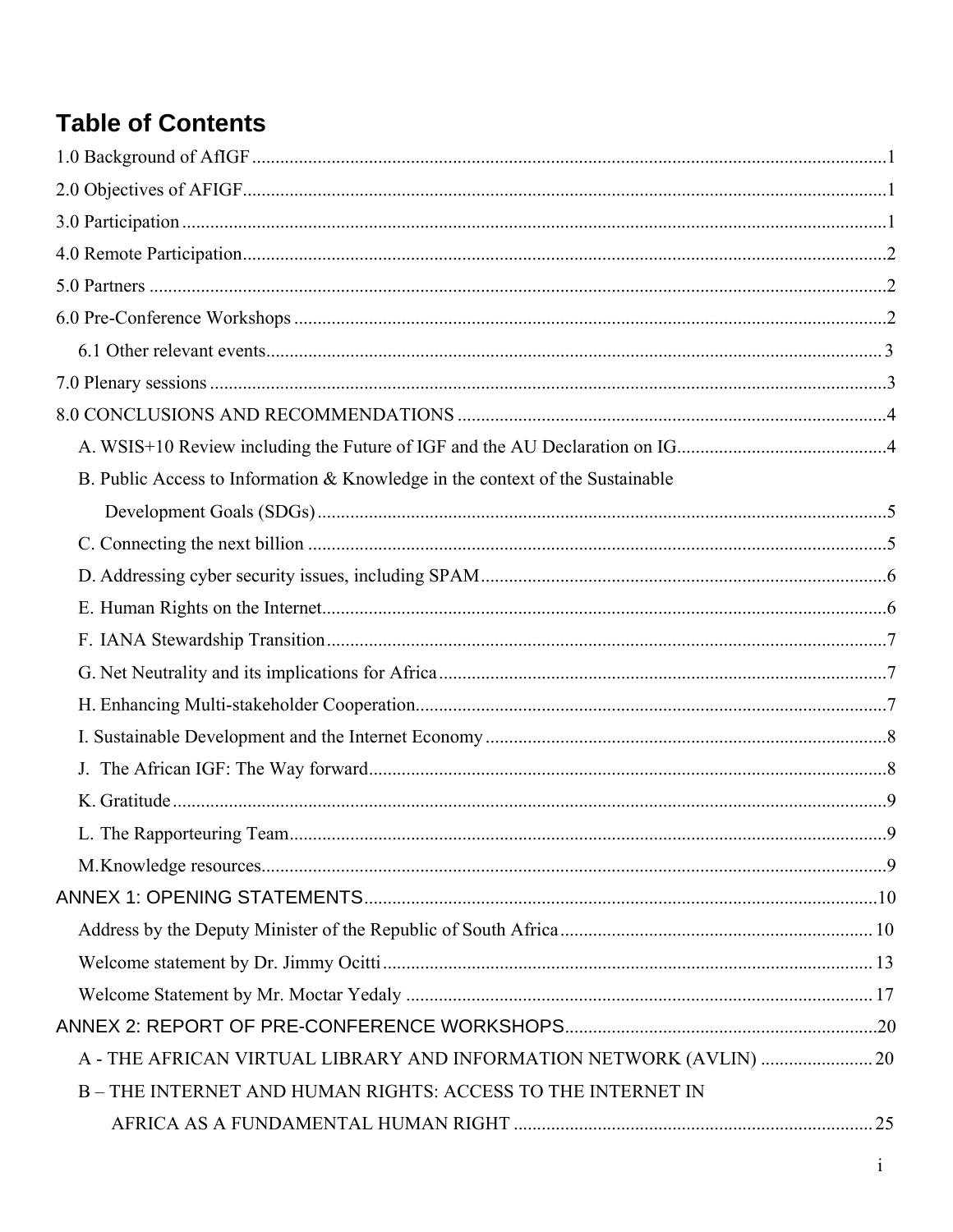# Table of Contents

1.0 Background of AfIGF ........................................................................................................................1

2.0 Objectives of AFIGF........................................................................................................................1

3.0 Participation ......................................................................................................................................1

4.0 Remote Participation.........................................................................................................................2

5.0 Partners ............................................................................................................................................2

6.0 Pre-Conference Workshops ..............................................................................................................2

  6.1 Other relevant events.................................................................................................................... 3

7.0 Plenary sessions ................................................................................................................................3

8.0 CONCLUSIONS AND RECOMMENDATIONS ...........................................................................4

  A. WSIS+10 Review including the Future of IGF and the AU Declaration on IG.............................................4

  B. Public Access to Information & Knowledge in the context of the Sustainable Development Goals (SDGs) ..........................................................................................................................5

  C. Connecting the next billion ...........................................................................................................5

  D. Addressing cyber security issues, including SPAM......................................................................6

  E. Human Rights on the Internet........................................................................................................6

  F. IANA Stewardship Transition........................................................................................................7

  G. Net Neutrality and its implications for Africa................................................................................7

  H. Enhancing Multi-stakeholder Cooperation....................................................................................7

  I. Sustainable Development and the Internet Economy .....................................................................8

  J. The African IGF: The Way forward..............................................................................................8

  K. Gratitude ........................................................................................................................................9

  L. The Rapporteuring Team................................................................................................................9

  M.Knowledge resources......................................................................................................................9

ANNEX 1: OPENING STATEMENTS..............................................................................................10

  Address by the Deputy Minister of the Republic of South Africa.................................................. 10

  Welcome statement by Dr. Jimmy Ocitti......................................................................................... 13

  Welcome Statement by Mr. Moctar Yedaly .................................................................................... 17

ANNEX 2: REPORT OF PRE-CONFERENCE WORKSHOPS..................................................................20

  A - THE AFRICAN VIRTUAL LIBRARY AND INFORMATION NETWORK (AVLIN) ........................ 20

  B – THE INTERNET AND HUMAN RIGHTS: ACCESS TO THE INTERNET IN AFRICA AS A FUNDAMENTAL HUMAN RIGHT ............................................................................ 25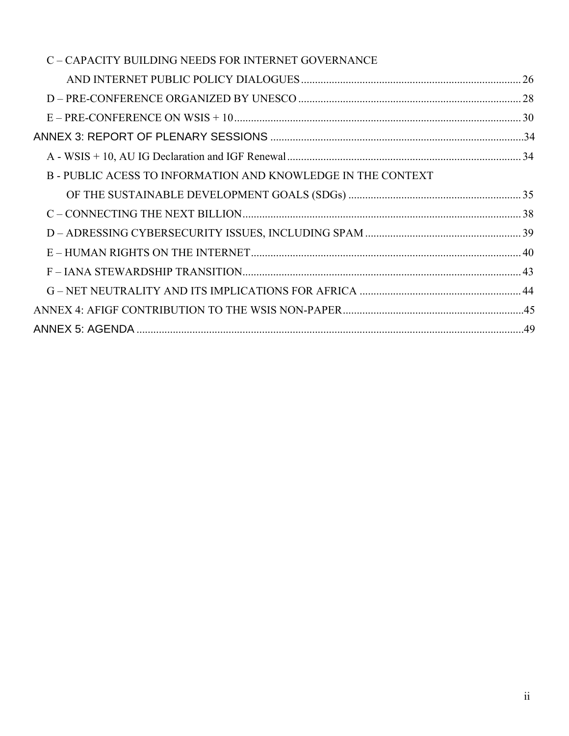C – CAPACITY BUILDING NEEDS FOR INTERNET GOVERNANCE AND INTERNET PUBLIC POLICY DIALOGUES ........ 26

D – PRE-CONFERENCE ORGANIZED BY UNESCO ........ 28

E – PRE-CONFERENCE ON WSIS + 10 ........ 30

ANNEX 3: REPORT OF PLENARY SESSIONS ........ 34

A - WSIS + 10, AU IG Declaration and IGF Renewal ........ 34

B - PUBLIC ACESS TO INFORMATION AND KNOWLEDGE IN THE CONTEXT OF THE SUSTAINABLE DEVELOPMENT GOALS (SDGs) ........ 35

C – CONNECTING THE NEXT BILLION ........ 38

D – ADRESSING CYBERSECURITY ISSUES, INCLUDING SPAM ........ 39

E – HUMAN RIGHTS ON THE INTERNET ........ 40

F – IANA STEWARDSHIP TRANSITION ........ 43

G – NET NEUTRALITY AND ITS IMPLICATIONS FOR AFRICA ........ 44

ANNEX 4: AFIGF CONTRIBUTION TO THE WSIS NON-PAPER ........ 45

ANNEX 5: AGENDA ........ 49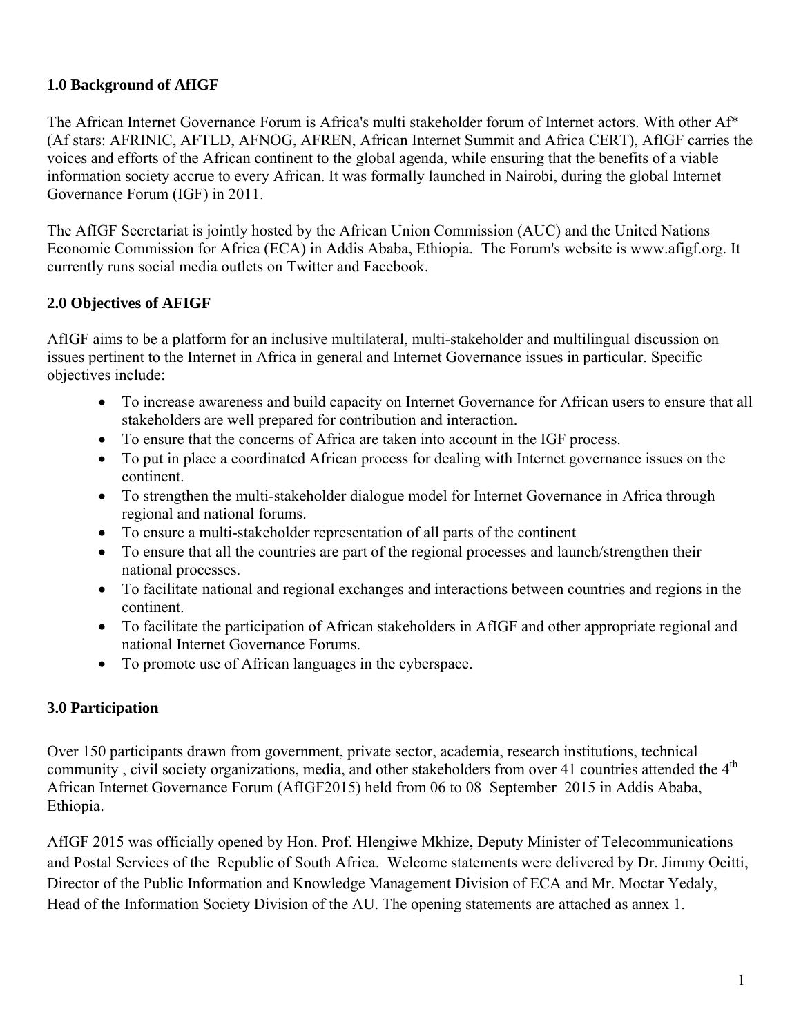## 1.0 Background of AfIGF

The African Internet Governance Forum is Africa's multi stakeholder forum of Internet actors. With other Af* (Af stars: AFRINIC, AFTLD, AFNOG, AFREN, African Internet Summit and Africa CERT), AfIGF carries the voices and efforts of the African continent to the global agenda, while ensuring that the benefits of a viable information society accrue to every African. It was formally launched in Nairobi, during the global Internet Governance Forum (IGF) in 2011.

The AfIGF Secretariat is jointly hosted by the African Union Commission (AUC) and the United Nations Economic Commission for Africa (ECA) in Addis Ababa, Ethiopia. The Forum's website is www.afigf.org. It currently runs social media outlets on Twitter and Facebook.

## 2.0 Objectives of AFIGF

AfIGF aims to be a platform for an inclusive multilateral, multi-stakeholder and multilingual discussion on issues pertinent to the Internet in Africa in general and Internet Governance issues in particular. Specific objectives include:

- To increase awareness and build capacity on Internet Governance for African users to ensure that all stakeholders are well prepared for contribution and interaction.
- To ensure that the concerns of Africa are taken into account in the IGF process.
- To put in place a coordinated African process for dealing with Internet governance issues on the continent.
- To strengthen the multi-stakeholder dialogue model for Internet Governance in Africa through regional and national forums.
- To ensure a multi-stakeholder representation of all parts of the continent
- To ensure that all the countries are part of the regional processes and launch/strengthen their national processes.
- To facilitate national and regional exchanges and interactions between countries and regions in the continent.
- To facilitate the participation of African stakeholders in AfIGF and other appropriate regional and national Internet Governance Forums.
- To promote use of African languages in the cyberspace.

## 3.0 Participation

Over 150 participants drawn from government, private sector, academia, research institutions, technical community , civil society organizations, media, and other stakeholders from over 41 countries attended the 4th African Internet Governance Forum (AfIGF2015) held from 06 to 08 September 2015 in Addis Ababa, Ethiopia.

AfIGF 2015 was officially opened by Hon. Prof. Hlengiwe Mkhize, Deputy Minister of Telecommunications and Postal Services of the Republic of South Africa. Welcome statements were delivered by Dr. Jimmy Ocitti, Director of the Public Information and Knowledge Management Division of ECA and Mr. Moctar Yedaly, Head of the Information Society Division of the AU. The opening statements are attached as annex 1.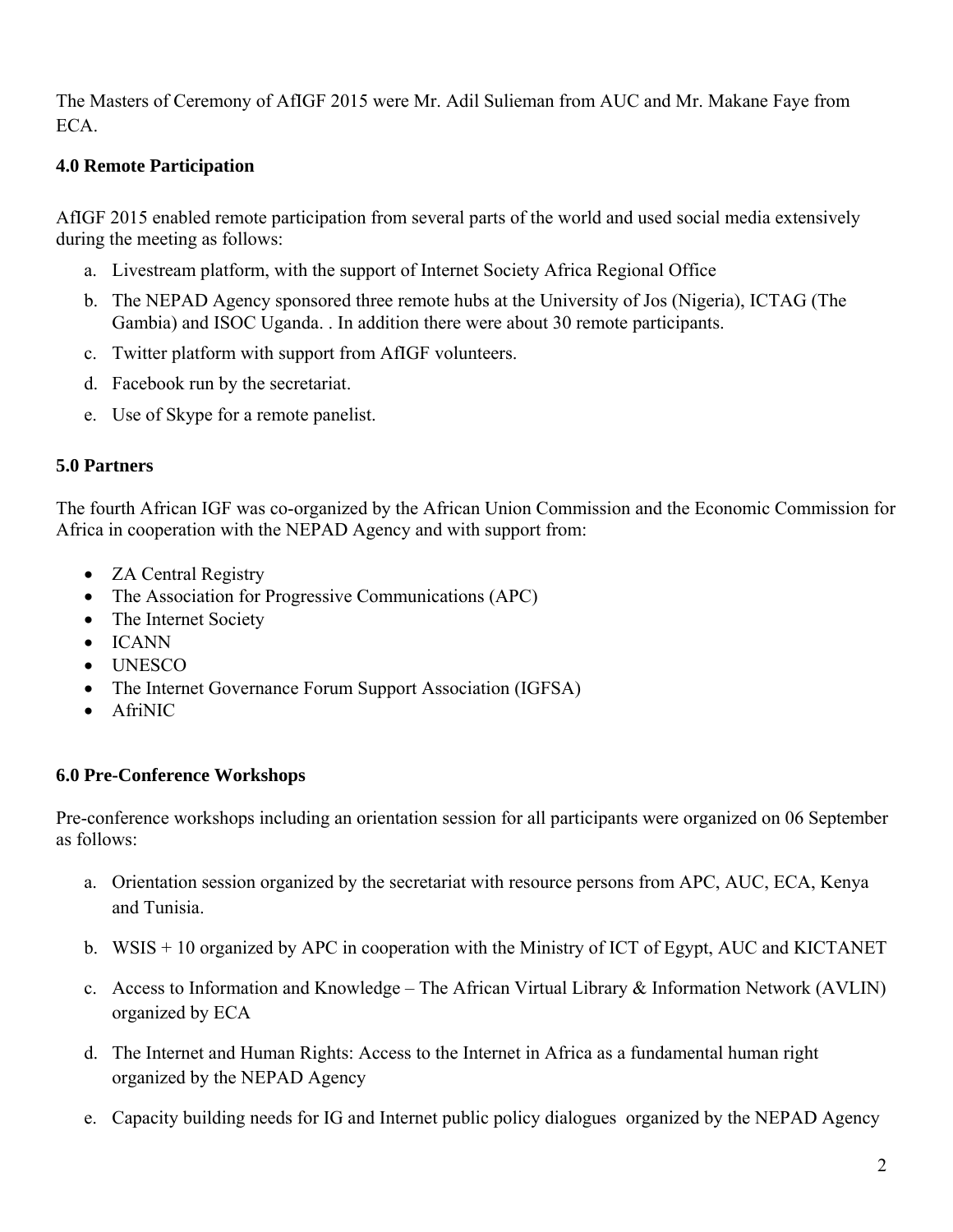The Masters of Ceremony of AfIGF 2015 were Mr. Adil Sulieman from AUC and Mr. Makane Faye from ECA.

### 4.0 Remote Participation

AfIGF 2015 enabled remote participation from several parts of the world and used social media extensively during the meeting as follows:

a. Livestream platform, with the support of Internet Society Africa Regional Office
b. The NEPAD Agency sponsored three remote hubs at the University of Jos (Nigeria), ICTAG (The Gambia) and ISOC Uganda. . In addition there were about 30 remote participants.
c. Twitter platform with support from AfIGF volunteers.
d. Facebook run by the secretariat.
e. Use of Skype for a remote panelist.

### 5.0 Partners

The fourth African IGF was co-organized by the African Union Commission and the Economic Commission for Africa in cooperation with the NEPAD Agency and with support from:

- ZA Central Registry
- The Association for Progressive Communications (APC)
- The Internet Society
- ICANN
- UNESCO
- The Internet Governance Forum Support Association (IGFSA)
- AfriNIC

### 6.0 Pre-Conference Workshops

Pre-conference workshops including an orientation session for all participants were organized on 06 September as follows:

a. Orientation session organized by the secretariat with resource persons from APC, AUC, ECA, Kenya and Tunisia.
b. WSIS + 10 organized by APC in cooperation with the Ministry of ICT of Egypt, AUC and KICTANET
c. Access to Information and Knowledge – The African Virtual Library & Information Network (AVLIN) organized by ECA
d. The Internet and Human Rights: Access to the Internet in Africa as a fundamental human right organized by the NEPAD Agency
e. Capacity building needs for IG and Internet public policy dialogues organized by the NEPAD Agency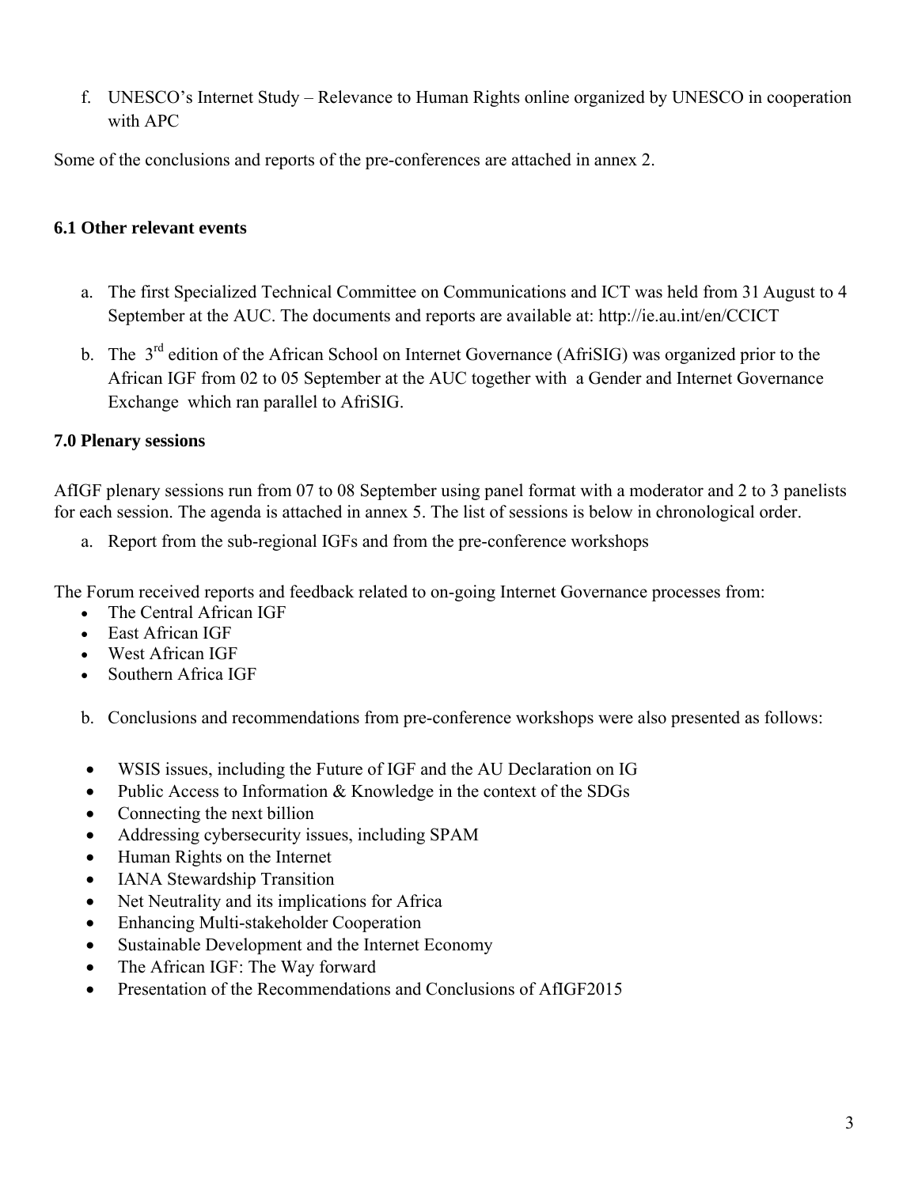f. UNESCO's Internet Study – Relevance to Human Rights online organized by UNESCO in cooperation with APC

Some of the conclusions and reports of the pre-conferences are attached in annex 2.

### 6.1 Other relevant events

a. The first Specialized Technical Committee on Communications and ICT was held from 31 August to 4 September at the AUC. The documents and reports are available at: http://ie.au.int/en/CCICT

b. The 3rd edition of the African School on Internet Governance (AfriSIG) was organized prior to the African IGF from 02 to 05 September at the AUC together with a Gender and Internet Governance Exchange which ran parallel to AfriSIG.

### 7.0 Plenary sessions

AfIGF plenary sessions run from 07 to 08 September using panel format with a moderator and 2 to 3 panelists for each session. The agenda is attached in annex 5. The list of sessions is below in chronological order.

a. Report from the sub-regional IGFs and from the pre-conference workshops

The Forum received reports and feedback related to on-going Internet Governance processes from:

- The Central African IGF
- East African IGF
- West African IGF
- Southern Africa IGF

b. Conclusions and recommendations from pre-conference workshops were also presented as follows:

- WSIS issues, including the Future of IGF and the AU Declaration on IG
- Public Access to Information & Knowledge in the context of the SDGs
- Connecting the next billion
- Addressing cybersecurity issues, including SPAM
- Human Rights on the Internet
- IANA Stewardship Transition
- Net Neutrality and its implications for Africa
- Enhancing Multi-stakeholder Cooperation
- Sustainable Development and the Internet Economy
- The African IGF: The Way forward
- Presentation of the Recommendations and Conclusions of AfIGF2015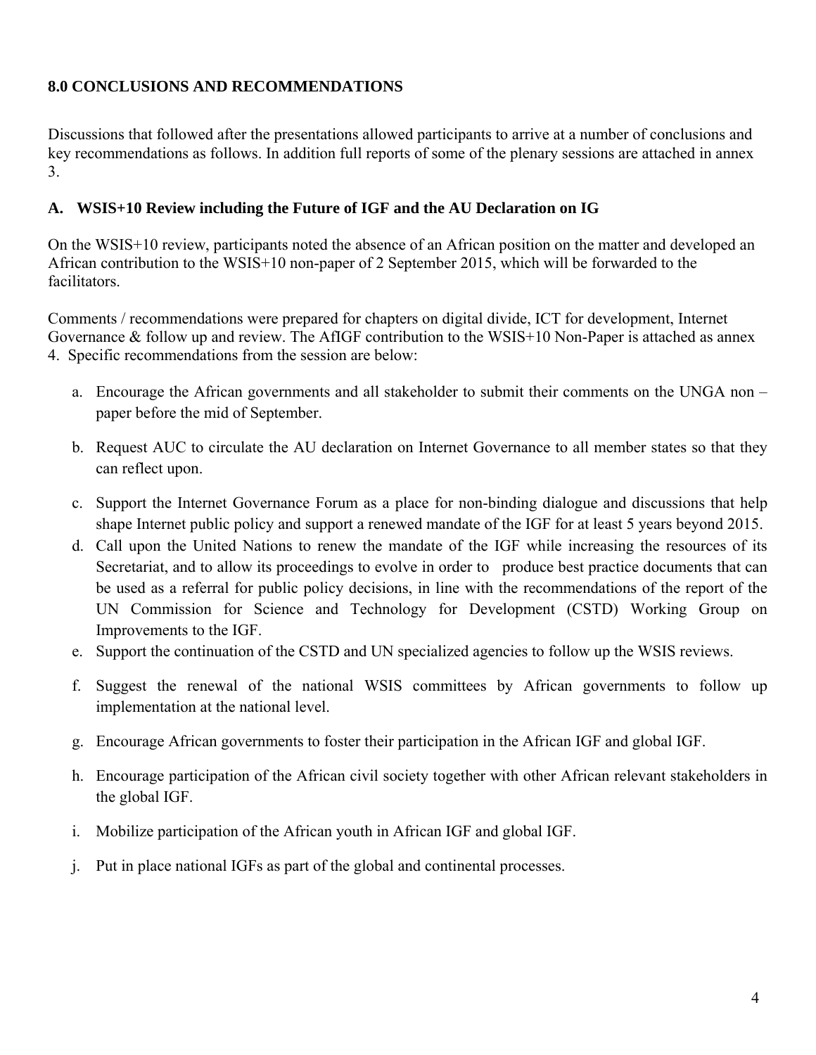## 8.0 CONCLUSIONS AND RECOMMENDATIONS

Discussions that followed after the presentations allowed participants to arrive at a number of conclusions and key recommendations as follows. In addition full reports of some of the plenary sessions are attached in annex 3.

### A. WSIS+10 Review including the Future of IGF and the AU Declaration on IG

On the WSIS+10 review, participants noted the absence of an African position on the matter and developed an African contribution to the WSIS+10 non-paper of 2 September 2015, which will be forwarded to the facilitators.

Comments / recommendations were prepared for chapters on digital divide, ICT for development, Internet Governance & follow up and review. The AfIGF contribution to the WSIS+10 Non-Paper is attached as annex 4. Specific recommendations from the session are below:

a. Encourage the African governments and all stakeholder to submit their comments on the UNGA non – paper before the mid of September.

b. Request AUC to circulate the AU declaration on Internet Governance to all member states so that they can reflect upon.

c. Support the Internet Governance Forum as a place for non-binding dialogue and discussions that help shape Internet public policy and support a renewed mandate of the IGF for at least 5 years beyond 2015.

d. Call upon the United Nations to renew the mandate of the IGF while increasing the resources of its Secretariat, and to allow its proceedings to evolve in order to produce best practice documents that can be used as a referral for public policy decisions, in line with the recommendations of the report of the UN Commission for Science and Technology for Development (CSTD) Working Group on Improvements to the IGF.

e. Support the continuation of the CSTD and UN specialized agencies to follow up the WSIS reviews.

f. Suggest the renewal of the national WSIS committees by African governments to follow up implementation at the national level.

g. Encourage African governments to foster their participation in the African IGF and global IGF.

h. Encourage participation of the African civil society together with other African relevant stakeholders in the global IGF.

i. Mobilize participation of the African youth in African IGF and global IGF.

j. Put in place national IGFs as part of the global and continental processes.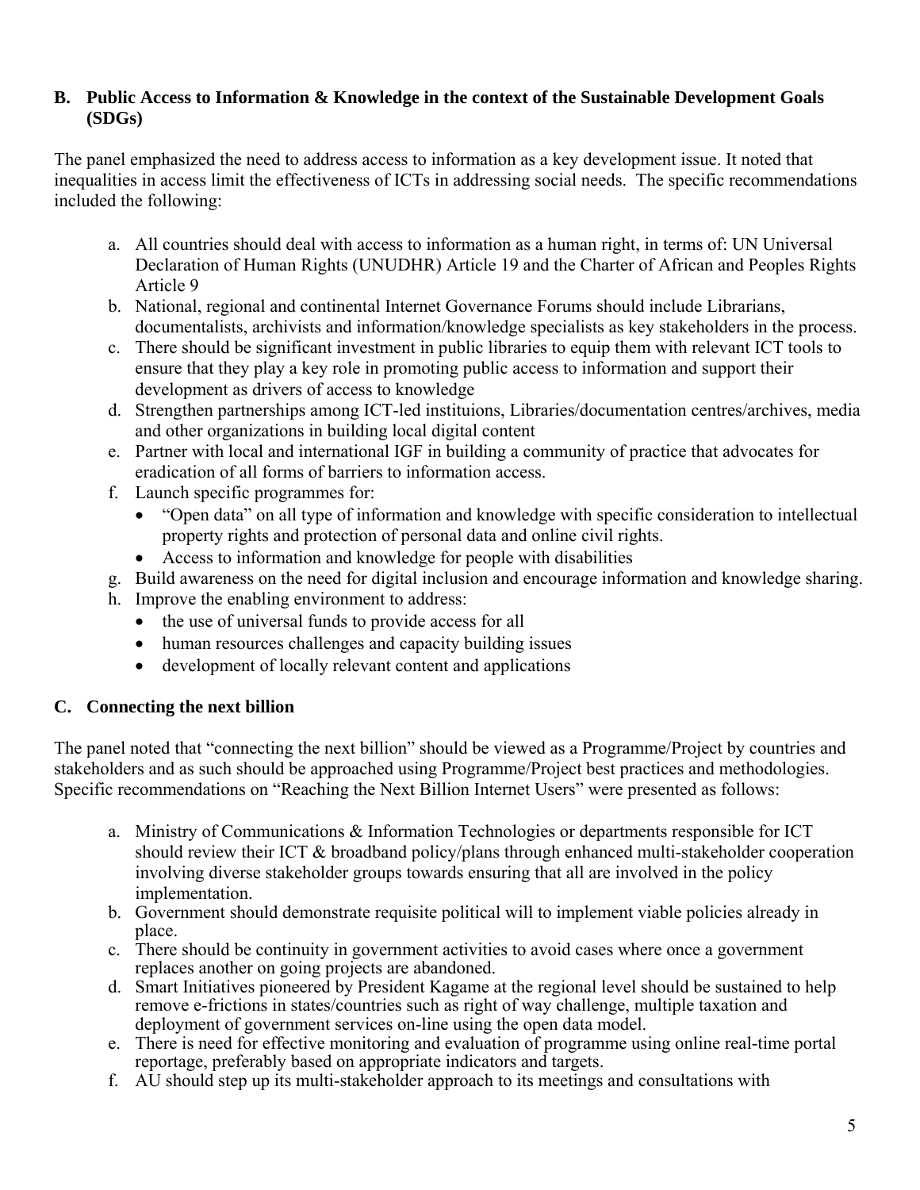## B. Public Access to Information & Knowledge in the context of the Sustainable Development Goals (SDGs)

The panel emphasized the need to address access to information as a key development issue. It noted that inequalities in access limit the effectiveness of ICTs in addressing social needs. The specific recommendations included the following:

a. All countries should deal with access to information as a human right, in terms of: UN Universal Declaration of Human Rights (UNUDHR) Article 19 and the Charter of African and Peoples Rights Article 9
b. National, regional and continental Internet Governance Forums should include Librarians, documentalists, archivists and information/knowledge specialists as key stakeholders in the process.
c. There should be significant investment in public libraries to equip them with relevant ICT tools to ensure that they play a key role in promoting public access to information and support their development as drivers of access to knowledge
d. Strengthen partnerships among ICT-led instituions, Libraries/documentation centres/archives, media and other organizations in building local digital content
e. Partner with local and international IGF in building a community of practice that advocates for eradication of all forms of barriers to information access.
f. Launch specific programmes for:
   - "Open data" on all type of information and knowledge with specific consideration to intellectual property rights and protection of personal data and online civil rights.
   - Access to information and knowledge for people with disabilities
g. Build awareness on the need for digital inclusion and encourage information and knowledge sharing.
h. Improve the enabling environment to address:
   - the use of universal funds to provide access for all
   - human resources challenges and capacity building issues
   - development of locally relevant content and applications

## C. Connecting the next billion

The panel noted that "connecting the next billion" should be viewed as a Programme/Project by countries and stakeholders and as such should be approached using Programme/Project best practices and methodologies. Specific recommendations on "Reaching the Next Billion Internet Users" were presented as follows:

a. Ministry of Communications & Information Technologies or departments responsible for ICT should review their ICT & broadband policy/plans through enhanced multi-stakeholder cooperation involving diverse stakeholder groups towards ensuring that all are involved in the policy implementation.
b. Government should demonstrate requisite political will to implement viable policies already in place.
c. There should be continuity in government activities to avoid cases where once a government replaces another on going projects are abandoned.
d. Smart Initiatives pioneered by President Kagame at the regional level should be sustained to help remove e-frictions in states/countries such as right of way challenge, multiple taxation and deployment of government services on-line using the open data model.
e. There is need for effective monitoring and evaluation of programme using online real-time portal reportage, preferably based on appropriate indicators and targets.
f. AU should step up its multi-stakeholder approach to its meetings and consultations with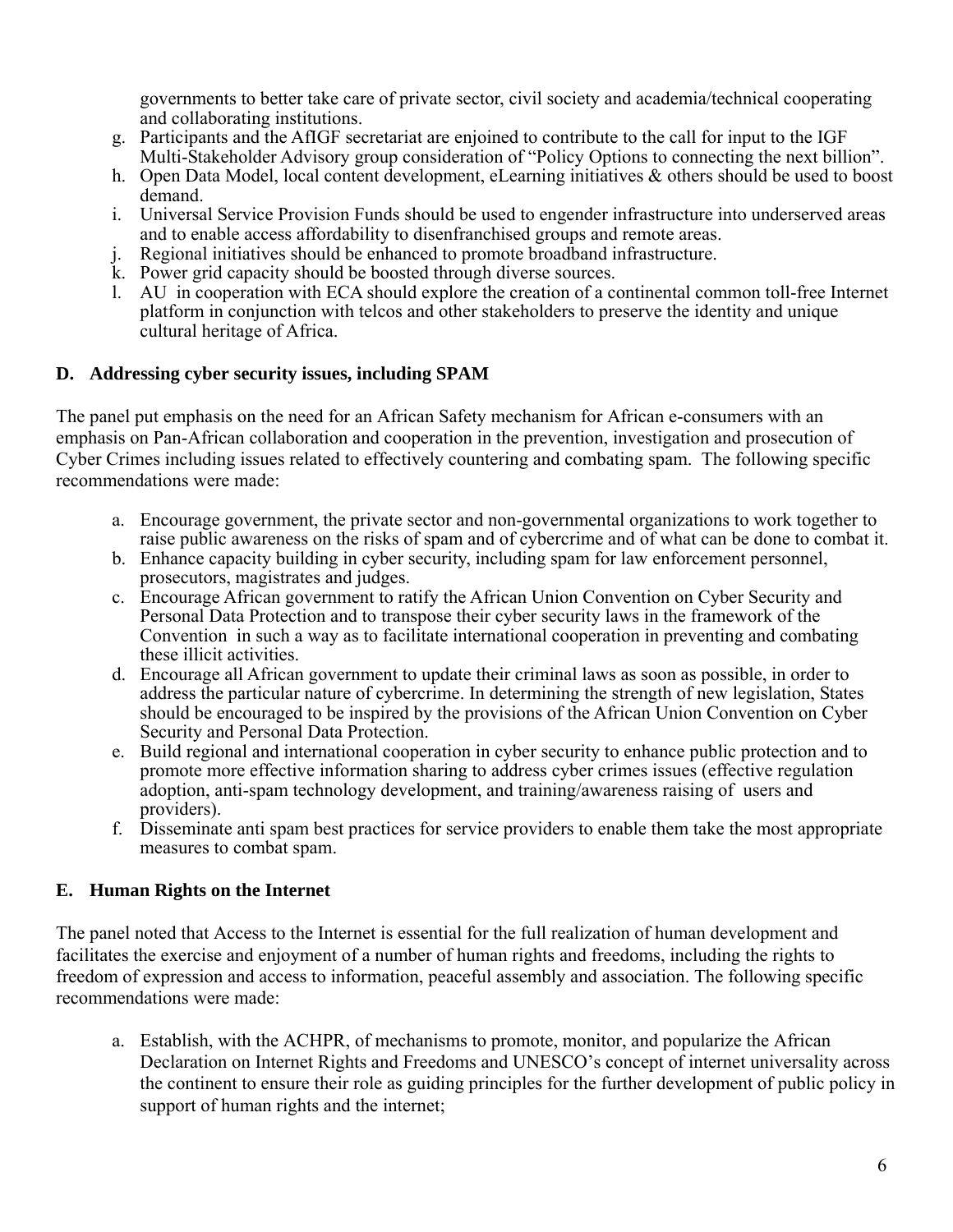governments to better take care of private sector, civil society and academia/technical cooperating and collaborating institutions.

g. Participants and the AfIGF secretariat are enjoined to contribute to the call for input to the IGF Multi-Stakeholder Advisory group consideration of "Policy Options to connecting the next billion".
h. Open Data Model, local content development, eLearning initiatives & others should be used to boost demand.
i. Universal Service Provision Funds should be used to engender infrastructure into underserved areas and to enable access affordability to disenfranchised groups and remote areas.
j. Regional initiatives should be enhanced to promote broadband infrastructure.
k. Power grid capacity should be boosted through diverse sources.
l. AU in cooperation with ECA should explore the creation of a continental common toll-free Internet platform in conjunction with telcos and other stakeholders to preserve the identity and unique cultural heritage of Africa.

## D. Addressing cyber security issues, including SPAM

The panel put emphasis on the need for an African Safety mechanism for African e-consumers with an emphasis on Pan-African collaboration and cooperation in the prevention, investigation and prosecution of Cyber Crimes including issues related to effectively countering and combating spam. The following specific recommendations were made:

a. Encourage government, the private sector and non-governmental organizations to work together to raise public awareness on the risks of spam and of cybercrime and of what can be done to combat it.
b. Enhance capacity building in cyber security, including spam for law enforcement personnel, prosecutors, magistrates and judges.
c. Encourage African government to ratify the African Union Convention on Cyber Security and Personal Data Protection and to transpose their cyber security laws in the framework of the Convention in such a way as to facilitate international cooperation in preventing and combating these illicit activities.
d. Encourage all African government to update their criminal laws as soon as possible, in order to address the particular nature of cybercrime. In determining the strength of new legislation, States should be encouraged to be inspired by the provisions of the African Union Convention on Cyber Security and Personal Data Protection.
e. Build regional and international cooperation in cyber security to enhance public protection and to promote more effective information sharing to address cyber crimes issues (effective regulation adoption, anti-spam technology development, and training/awareness raising of users and providers).
f. Disseminate anti spam best practices for service providers to enable them take the most appropriate measures to combat spam.

## E. Human Rights on the Internet

The panel noted that Access to the Internet is essential for the full realization of human development and facilitates the exercise and enjoyment of a number of human rights and freedoms, including the rights to freedom of expression and access to information, peaceful assembly and association. The following specific recommendations were made:

a. Establish, with the ACHPR, of mechanisms to promote, monitor, and popularize the African Declaration on Internet Rights and Freedoms and UNESCO's concept of internet universality across the continent to ensure their role as guiding principles for the further development of public policy in support of human rights and the internet;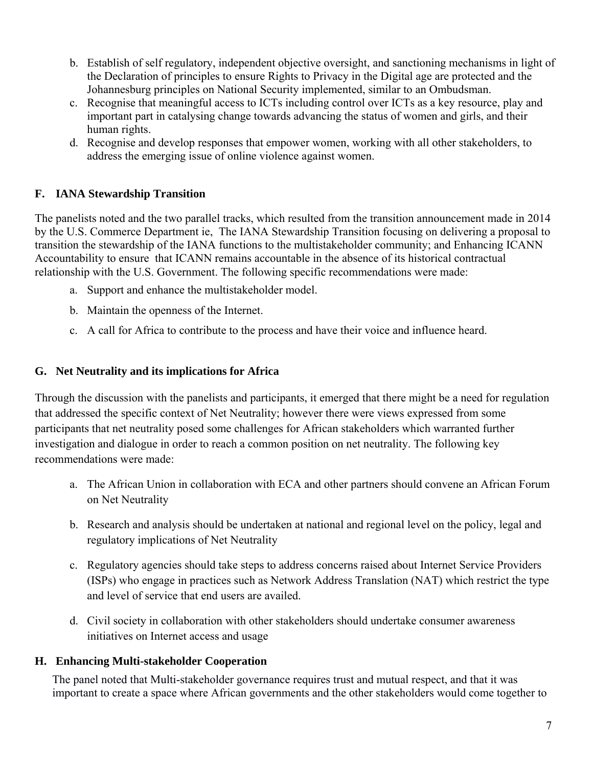b. Establish of self regulatory, independent objective oversight, and sanctioning mechanisms in light of the Declaration of principles to ensure Rights to Privacy in the Digital age are protected and the Johannesburg principles on National Security implemented, similar to an Ombudsman.
c. Recognise that meaningful access to ICTs including control over ICTs as a key resource, play and important part in catalysing change towards advancing the status of women and girls, and their human rights.
d. Recognise and develop responses that empower women, working with all other stakeholders, to address the emerging issue of online violence against women.

## F. IANA Stewardship Transition

The panelists noted and the two parallel tracks, which resulted from the transition announcement made in 2014 by the U.S. Commerce Department ie, The IANA Stewardship Transition focusing on delivering a proposal to transition the stewardship of the IANA functions to the multistakeholder community; and Enhancing ICANN Accountability to ensure that ICANN remains accountable in the absence of its historical contractual relationship with the U.S. Government. The following specific recommendations were made:

a. Support and enhance the multistakeholder model.
b. Maintain the openness of the Internet.
c. A call for Africa to contribute to the process and have their voice and influence heard.

## G. Net Neutrality and its implications for Africa

Through the discussion with the panelists and participants, it emerged that there might be a need for regulation that addressed the specific context of Net Neutrality; however there were views expressed from some participants that net neutrality posed some challenges for African stakeholders which warranted further investigation and dialogue in order to reach a common position on net neutrality. The following key recommendations were made:

a. The African Union in collaboration with ECA and other partners should convene an African Forum on Net Neutrality
b. Research and analysis should be undertaken at national and regional level on the policy, legal and regulatory implications of Net Neutrality
c. Regulatory agencies should take steps to address concerns raised about Internet Service Providers (ISPs) who engage in practices such as Network Address Translation (NAT) which restrict the type and level of service that end users are availed.
d. Civil society in collaboration with other stakeholders should undertake consumer awareness initiatives on Internet access and usage

## H. Enhancing Multi-stakeholder Cooperation

The panel noted that Multi-stakeholder governance requires trust and mutual respect, and that it was important to create a space where African governments and the other stakeholders would come together to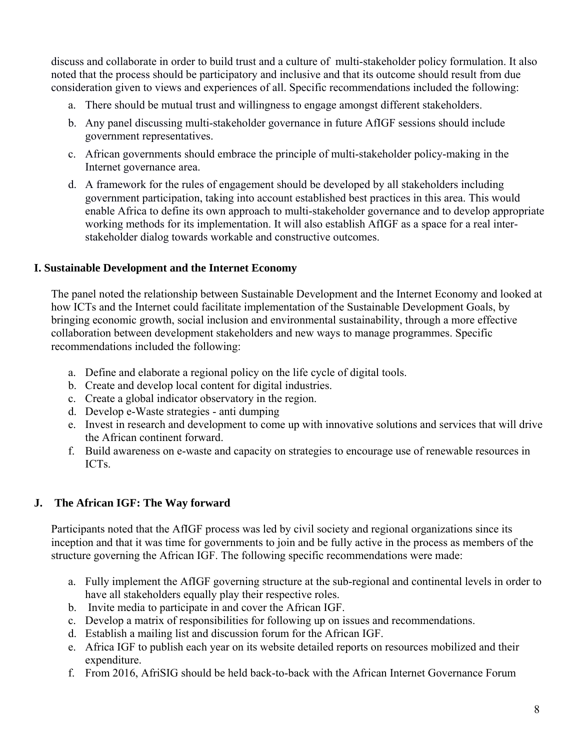discuss and collaborate in order to build trust and a culture of multi-stakeholder policy formulation. It also noted that the process should be participatory and inclusive and that its outcome should result from due consideration given to views and experiences of all. Specific recommendations included the following:

a. There should be mutual trust and willingness to engage amongst different stakeholders.
b. Any panel discussing multi-stakeholder governance in future AfIGF sessions should include government representatives.
c. African governments should embrace the principle of multi-stakeholder policy-making in the Internet governance area.
d. A framework for the rules of engagement should be developed by all stakeholders including government participation, taking into account established best practices in this area. This would enable Africa to define its own approach to multi-stakeholder governance and to develop appropriate working methods for its implementation. It will also establish AfIGF as a space for a real inter-stakeholder dialog towards workable and constructive outcomes.

**I. Sustainable Development and the Internet Economy**

The panel noted the relationship between Sustainable Development and the Internet Economy and looked at how ICTs and the Internet could facilitate implementation of the Sustainable Development Goals, by bringing economic growth, social inclusion and environmental sustainability, through a more effective collaboration between development stakeholders and new ways to manage programmes. Specific recommendations included the following:

a. Define and elaborate a regional policy on the life cycle of digital tools.
b. Create and develop local content for digital industries.
c. Create a global indicator observatory in the region.
d. Develop e-Waste strategies - anti dumping
e. Invest in research and development to come up with innovative solutions and services that will drive the African continent forward.
f. Build awareness on e-waste and capacity on strategies to encourage use of renewable resources in ICTs.

**J. The African IGF: The Way forward**

Participants noted that the AfIGF process was led by civil society and regional organizations since its inception and that it was time for governments to join and be fully active in the process as members of the structure governing the African IGF. The following specific recommendations were made:

a. Fully implement the AfIGF governing structure at the sub-regional and continental levels in order to have all stakeholders equally play their respective roles.
b. Invite media to participate in and cover the African IGF.
c. Develop a matrix of responsibilities for following up on issues and recommendations.
d. Establish a mailing list and discussion forum for the African IGF.
e. Africa IGF to publish each year on its website detailed reports on resources mobilized and their expenditure.
f. From 2016, AfriSIG should be held back-to-back with the African Internet Governance Forum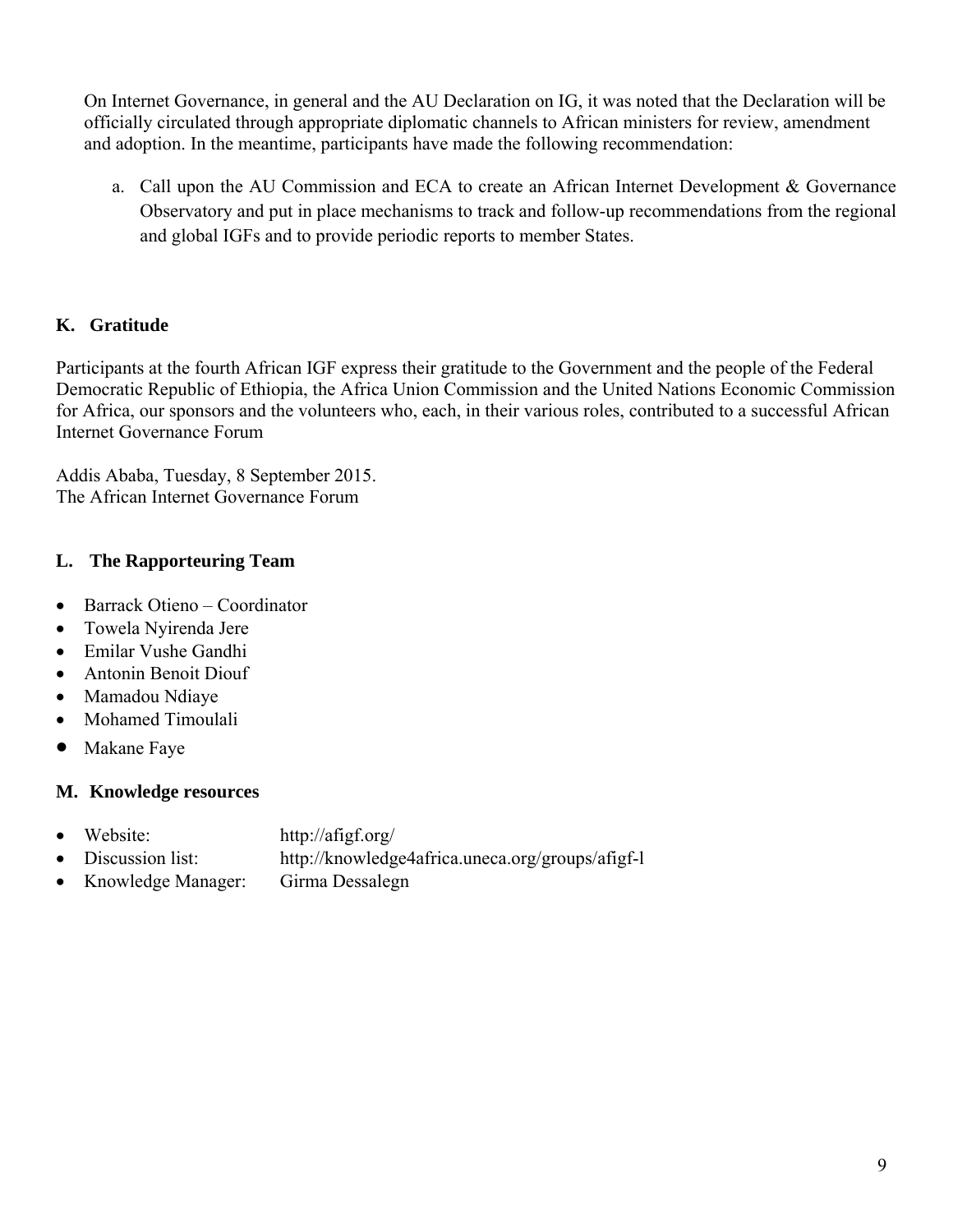On Internet Governance, in general and the AU Declaration on IG, it was noted that the Declaration will be officially circulated through appropriate diplomatic channels to African ministers for review, amendment and adoption. In the meantime, participants have made the following recommendation:

a. Call upon the AU Commission and ECA to create an African Internet Development & Governance Observatory and put in place mechanisms to track and follow-up recommendations from the regional and global IGFs and to provide periodic reports to member States.

## K. Gratitude

Participants at the fourth African IGF express their gratitude to the Government and the people of the Federal Democratic Republic of Ethiopia, the Africa Union Commission and the United Nations Economic Commission for Africa, our sponsors and the volunteers who, each, in their various roles, contributed to a successful African Internet Governance Forum

Addis Ababa, Tuesday, 8 September 2015.
The African Internet Governance Forum

## L. The Rapporteuring Team

- Barrack Otieno – Coordinator
- Towela Nyirenda Jere
- Emilar Vushe Gandhi
- Antonin Benoit Diouf
- Mamadou Ndiaye
- Mohamed Timoulali
- Makane Faye

## M. Knowledge resources

- Website: http://afigf.org/
- Discussion list: http://knowledge4africa.uneca.org/groups/afigf-l
- Knowledge Manager: Girma Dessalegn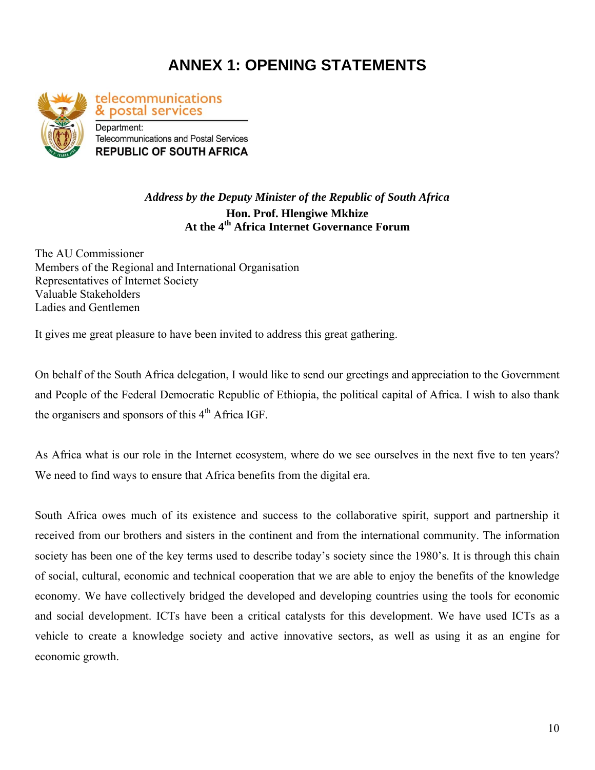# ANNEX 1: OPENING STATEMENTS

telecommunications & postal services

Department:
Telecommunications and Postal Services
**REPUBLIC OF SOUTH AFRICA**

***Address by the Deputy Minister of the Republic of South Africa***
**Hon. Prof. Hlengiwe Mkhize**
**At the 4th Africa Internet Governance Forum**

The AU Commissioner
Members of the Regional and International Organisation
Representatives of Internet Society
Valuable Stakeholders
Ladies and Gentlemen

It gives me great pleasure to have been invited to address this great gathering.

On behalf of the South Africa delegation, I would like to send our greetings and appreciation to the Government and People of the Federal Democratic Republic of Ethiopia, the political capital of Africa. I wish to also thank the organisers and sponsors of this 4th Africa IGF.

As Africa what is our role in the Internet ecosystem, where do we see ourselves in the next five to ten years? We need to find ways to ensure that Africa benefits from the digital era.

South Africa owes much of its existence and success to the collaborative spirit, support and partnership it received from our brothers and sisters in the continent and from the international community. The information society has been one of the key terms used to describe today's society since the 1980's. It is through this chain of social, cultural, economic and technical cooperation that we are able to enjoy the benefits of the knowledge economy. We have collectively bridged the developed and developing countries using the tools for economic and social development. ICTs have been a critical catalysts for this development. We have used ICTs as a vehicle to create a knowledge society and active innovative sectors, as well as using it as an engine for economic growth.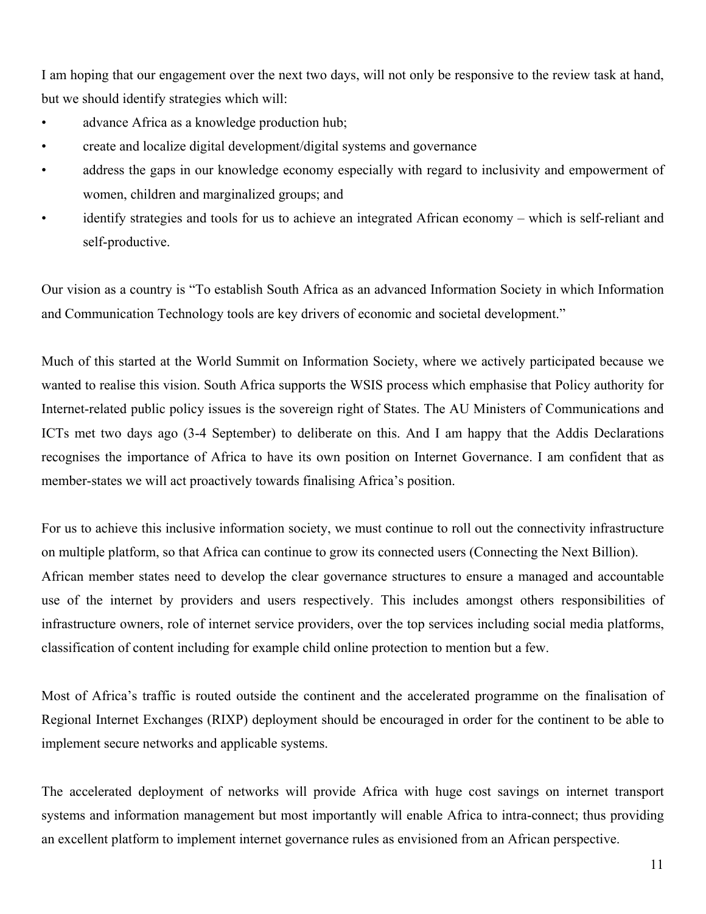I am hoping that our engagement over the next two days, will not only be responsive to the review task at hand, but we should identify strategies which will:

- advance Africa as a knowledge production hub;
- create and localize digital development/digital systems and governance
- address the gaps in our knowledge economy especially with regard to inclusivity and empowerment of women, children and marginalized groups; and
- identify strategies and tools for us to achieve an integrated African economy – which is self-reliant and self-productive.

Our vision as a country is "To establish South Africa as an advanced Information Society in which Information and Communication Technology tools are key drivers of economic and societal development."

Much of this started at the World Summit on Information Society, where we actively participated because we wanted to realise this vision. South Africa supports the WSIS process which emphasise that Policy authority for Internet-related public policy issues is the sovereign right of States. The AU Ministers of Communications and ICTs met two days ago (3-4 September) to deliberate on this. And I am happy that the Addis Declarations recognises the importance of Africa to have its own position on Internet Governance. I am confident that as member-states we will act proactively towards finalising Africa's position.

For us to achieve this inclusive information society, we must continue to roll out the connectivity infrastructure on multiple platform, so that Africa can continue to grow its connected users (Connecting the Next Billion). African member states need to develop the clear governance structures to ensure a managed and accountable use of the internet by providers and users respectively. This includes amongst others responsibilities of infrastructure owners, role of internet service providers, over the top services including social media platforms, classification of content including for example child online protection to mention but a few.

Most of Africa's traffic is routed outside the continent and the accelerated programme on the finalisation of Regional Internet Exchanges (RIXP) deployment should be encouraged in order for the continent to be able to implement secure networks and applicable systems.

The accelerated deployment of networks will provide Africa with huge cost savings on internet transport systems and information management but most importantly will enable Africa to intra-connect; thus providing an excellent platform to implement internet governance rules as envisioned from an African perspective.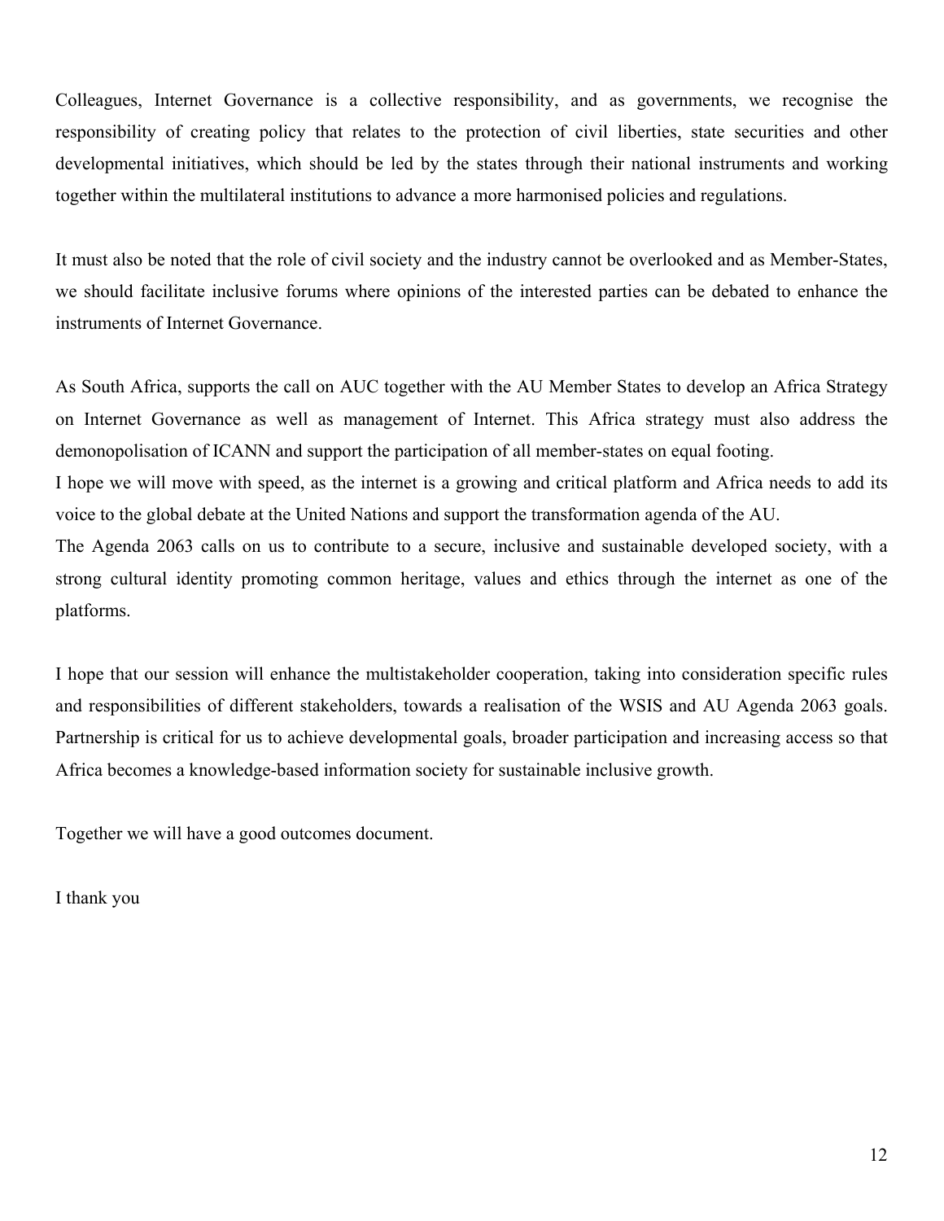Colleagues, Internet Governance is a collective responsibility, and as governments, we recognise the responsibility of creating policy that relates to the protection of civil liberties, state securities and other developmental initiatives, which should be led by the states through their national instruments and working together within the multilateral institutions to advance a more harmonised policies and regulations.

It must also be noted that the role of civil society and the industry cannot be overlooked and as Member-States, we should facilitate inclusive forums where opinions of the interested parties can be debated to enhance the instruments of Internet Governance.

As South Africa, supports the call on AUC together with the AU Member States to develop an Africa Strategy on Internet Governance as well as management of Internet. This Africa strategy must also address the demonopolisation of ICANN and support the participation of all member-states on equal footing.
I hope we will move with speed, as the internet is a growing and critical platform and Africa needs to add its voice to the global debate at the United Nations and support the transformation agenda of the AU.
The Agenda 2063 calls on us to contribute to a secure, inclusive and sustainable developed society, with a strong cultural identity promoting common heritage, values and ethics through the internet as one of the platforms.

I hope that our session will enhance the multistakeholder cooperation, taking into consideration specific rules and responsibilities of different stakeholders, towards a realisation of the WSIS and AU Agenda 2063 goals. Partnership is critical for us to achieve developmental goals, broader participation and increasing access so that Africa becomes a knowledge-based information society for sustainable inclusive growth.

Together we will have a good outcomes document.

I thank you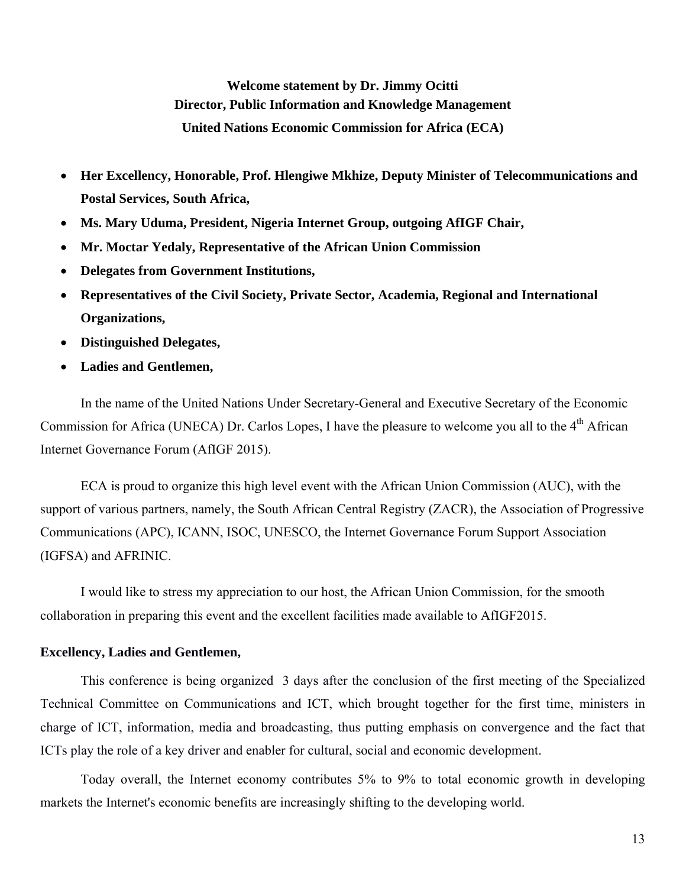**Welcome statement by Dr. Jimmy Ocitti**
**Director, Public Information and Knowledge Management**
**United Nations Economic Commission for Africa (ECA)**

- **Her Excellency, Honorable, Prof. Hlengiwe Mkhize, Deputy Minister of Telecommunications and Postal Services, South Africa,**
- **Ms. Mary Uduma, President, Nigeria Internet Group, outgoing AfIGF Chair,**
- **Mr. Moctar Yedaly, Representative of the African Union Commission**
- **Delegates from Government Institutions,**
- **Representatives of the Civil Society, Private Sector, Academia, Regional and International Organizations,**
- **Distinguished Delegates,**
- **Ladies and Gentlemen,**

In the name of the United Nations Under Secretary-General and Executive Secretary of the Economic Commission for Africa (UNECA) Dr. Carlos Lopes, I have the pleasure to welcome you all to the 4th African Internet Governance Forum (AfIGF 2015).

ECA is proud to organize this high level event with the African Union Commission (AUC), with the support of various partners, namely, the South African Central Registry (ZACR), the Association of Progressive Communications (APC), ICANN, ISOC, UNESCO, the Internet Governance Forum Support Association (IGFSA) and AFRINIC.

I would like to stress my appreciation to our host, the African Union Commission, for the smooth collaboration in preparing this event and the excellent facilities made available to AfIGF2015.

**Excellency, Ladies and Gentlemen,**

This conference is being organized 3 days after the conclusion of the first meeting of the Specialized Technical Committee on Communications and ICT, which brought together for the first time, ministers in charge of ICT, information, media and broadcasting, thus putting emphasis on convergence and the fact that ICTs play the role of a key driver and enabler for cultural, social and economic development.

Today overall, the Internet economy contributes 5% to 9% to total economic growth in developing markets the Internet's economic benefits are increasingly shifting to the developing world.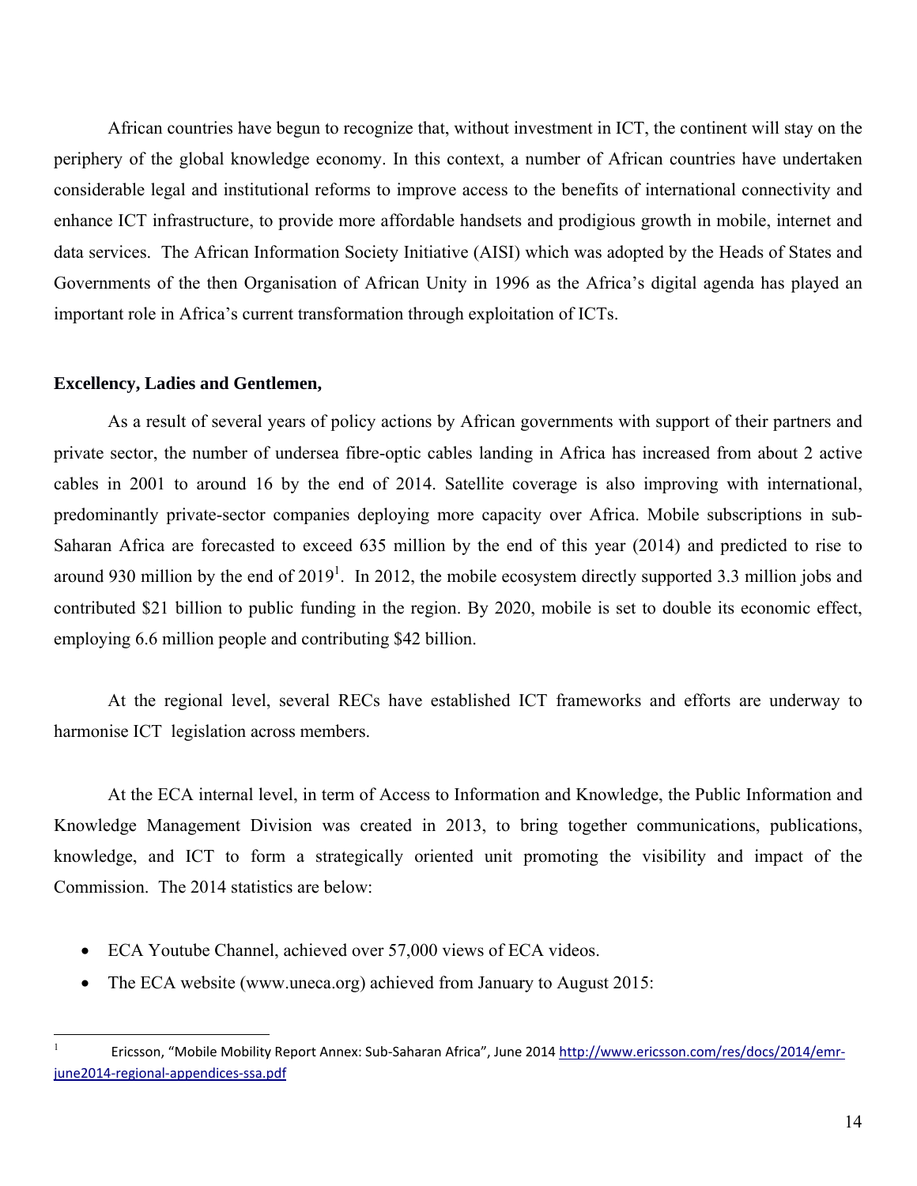African countries have begun to recognize that, without investment in ICT, the continent will stay on the periphery of the global knowledge economy. In this context, a number of African countries have undertaken considerable legal and institutional reforms to improve access to the benefits of international connectivity and enhance ICT infrastructure, to provide more affordable handsets and prodigious growth in mobile, internet and data services. The African Information Society Initiative (AISI) which was adopted by the Heads of States and Governments of the then Organisation of African Unity in 1996 as the Africa's digital agenda has played an important role in Africa's current transformation through exploitation of ICTs.

**Excellency, Ladies and Gentlemen,**

As a result of several years of policy actions by African governments with support of their partners and private sector, the number of undersea fibre-optic cables landing in Africa has increased from about 2 active cables in 2001 to around 16 by the end of 2014. Satellite coverage is also improving with international, predominantly private-sector companies deploying more capacity over Africa. Mobile subscriptions in sub-Saharan Africa are forecasted to exceed 635 million by the end of this year (2014) and predicted to rise to around 930 million by the end of 2019[1]. In 2012, the mobile ecosystem directly supported 3.3 million jobs and contributed $21 billion to public funding in the region. By 2020, mobile is set to double its economic effect, employing 6.6 million people and contributing $42 billion.

At the regional level, several RECs have established ICT frameworks and efforts are underway to harmonise ICT legislation across members.

At the ECA internal level, in term of Access to Information and Knowledge, the Public Information and Knowledge Management Division was created in 2013, to bring together communications, publications, knowledge, and ICT to form a strategically oriented unit promoting the visibility and impact of the Commission. The 2014 statistics are below:

- ECA Youtube Channel, achieved over 57,000 views of ECA videos.
- The ECA website (www.uneca.org) achieved from January to August 2015:

[1] Ericsson, "Mobile Mobility Report Annex: Sub-Saharan Africa", June 2014 http://www.ericsson.com/res/docs/2014/emr-june2014-regional-appendices-ssa.pdf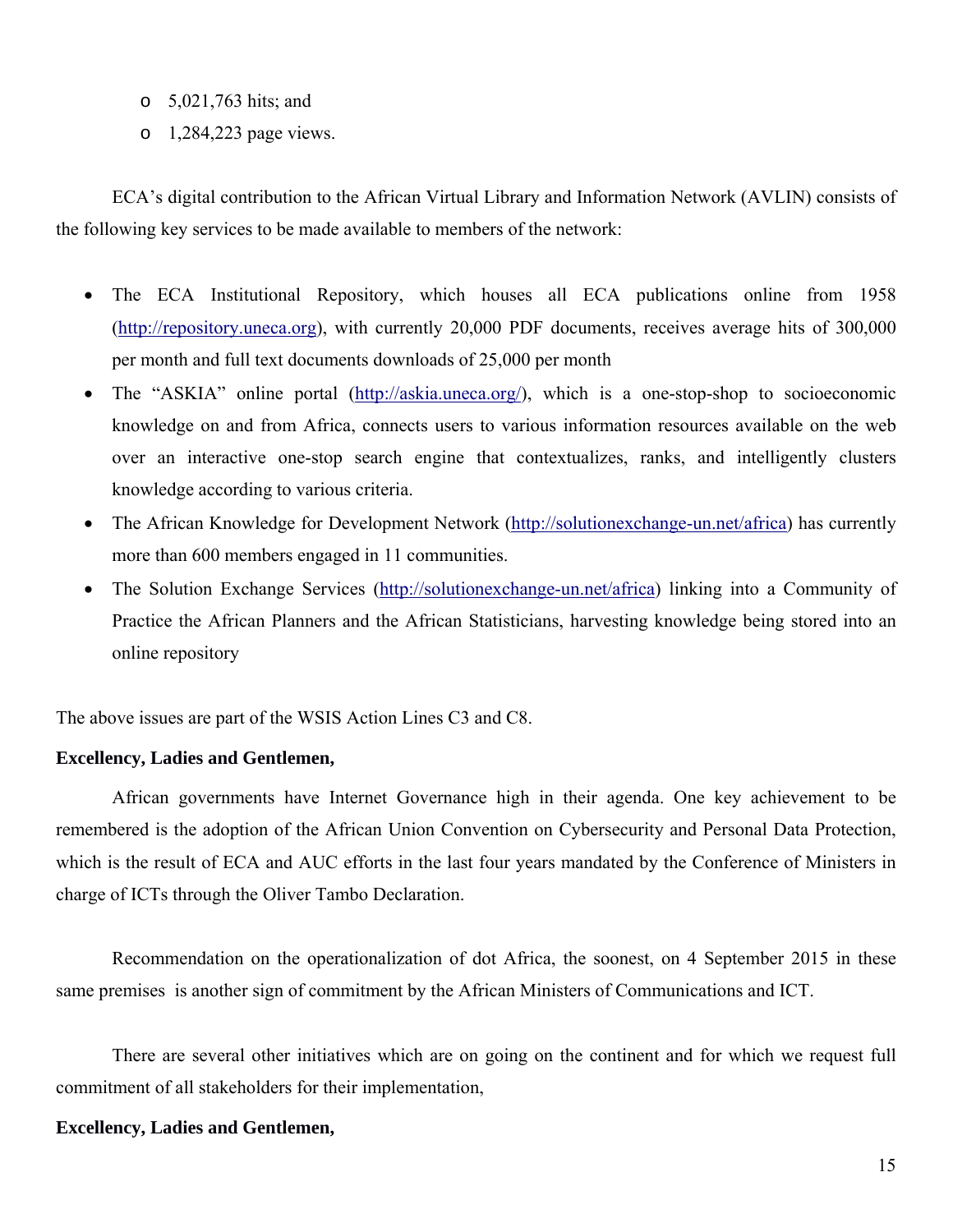- 5,021,763 hits; and
- 1,284,223 page views.

ECA's digital contribution to the African Virtual Library and Information Network (AVLIN) consists of the following key services to be made available to members of the network:

- The ECA Institutional Repository, which houses all ECA publications online from 1958 (http://repository.uneca.org), with currently 20,000 PDF documents, receives average hits of 300,000 per month and full text documents downloads of 25,000 per month
- The "ASKIA" online portal (http://askia.uneca.org/), which is a one-stop-shop to socioeconomic knowledge on and from Africa, connects users to various information resources available on the web over an interactive one-stop search engine that contextualizes, ranks, and intelligently clusters knowledge according to various criteria.
- The African Knowledge for Development Network (http://solutionexchange-un.net/africa) has currently more than 600 members engaged in 11 communities.
- The Solution Exchange Services (http://solutionexchange-un.net/africa) linking into a Community of Practice the African Planners and the African Statisticians, harvesting knowledge being stored into an online repository

The above issues are part of the WSIS Action Lines C3 and C8.

**Excellency, Ladies and Gentlemen,**

African governments have Internet Governance high in their agenda. One key achievement to be remembered is the adoption of the African Union Convention on Cybersecurity and Personal Data Protection, which is the result of ECA and AUC efforts in the last four years mandated by the Conference of Ministers in charge of ICTs through the Oliver Tambo Declaration.

Recommendation on the operationalization of dot Africa, the soonest, on 4 September 2015 in these same premises is another sign of commitment by the African Ministers of Communications and ICT.

There are several other initiatives which are on going on the continent and for which we request full commitment of all stakeholders for their implementation,

**Excellency, Ladies and Gentlemen,**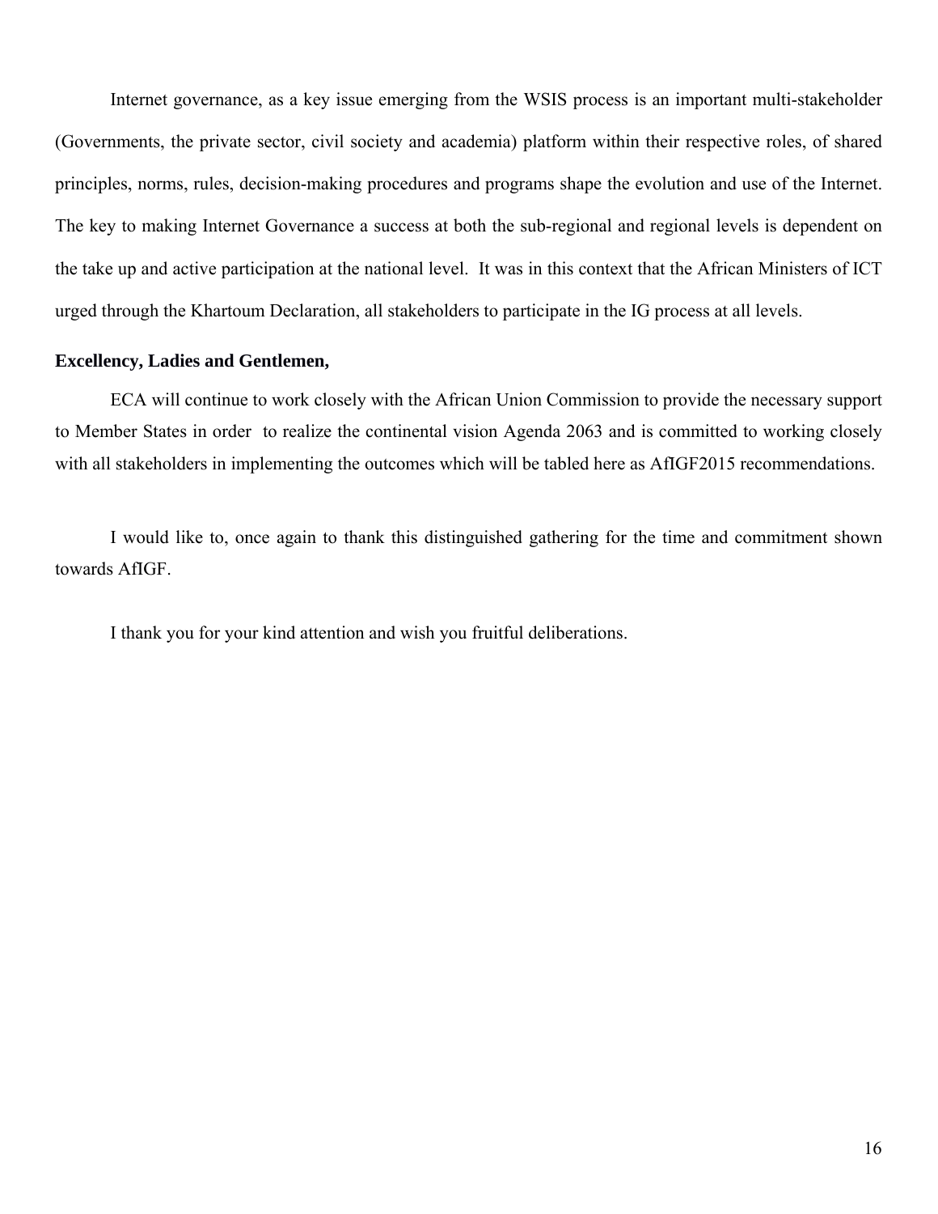Internet governance, as a key issue emerging from the WSIS process is an important multi-stakeholder (Governments, the private sector, civil society and academia) platform within their respective roles, of shared principles, norms, rules, decision-making procedures and programs shape the evolution and use of the Internet. The key to making Internet Governance a success at both the sub-regional and regional levels is dependent on the take up and active participation at the national level. It was in this context that the African Ministers of ICT urged through the Khartoum Declaration, all stakeholders to participate in the IG process at all levels.

**Excellency, Ladies and Gentlemen,**

ECA will continue to work closely with the African Union Commission to provide the necessary support to Member States in order to realize the continental vision Agenda 2063 and is committed to working closely with all stakeholders in implementing the outcomes which will be tabled here as AfIGF2015 recommendations.

I would like to, once again to thank this distinguished gathering for the time and commitment shown towards AfIGF.

I thank you for your kind attention and wish you fruitful deliberations.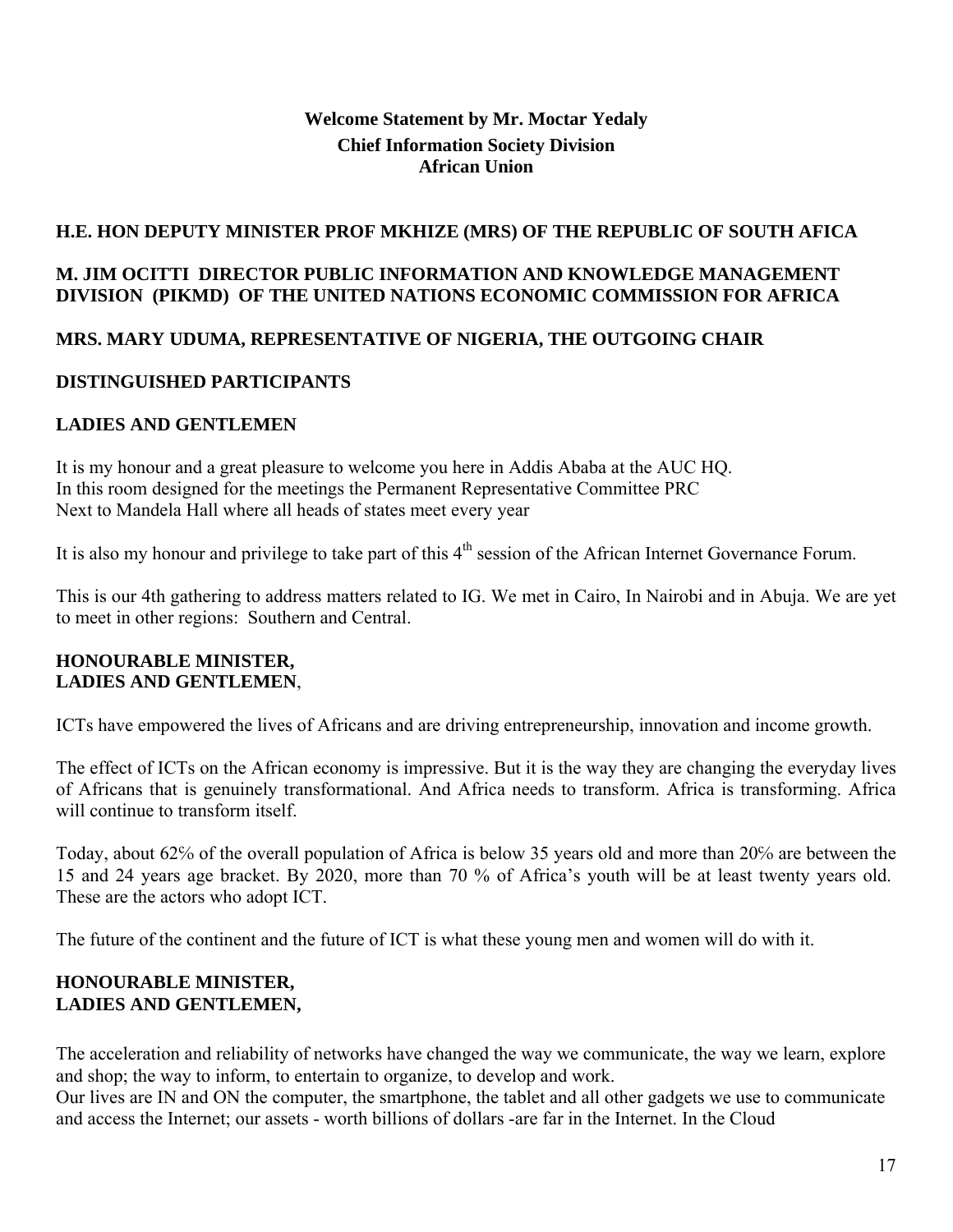**Welcome Statement by Mr. Moctar Yedaly**
**Chief Information Society Division**
**African Union**

**H.E. HON DEPUTY MINISTER PROF MKHIZE (MRS) OF THE REPUBLIC OF SOUTH AFICA**

**M. JIM OCITTI DIRECTOR PUBLIC INFORMATION AND KNOWLEDGE MANAGEMENT DIVISION (PIKMD) OF THE UNITED NATIONS ECONOMIC COMMISSION FOR AFRICA**

**MRS. MARY UDUMA, REPRESENTATIVE OF NIGERIA, THE OUTGOING CHAIR**

**DISTINGUISHED PARTICIPANTS**

**LADIES AND GENTLEMEN**

It is my honour and a great pleasure to welcome you here in Addis Ababa at the AUC HQ.
In this room designed for the meetings the Permanent Representative Committee PRC
Next to Mandela Hall where all heads of states meet every year

It is also my honour and privilege to take part of this 4th session of the African Internet Governance Forum.

This is our 4th gathering to address matters related to IG. We met in Cairo, In Nairobi and in Abuja. We are yet to meet in other regions: Southern and Central.

**HONOURABLE MINISTER,**
**LADIES AND GENTLEMEN**,

ICTs have empowered the lives of Africans and are driving entrepreneurship, innovation and income growth.

The effect of ICTs on the African economy is impressive. But it is the way they are changing the everyday lives of Africans that is genuinely transformational. And Africa needs to transform. Africa is transforming. Africa will continue to transform itself.

Today, about 62% of the overall population of Africa is below 35 years old and more than 20% are between the 15 and 24 years age bracket. By 2020, more than 70 % of Africa's youth will be at least twenty years old. These are the actors who adopt ICT.

The future of the continent and the future of ICT is what these young men and women will do with it.

**HONOURABLE MINISTER,**
**LADIES AND GENTLEMEN,**

The acceleration and reliability of networks have changed the way we communicate, the way we learn, explore and shop; the way to inform, to entertain to organize, to develop and work.
Our lives are IN and ON the computer, the smartphone, the tablet and all other gadgets we use to communicate and access the Internet; our assets - worth billions of dollars -are far in the Internet. In the Cloud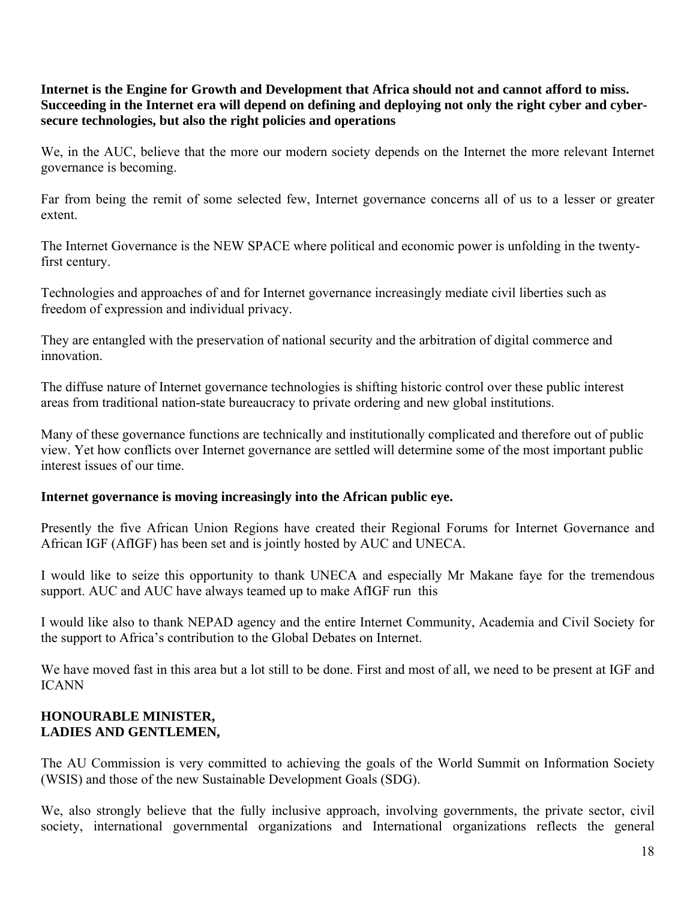**Internet is the Engine for Growth and Development that Africa should not and cannot afford to miss. Succeeding in the Internet era will depend on defining and deploying not only the right cyber and cyber-secure technologies, but also the right policies and operations**

We, in the AUC, believe that the more our modern society depends on the Internet the more relevant Internet governance is becoming.

Far from being the remit of some selected few, Internet governance concerns all of us to a lesser or greater extent.

The Internet Governance is the NEW SPACE where political and economic power is unfolding in the twenty-first century.

Technologies and approaches of and for Internet governance increasingly mediate civil liberties such as freedom of expression and individual privacy.

They are entangled with the preservation of national security and the arbitration of digital commerce and innovation.

The diffuse nature of Internet governance technologies is shifting historic control over these public interest areas from traditional nation-state bureaucracy to private ordering and new global institutions.

Many of these governance functions are technically and institutionally complicated and therefore out of public view. Yet how conflicts over Internet governance are settled will determine some of the most important public interest issues of our time.

**Internet governance is moving increasingly into the African public eye.**

Presently the five African Union Regions have created their Regional Forums for Internet Governance and African IGF (AfIGF) has been set and is jointly hosted by AUC and UNECA.

I would like to seize this opportunity to thank UNECA and especially Mr Makane faye for the tremendous support. AUC and AUC have always teamed up to make AfIGF run this

I would like also to thank NEPAD agency and the entire Internet Community, Academia and Civil Society for the support to Africa's contribution to the Global Debates on Internet.

We have moved fast in this area but a lot still to be done. First and most of all, we need to be present at IGF and ICANN

**HONOURABLE MINISTER,**
**LADIES AND GENTLEMEN,**

The AU Commission is very committed to achieving the goals of the World Summit on Information Society (WSIS) and those of the new Sustainable Development Goals (SDG).

We, also strongly believe that the fully inclusive approach, involving governments, the private sector, civil society, international governmental organizations and International organizations reflects the general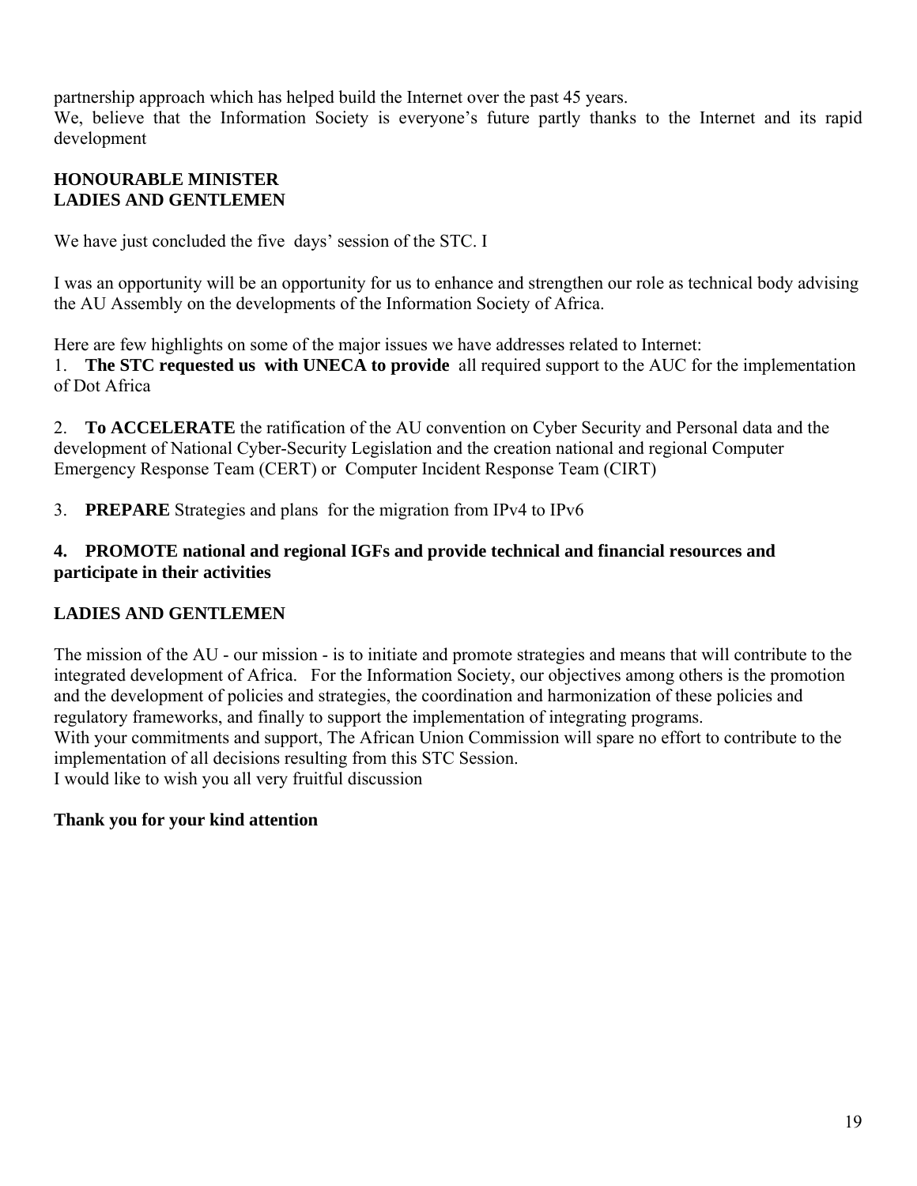partnership approach which has helped build the Internet over the past 45 years.
We, believe that the Information Society is everyone's future partly thanks to the Internet and its rapid development

**HONOURABLE MINISTER**
**LADIES AND GENTLEMEN**

We have just concluded the five days' session of the STC. I

I was an opportunity will be an opportunity for us to enhance and strengthen our role as technical body advising the AU Assembly on the developments of the Information Society of Africa.

Here are few highlights on some of the major issues we have addresses related to Internet:

1. **The STC requested us with UNECA to provide** all required support to the AUC for the implementation of Dot Africa

2. **To ACCELERATE** the ratification of the AU convention on Cyber Security and Personal data and the development of National Cyber-Security Legislation and the creation national and regional Computer Emergency Response Team (CERT) or Computer Incident Response Team (CIRT)

3. **PREPARE** Strategies and plans for the migration from IPv4 to IPv6

4. **PROMOTE national and regional IGFs and provide technical and financial resources and participate in their activities**

**LADIES AND GENTLEMEN**

The mission of the AU - our mission - is to initiate and promote strategies and means that will contribute to the integrated development of Africa. For the Information Society, our objectives among others is the promotion and the development of policies and strategies, the coordination and harmonization of these policies and regulatory frameworks, and finally to support the implementation of integrating programs.
With your commitments and support, The African Union Commission will spare no effort to contribute to the implementation of all decisions resulting from this STC Session.
I would like to wish you all very fruitful discussion

**Thank you for your kind attention**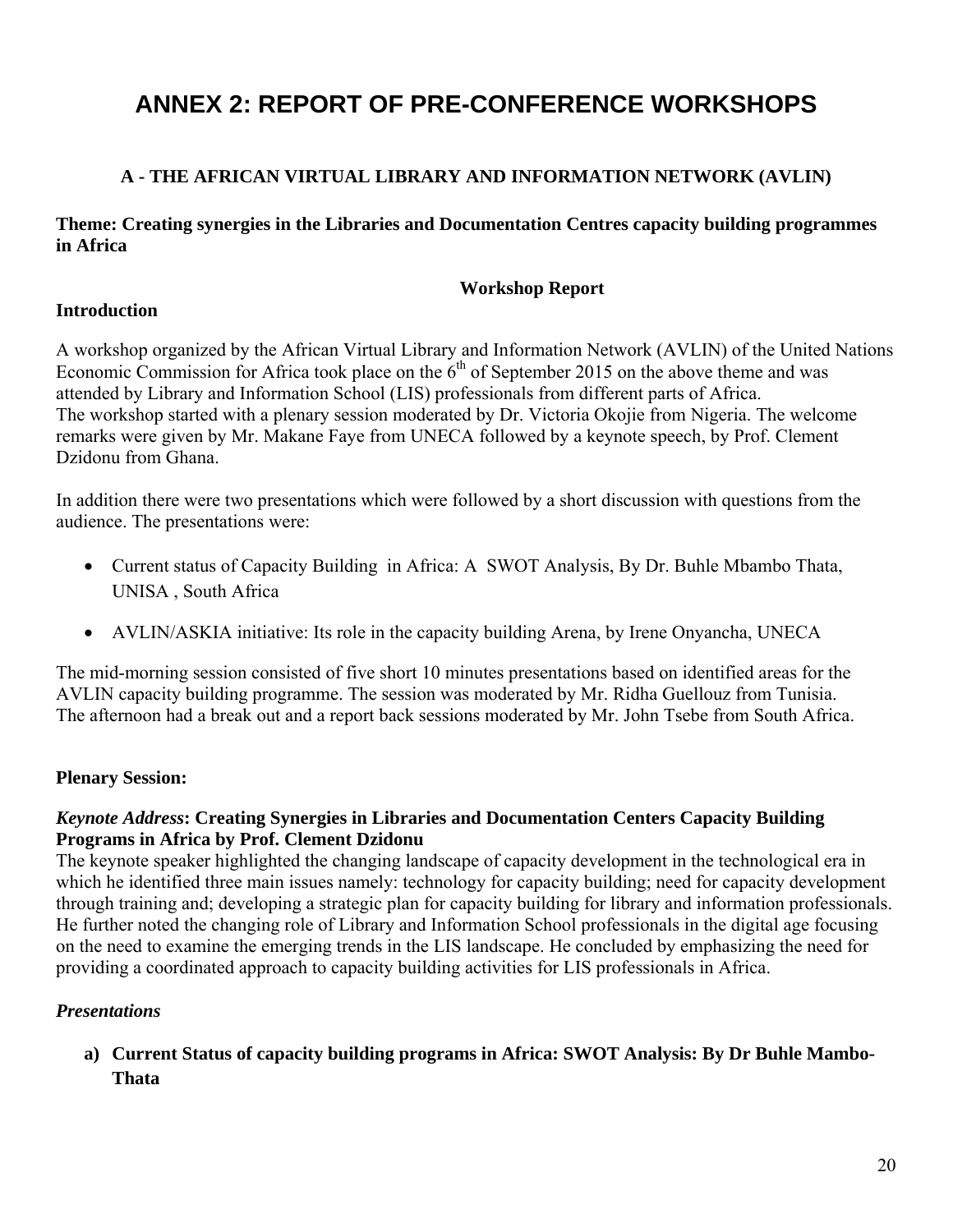# ANNEX 2: REPORT OF PRE-CONFERENCE WORKSHOPS

### A - THE AFRICAN VIRTUAL LIBRARY AND INFORMATION NETWORK (AVLIN)

**Theme: Creating synergies in the Libraries and Documentation Centres capacity building programmes in Africa**

**Workshop Report**

**Introduction**

A workshop organized by the African Virtual Library and Information Network (AVLIN) of the United Nations Economic Commission for Africa took place on the 6th of September 2015 on the above theme and was attended by Library and Information School (LIS) professionals from different parts of Africa.
The workshop started with a plenary session moderated by Dr. Victoria Okojie from Nigeria. The welcome remarks were given by Mr. Makane Faye from UNECA followed by a keynote speech, by Prof. Clement Dzidonu from Ghana.

In addition there were two presentations which were followed by a short discussion with questions from the audience. The presentations were:

- Current status of Capacity Building in Africa: A SWOT Analysis, By Dr. Buhle Mbambo Thata, UNISA , South Africa
- AVLIN/ASKIA initiative: Its role in the capacity building Arena, by Irene Onyancha, UNECA

The mid-morning session consisted of five short 10 minutes presentations based on identified areas for the AVLIN capacity building programme. The session was moderated by Mr. Ridha Guellouz from Tunisia. The afternoon had a break out and a report back sessions moderated by Mr. John Tsebe from South Africa.

**Plenary Session:**

***Keynote Address*: Creating Synergies in Libraries and Documentation Centers Capacity Building Programs in Africa by Prof. Clement Dzidonu**

The keynote speaker highlighted the changing landscape of capacity development in the technological era in which he identified three main issues namely: technology for capacity building; need for capacity development through training and; developing a strategic plan for capacity building for library and information professionals. He further noted the changing role of Library and Information School professionals in the digital age focusing on the need to examine the emerging trends in the LIS landscape. He concluded by emphasizing the need for providing a coordinated approach to capacity building activities for LIS professionals in Africa.

***Presentations***

**a) Current Status of capacity building programs in Africa: SWOT Analysis: By Dr Buhle Mambo-Thata**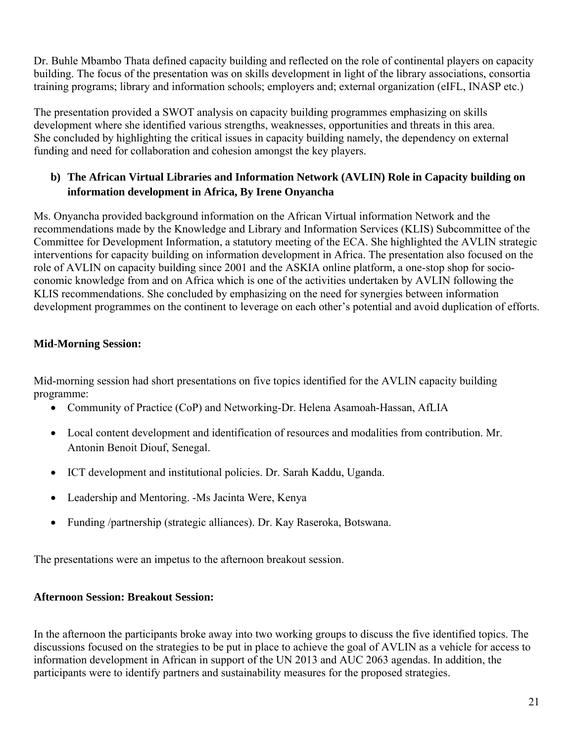Dr. Buhle Mbambo Thata defined capacity building and reflected on the role of continental players on capacity building. The focus of the presentation was on skills development in light of the library associations, consortia training programs; library and information schools; employers and; external organization (eIFL, INASP etc.)

The presentation provided a SWOT analysis on capacity building programmes emphasizing on skills development where she identified various strengths, weaknesses, opportunities and threats in this area. She concluded by highlighting the critical issues in capacity building namely, the dependency on external funding and need for collaboration and cohesion amongst the key players.

**b) The African Virtual Libraries and Information Network (AVLIN) Role in Capacity building on information development in Africa, By Irene Onyancha**

Ms. Onyancha provided background information on the African Virtual information Network and the recommendations made by the Knowledge and Library and Information Services (KLIS) Subcommittee of the Committee for Development Information, a statutory meeting of the ECA. She highlighted the AVLIN strategic interventions for capacity building on information development in Africa. The presentation also focused on the role of AVLIN on capacity building since 2001 and the ASKIA online platform, a one-stop shop for socio-conomic knowledge from and on Africa which is one of the activities undertaken by AVLIN following the KLIS recommendations. She concluded by emphasizing on the need for synergies between information development programmes on the continent to leverage on each other's potential and avoid duplication of efforts.

**Mid-Morning Session:**

Mid-morning session had short presentations on five topics identified for the AVLIN capacity building programme:

- Community of Practice (CoP) and Networking-Dr. Helena Asamoah-Hassan, AfLIA
- Local content development and identification of resources and modalities from contribution. Mr. Antonin Benoit Diouf, Senegal.
- ICT development and institutional policies. Dr. Sarah Kaddu, Uganda.
- Leadership and Mentoring. -Ms Jacinta Were, Kenya
- Funding /partnership (strategic alliances). Dr. Kay Raseroka, Botswana.

The presentations were an impetus to the afternoon breakout session.

**Afternoon Session: Breakout Session:**

In the afternoon the participants broke away into two working groups to discuss the five identified topics. The discussions focused on the strategies to be put in place to achieve the goal of AVLIN as a vehicle for access to information development in African in support of the UN 2013 and AUC 2063 agendas. In addition, the participants were to identify partners and sustainability measures for the proposed strategies.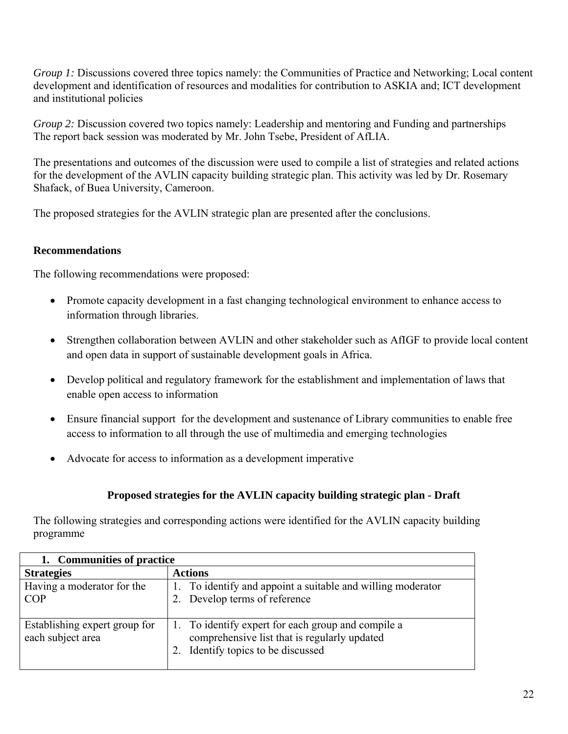*Group 1:* Discussions covered three topics namely: the Communities of Practice and Networking; Local content development and identification of resources and modalities for contribution to ASKIA and; ICT development and institutional policies

*Group 2:* Discussion covered two topics namely: Leadership and mentoring and Funding and partnerships
The report back session was moderated by Mr. John Tsebe, President of AfLIA.

The presentations and outcomes of the discussion were used to compile a list of strategies and related actions for the development of the AVLIN capacity building strategic plan. This activity was led by Dr. Rosemary Shafack, of Buea University, Cameroon.

The proposed strategies for the AVLIN strategic plan are presented after the conclusions.

**Recommendations**

The following recommendations were proposed:

- Promote capacity development in a fast changing technological environment to enhance access to information through libraries.
- Strengthen collaboration between AVLIN and other stakeholder such as AfIGF to provide local content and open data in support of sustainable development goals in Africa.
- Develop political and regulatory framework for the establishment and implementation of laws that enable open access to information
- Ensure financial support for the development and sustenance of Library communities to enable free access to information to all through the use of multimedia and emerging technologies
- Advocate for access to information as a development imperative

**Proposed strategies for the AVLIN capacity building strategic plan - Draft**

The following strategies and corresponding actions were identified for the AVLIN capacity building programme

| **1. Communities of practice** | |
|---|---|
| **Strategies** | **Actions** |
| Having a moderator for the COP | 1. To identify and appoint a suitable and willing moderator<br>2. Develop terms of reference |
| Establishing expert group for each subject area | 1. To identify expert for each group and compile a comprehensive list that is regularly updated<br>2. Identify topics to be discussed |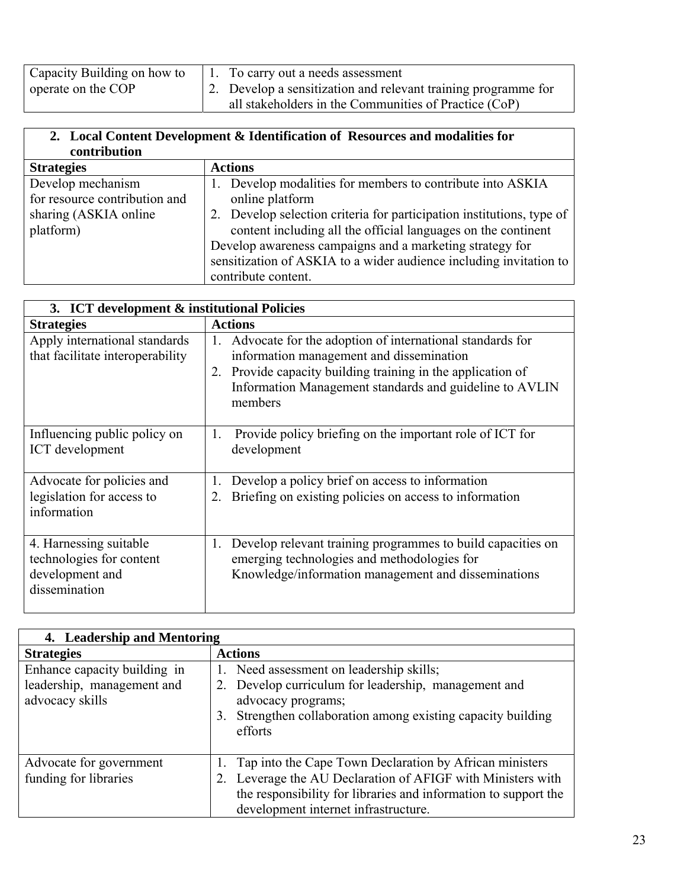| | |
|---|---|
| Capacity Building on how to operate on the COP | 1. To carry out a needs assessment<br>2. Develop a sensitization and relevant training programme for all stakeholders in the Communities of Practice (CoP) |

| **2. Local Content Development & Identification of Resources and modalities for contribution** | |
|---|---|
| **Strategies** | **Actions** |
| Develop mechanism for resource contribution and sharing (ASKIA online platform) | 1. Develop modalities for members to contribute into ASKIA online platform<br>2. Develop selection criteria for participation institutions, type of content including all the official languages on the continent<br>Develop awareness campaigns and a marketing strategy for sensitization of ASKIA to a wider audience including invitation to contribute content. |

| **3. ICT development & institutional Policies** | |
|---|---|
| **Strategies** | **Actions** |
| Apply international standards that facilitate interoperability | 1. Advocate for the adoption of international standards for information management and dissemination<br>2. Provide capacity building training in the application of Information Management standards and guideline to AVLIN members |
| Influencing public policy on ICT development | 1. Provide policy briefing on the important role of ICT for development |
| Advocate for policies and legislation for access to information | 1. Develop a policy brief on access to information<br>2. Briefing on existing policies on access to information |
| 4. Harnessing suitable technologies for content development and dissemination | 1. Develop relevant training programmes to build capacities on emerging technologies and methodologies for Knowledge/information management and disseminations |

| **4. Leadership and Mentoring** | |
|---|---|
| **Strategies** | **Actions** |
| Enhance capacity building in leadership, management and advocacy skills | 1. Need assessment on leadership skills;<br>2. Develop curriculum for leadership, management and advocacy programs;<br>3. Strengthen collaboration among existing capacity building efforts |
| Advocate for government funding for libraries | 1. Tap into the Cape Town Declaration by African ministers<br>2. Leverage the AU Declaration of AFIGF with Ministers with the responsibility for libraries and information to support the development internet infrastructure. |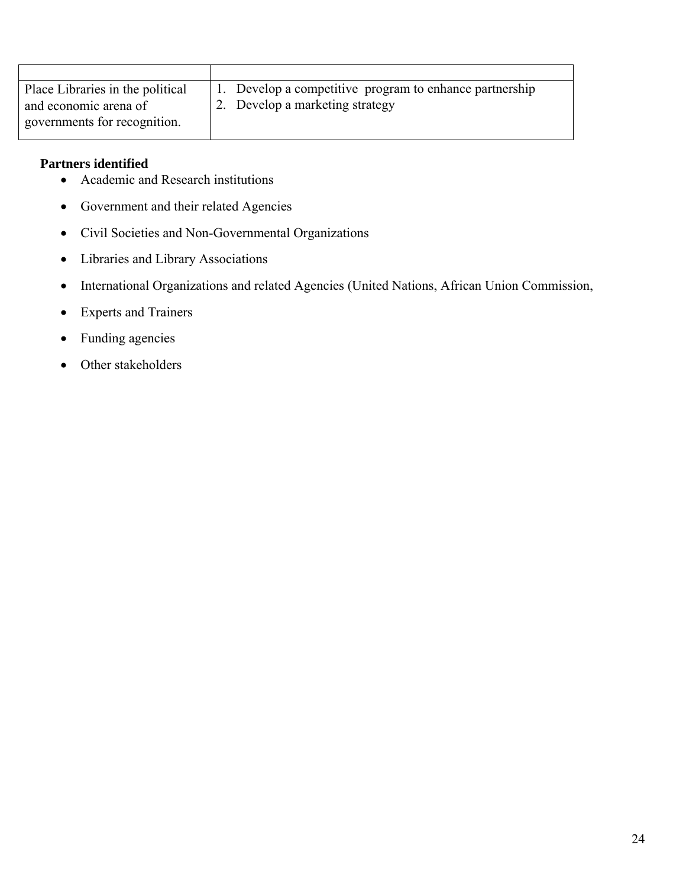| | |
|---|---|
| Place Libraries in the political and economic arena of governments for recognition. | 1. Develop a competitive program to enhance partnership<br>2. Develop a marketing strategy |

**Partners identified**

- Academic and Research institutions
- Government and their related Agencies
- Civil Societies and Non-Governmental Organizations
- Libraries and Library Associations
- International Organizations and related Agencies (United Nations, African Union Commission,
- Experts and Trainers
- Funding agencies
- Other stakeholders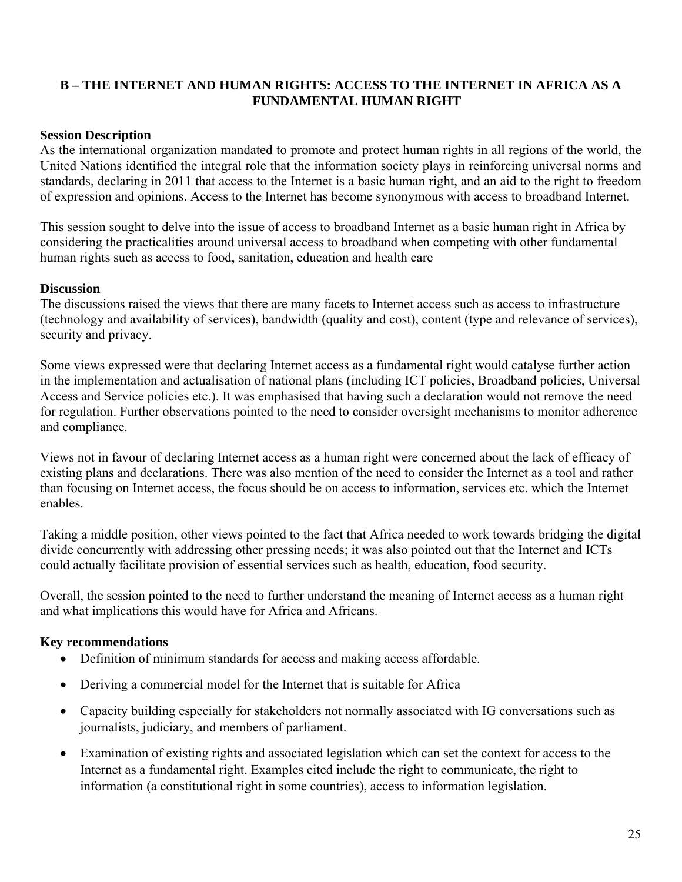## B – THE INTERNET AND HUMAN RIGHTS: ACCESS TO THE INTERNET IN AFRICA AS A FUNDAMENTAL HUMAN RIGHT

**Session Description**

As the international organization mandated to promote and protect human rights in all regions of the world, the United Nations identified the integral role that the information society plays in reinforcing universal norms and standards, declaring in 2011 that access to the Internet is a basic human right, and an aid to the right to freedom of expression and opinions. Access to the Internet has become synonymous with access to broadband Internet.

This session sought to delve into the issue of access to broadband Internet as a basic human right in Africa by considering the practicalities around universal access to broadband when competing with other fundamental human rights such as access to food, sanitation, education and health care

**Discussion**

The discussions raised the views that there are many facets to Internet access such as access to infrastructure (technology and availability of services), bandwidth (quality and cost), content (type and relevance of services), security and privacy.

Some views expressed were that declaring Internet access as a fundamental right would catalyse further action in the implementation and actualisation of national plans (including ICT policies, Broadband policies, Universal Access and Service policies etc.). It was emphasised that having such a declaration would not remove the need for regulation. Further observations pointed to the need to consider oversight mechanisms to monitor adherence and compliance.

Views not in favour of declaring Internet access as a human right were concerned about the lack of efficacy of existing plans and declarations. There was also mention of the need to consider the Internet as a tool and rather than focusing on Internet access, the focus should be on access to information, services etc. which the Internet enables.

Taking a middle position, other views pointed to the fact that Africa needed to work towards bridging the digital divide concurrently with addressing other pressing needs; it was also pointed out that the Internet and ICTs could actually facilitate provision of essential services such as health, education, food security.

Overall, the session pointed to the need to further understand the meaning of Internet access as a human right and what implications this would have for Africa and Africans.

**Key recommendations**

- Definition of minimum standards for access and making access affordable.
- Deriving a commercial model for the Internet that is suitable for Africa
- Capacity building especially for stakeholders not normally associated with IG conversations such as journalists, judiciary, and members of parliament.
- Examination of existing rights and associated legislation which can set the context for access to the Internet as a fundamental right. Examples cited include the right to communicate, the right to information (a constitutional right in some countries), access to information legislation.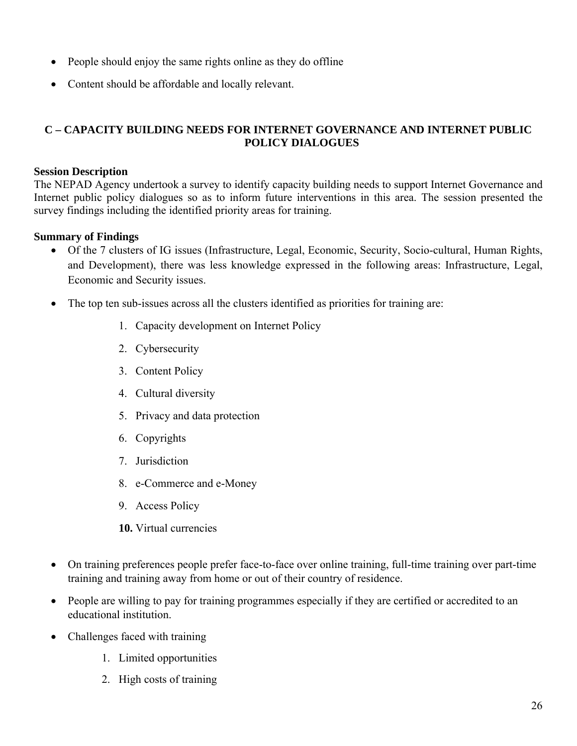- People should enjoy the same rights online as they do offline
- Content should be affordable and locally relevant.

## C – CAPACITY BUILDING NEEDS FOR INTERNET GOVERNANCE AND INTERNET PUBLIC POLICY DIALOGUES

**Session Description**

The NEPAD Agency undertook a survey to identify capacity building needs to support Internet Governance and Internet public policy dialogues so as to inform future interventions in this area. The session presented the survey findings including the identified priority areas for training.

**Summary of Findings**

- Of the 7 clusters of IG issues (Infrastructure, Legal, Economic, Security, Socio-cultural, Human Rights, and Development), there was less knowledge expressed in the following areas: Infrastructure, Legal, Economic and Security issues.
- The top ten sub-issues across all the clusters identified as priorities for training are:
    1. Capacity development on Internet Policy
    2. Cybersecurity
    3. Content Policy
    4. Cultural diversity
    5. Privacy and data protection
    6. Copyrights
    7. Jurisdiction
    8. e-Commerce and e-Money
    9. Access Policy
    10. Virtual currencies
- On training preferences people prefer face-to-face over online training, full-time training over part-time training and training away from home or out of their country of residence.
- People are willing to pay for training programmes especially if they are certified or accredited to an educational institution.
- Challenges faced with training
    1. Limited opportunities
    2. High costs of training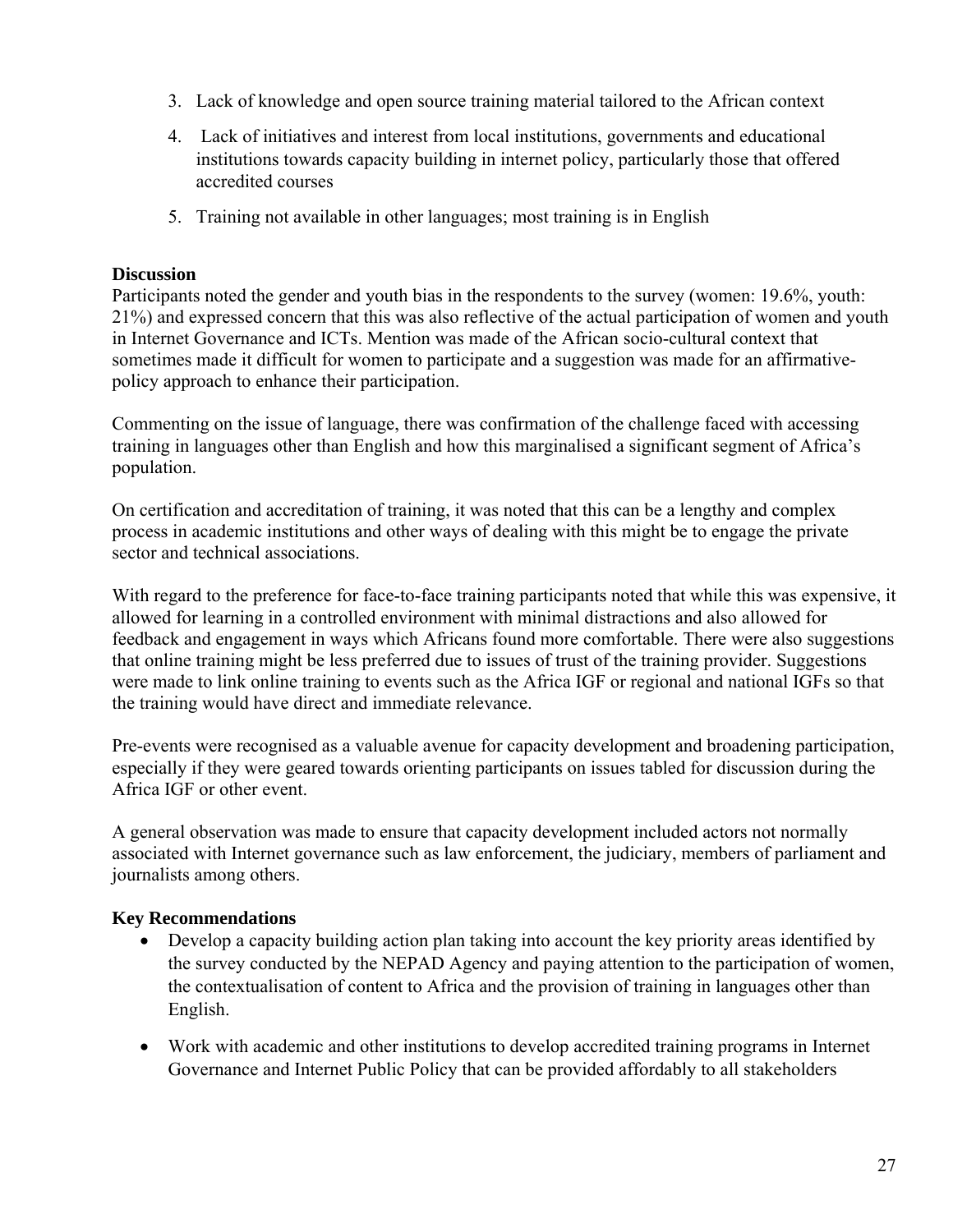3. Lack of knowledge and open source training material tailored to the African context
4. Lack of initiatives and interest from local institutions, governments and educational institutions towards capacity building in internet policy, particularly those that offered accredited courses
5. Training not available in other languages; most training is in English

**Discussion**

Participants noted the gender and youth bias in the respondents to the survey (women: 19.6%, youth: 21%) and expressed concern that this was also reflective of the actual participation of women and youth in Internet Governance and ICTs. Mention was made of the African socio-cultural context that sometimes made it difficult for women to participate and a suggestion was made for an affirmative-policy approach to enhance their participation.

Commenting on the issue of language, there was confirmation of the challenge faced with accessing training in languages other than English and how this marginalised a significant segment of Africa's population.

On certification and accreditation of training, it was noted that this can be a lengthy and complex process in academic institutions and other ways of dealing with this might be to engage the private sector and technical associations.

With regard to the preference for face-to-face training participants noted that while this was expensive, it allowed for learning in a controlled environment with minimal distractions and also allowed for feedback and engagement in ways which Africans found more comfortable. There were also suggestions that online training might be less preferred due to issues of trust of the training provider. Suggestions were made to link online training to events such as the Africa IGF or regional and national IGFs so that the training would have direct and immediate relevance.

Pre-events were recognised as a valuable avenue for capacity development and broadening participation, especially if they were geared towards orienting participants on issues tabled for discussion during the Africa IGF or other event.

A general observation was made to ensure that capacity development included actors not normally associated with Internet governance such as law enforcement, the judiciary, members of parliament and journalists among others.

**Key Recommendations**

- Develop a capacity building action plan taking into account the key priority areas identified by the survey conducted by the NEPAD Agency and paying attention to the participation of women, the contextualisation of content to Africa and the provision of training in languages other than English.
- Work with academic and other institutions to develop accredited training programs in Internet Governance and Internet Public Policy that can be provided affordably to all stakeholders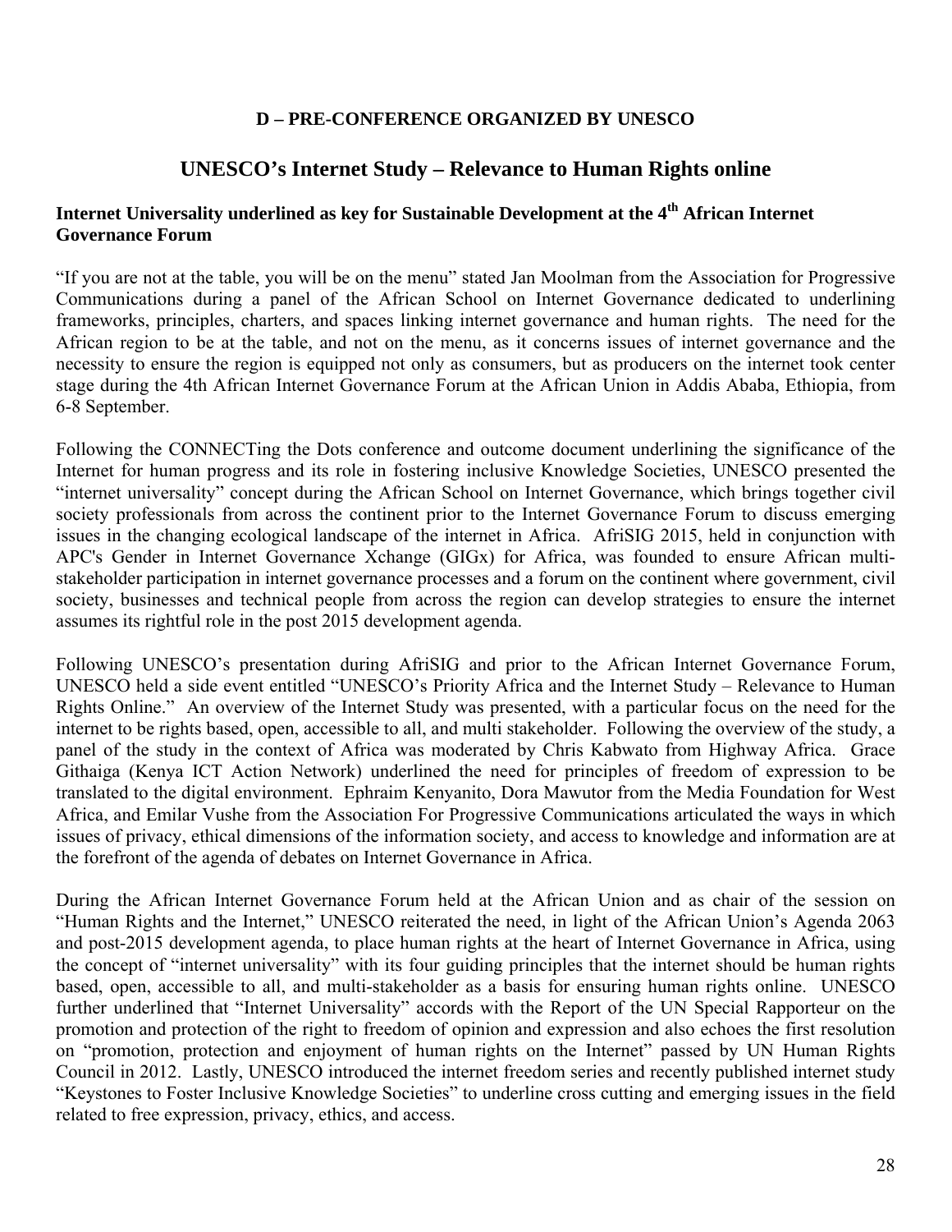### D – PRE-CONFERENCE ORGANIZED BY UNESCO

## UNESCO's Internet Study – Relevance to Human Rights online

**Internet Universality underlined as key for Sustainable Development at the 4th African Internet Governance Forum**

"If you are not at the table, you will be on the menu" stated Jan Moolman from the Association for Progressive Communications during a panel of the African School on Internet Governance dedicated to underlining frameworks, principles, charters, and spaces linking internet governance and human rights. The need for the African region to be at the table, and not on the menu, as it concerns issues of internet governance and the necessity to ensure the region is equipped not only as consumers, but as producers on the internet took center stage during the 4th African Internet Governance Forum at the African Union in Addis Ababa, Ethiopia, from 6-8 September.

Following the CONNECTing the Dots conference and outcome document underlining the significance of the Internet for human progress and its role in fostering inclusive Knowledge Societies, UNESCO presented the "internet universality" concept during the African School on Internet Governance, which brings together civil society professionals from across the continent prior to the Internet Governance Forum to discuss emerging issues in the changing ecological landscape of the internet in Africa. AfriSIG 2015, held in conjunction with APC's Gender in Internet Governance Xchange (GIGx) for Africa, was founded to ensure African multi-stakeholder participation in internet governance processes and a forum on the continent where government, civil society, businesses and technical people from across the region can develop strategies to ensure the internet assumes its rightful role in the post 2015 development agenda.

Following UNESCO's presentation during AfriSIG and prior to the African Internet Governance Forum, UNESCO held a side event entitled "UNESCO's Priority Africa and the Internet Study – Relevance to Human Rights Online." An overview of the Internet Study was presented, with a particular focus on the need for the internet to be rights based, open, accessible to all, and multi stakeholder. Following the overview of the study, a panel of the study in the context of Africa was moderated by Chris Kabwato from Highway Africa. Grace Githaiga (Kenya ICT Action Network) underlined the need for principles of freedom of expression to be translated to the digital environment. Ephraim Kenyanito, Dora Mawutor from the Media Foundation for West Africa, and Emilar Vushe from the Association For Progressive Communications articulated the ways in which issues of privacy, ethical dimensions of the information society, and access to knowledge and information are at the forefront of the agenda of debates on Internet Governance in Africa.

During the African Internet Governance Forum held at the African Union and as chair of the session on "Human Rights and the Internet," UNESCO reiterated the need, in light of the African Union's Agenda 2063 and post-2015 development agenda, to place human rights at the heart of Internet Governance in Africa, using the concept of "internet universality" with its four guiding principles that the internet should be human rights based, open, accessible to all, and multi-stakeholder as a basis for ensuring human rights online. UNESCO further underlined that "Internet Universality" accords with the Report of the UN Special Rapporteur on the promotion and protection of the right to freedom of opinion and expression and also echoes the first resolution on "promotion, protection and enjoyment of human rights on the Internet" passed by UN Human Rights Council in 2012. Lastly, UNESCO introduced the internet freedom series and recently published internet study "Keystones to Foster Inclusive Knowledge Societies" to underline cross cutting and emerging issues in the field related to free expression, privacy, ethics, and access.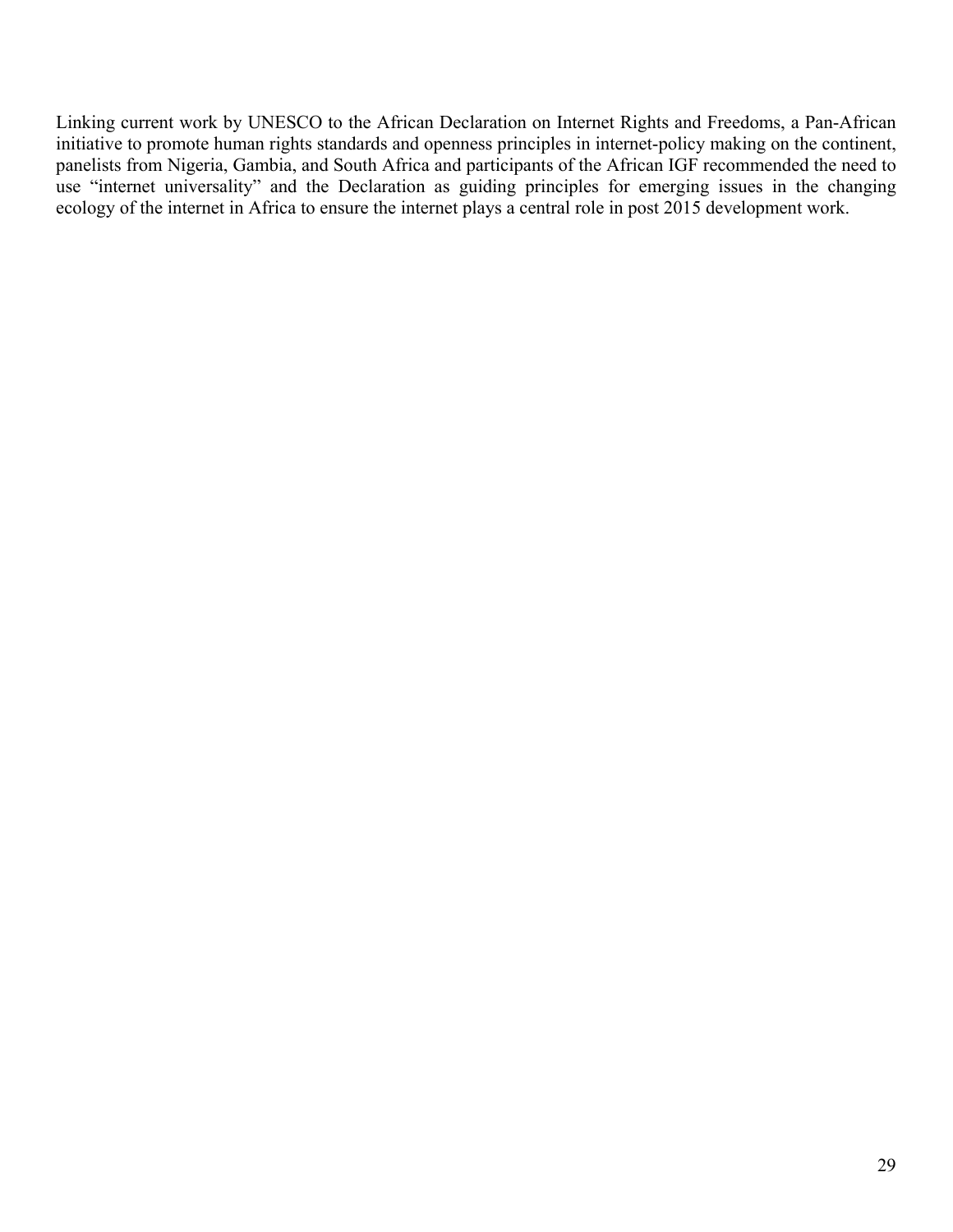Linking current work by UNESCO to the African Declaration on Internet Rights and Freedoms, a Pan-African initiative to promote human rights standards and openness principles in internet-policy making on the continent, panelists from Nigeria, Gambia, and South Africa and participants of the African IGF recommended the need to use "internet universality" and the Declaration as guiding principles for emerging issues in the changing ecology of the internet in Africa to ensure the internet plays a central role in post 2015 development work.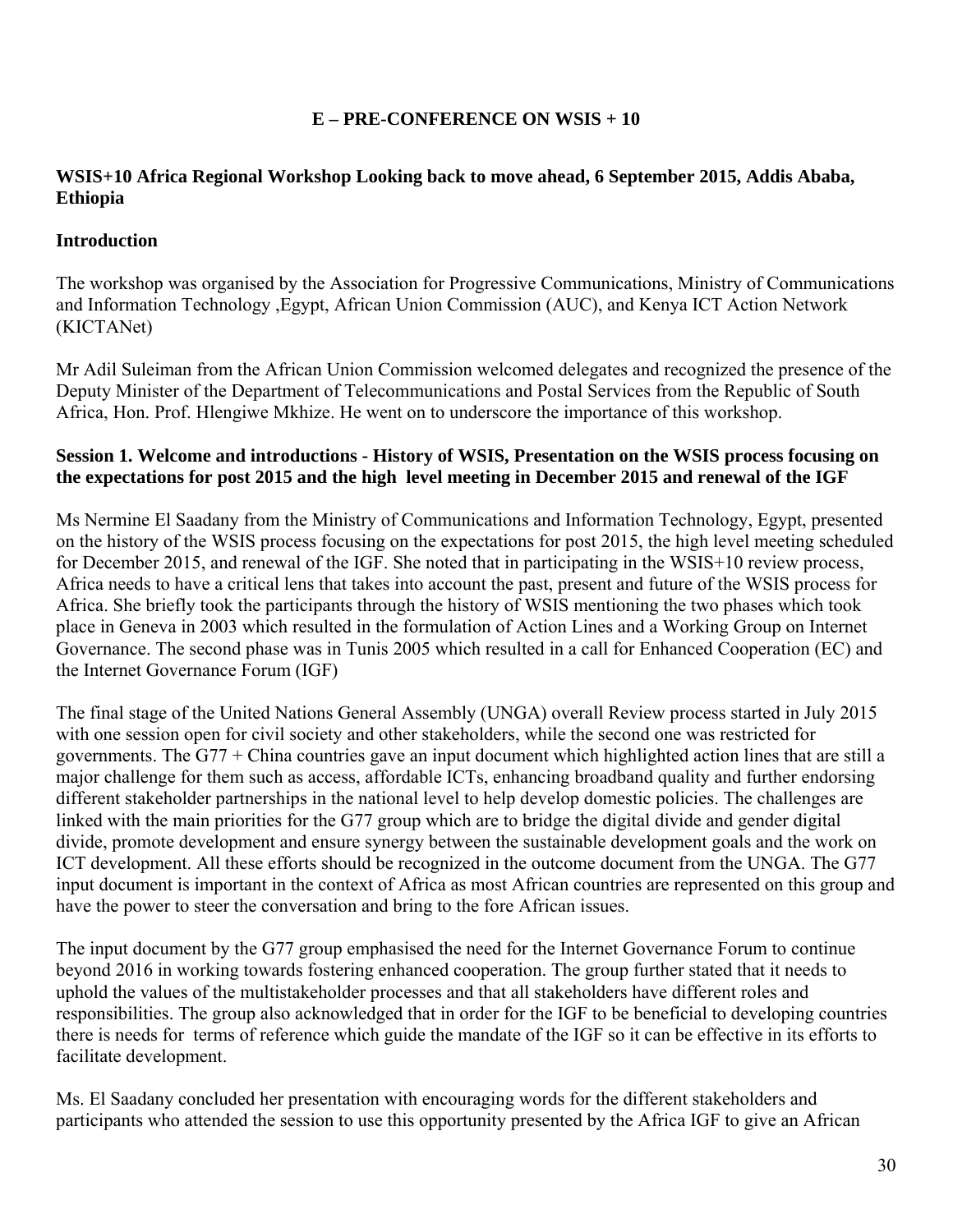## E – PRE-CONFERENCE ON WSIS + 10

### WSIS+10 Africa Regional Workshop Looking back to move ahead, 6 September 2015, Addis Ababa, Ethiopia

### Introduction

The workshop was organised by the Association for Progressive Communications, Ministry of Communications and Information Technology ,Egypt, African Union Commission (AUC), and Kenya ICT Action Network (KICTANet)

Mr Adil Suleiman from the African Union Commission welcomed delegates and recognized the presence of the Deputy Minister of the Department of Telecommunications and Postal Services from the Republic of South Africa, Hon. Prof. Hlengiwe Mkhize. He went on to underscore the importance of this workshop.

### Session 1. Welcome and introductions - History of WSIS, Presentation on the WSIS process focusing on the expectations for post 2015 and the high level meeting in December 2015 and renewal of the IGF

Ms Nermine El Saadany from the Ministry of Communications and Information Technology, Egypt, presented on the history of the WSIS process focusing on the expectations for post 2015, the high level meeting scheduled for December 2015, and renewal of the IGF. She noted that in participating in the WSIS+10 review process, Africa needs to have a critical lens that takes into account the past, present and future of the WSIS process for Africa. She briefly took the participants through the history of WSIS mentioning the two phases which took place in Geneva in 2003 which resulted in the formulation of Action Lines and a Working Group on Internet Governance. The second phase was in Tunis 2005 which resulted in a call for Enhanced Cooperation (EC) and the Internet Governance Forum (IGF)

The final stage of the United Nations General Assembly (UNGA) overall Review process started in July 2015 with one session open for civil society and other stakeholders, while the second one was restricted for governments. The G77 + China countries gave an input document which highlighted action lines that are still a major challenge for them such as access, affordable ICTs, enhancing broadband quality and further endorsing different stakeholder partnerships in the national level to help develop domestic policies. The challenges are linked with the main priorities for the G77 group which are to bridge the digital divide and gender digital divide, promote development and ensure synergy between the sustainable development goals and the work on ICT development. All these efforts should be recognized in the outcome document from the UNGA. The G77 input document is important in the context of Africa as most African countries are represented on this group and have the power to steer the conversation and bring to the fore African issues.

The input document by the G77 group emphasised the need for the Internet Governance Forum to continue beyond 2016 in working towards fostering enhanced cooperation. The group further stated that it needs to uphold the values of the multistakeholder processes and that all stakeholders have different roles and responsibilities. The group also acknowledged that in order for the IGF to be beneficial to developing countries there is needs for terms of reference which guide the mandate of the IGF so it can be effective in its efforts to facilitate development.

Ms. El Saadany concluded her presentation with encouraging words for the different stakeholders and participants who attended the session to use this opportunity presented by the Africa IGF to give an African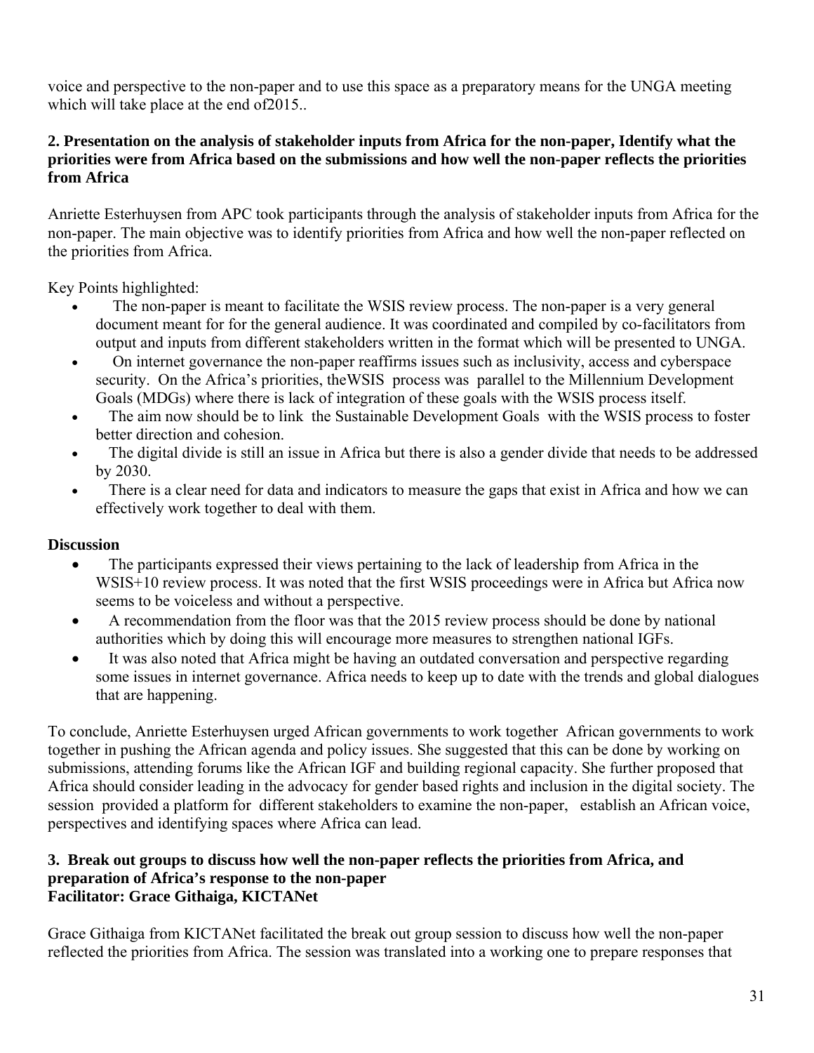voice and perspective to the non-paper and to use this space as a preparatory means for the UNGA meeting which will take place at the end of2015..

**2. Presentation on the analysis of stakeholder inputs from Africa for the non-paper, Identify what the priorities were from Africa based on the submissions and how well the non-paper reflects the priorities from Africa**

Anriette Esterhuysen from APC took participants through the analysis of stakeholder inputs from Africa for the non-paper. The main objective was to identify priorities from Africa and how well the non-paper reflected on the priorities from Africa.

Key Points highlighted:

- The non-paper is meant to facilitate the WSIS review process. The non-paper is a very general document meant for for the general audience. It was coordinated and compiled by co-facilitators from output and inputs from different stakeholders written in the format which will be presented to UNGA.
- On internet governance the non-paper reaffirms issues such as inclusivity, access and cyberspace security. On the Africa's priorities, theWSIS process was parallel to the Millennium Development Goals (MDGs) where there is lack of integration of these goals with the WSIS process itself.
- The aim now should be to link the Sustainable Development Goals with the WSIS process to foster better direction and cohesion.
- The digital divide is still an issue in Africa but there is also a gender divide that needs to be addressed by 2030.
- There is a clear need for data and indicators to measure the gaps that exist in Africa and how we can effectively work together to deal with them.

**Discussion**

- The participants expressed their views pertaining to the lack of leadership from Africa in the WSIS+10 review process. It was noted that the first WSIS proceedings were in Africa but Africa now seems to be voiceless and without a perspective.
- A recommendation from the floor was that the 2015 review process should be done by national authorities which by doing this will encourage more measures to strengthen national IGFs.
- It was also noted that Africa might be having an outdated conversation and perspective regarding some issues in internet governance. Africa needs to keep up to date with the trends and global dialogues that are happening.

To conclude, Anriette Esterhuysen urged African governments to work together African governments to work together in pushing the African agenda and policy issues. She suggested that this can be done by working on submissions, attending forums like the African IGF and building regional capacity. She further proposed that Africa should consider leading in the advocacy for gender based rights and inclusion in the digital society. The session provided a platform for different stakeholders to examine the non-paper, establish an African voice, perspectives and identifying spaces where Africa can lead.

**3. Break out groups to discuss how well the non-paper reflects the priorities from Africa, and preparation of Africa's response to the non-paper**
**Facilitator: Grace Githaiga, KICTANet**

Grace Githaiga from KICTANet facilitated the break out group session to discuss how well the non-paper reflected the priorities from Africa. The session was translated into a working one to prepare responses that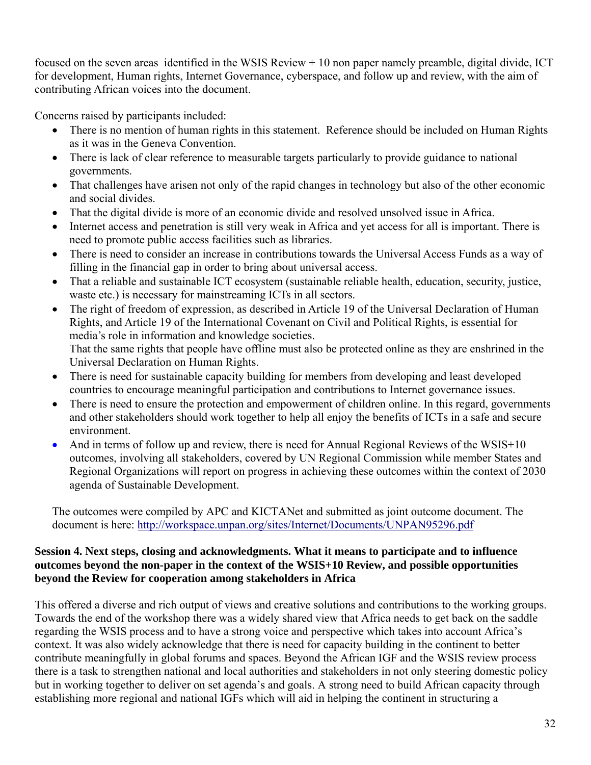focused on the seven areas identified in the WSIS Review + 10 non paper namely preamble, digital divide, ICT for development, Human rights, Internet Governance, cyberspace, and follow up and review, with the aim of contributing African voices into the document.

Concerns raised by participants included:

- There is no mention of human rights in this statement. Reference should be included on Human Rights as it was in the Geneva Convention.
- There is lack of clear reference to measurable targets particularly to provide guidance to national governments.
- That challenges have arisen not only of the rapid changes in technology but also of the other economic and social divides.
- That the digital divide is more of an economic divide and resolved unsolved issue in Africa.
- Internet access and penetration is still very weak in Africa and yet access for all is important. There is need to promote public access facilities such as libraries.
- There is need to consider an increase in contributions towards the Universal Access Funds as a way of filling in the financial gap in order to bring about universal access.
- That a reliable and sustainable ICT ecosystem (sustainable reliable health, education, security, justice, waste etc.) is necessary for mainstreaming ICTs in all sectors.
- The right of freedom of expression, as described in Article 19 of the Universal Declaration of Human Rights, and Article 19 of the International Covenant on Civil and Political Rights, is essential for media's role in information and knowledge societies.
  That the same rights that people have offline must also be protected online as they are enshrined in the Universal Declaration on Human Rights.
- There is need for sustainable capacity building for members from developing and least developed countries to encourage meaningful participation and contributions to Internet governance issues.
- There is need to ensure the protection and empowerment of children online. In this regard, governments and other stakeholders should work together to help all enjoy the benefits of ICTs in a safe and secure environment.
- And in terms of follow up and review, there is need for Annual Regional Reviews of the WSIS+10 outcomes, involving all stakeholders, covered by UN Regional Commission while member States and Regional Organizations will report on progress in achieving these outcomes within the context of 2030 agenda of Sustainable Development.

The outcomes were compiled by APC and KICTANet and submitted as joint outcome document. The document is here: http://workspace.unpan.org/sites/Internet/Documents/UNPAN95296.pdf

**Session 4. Next steps, closing and acknowledgments. What it means to participate and to influence outcomes beyond the non-paper in the context of the WSIS+10 Review, and possible opportunities beyond the Review for cooperation among stakeholders in Africa**

This offered a diverse and rich output of views and creative solutions and contributions to the working groups. Towards the end of the workshop there was a widely shared view that Africa needs to get back on the saddle regarding the WSIS process and to have a strong voice and perspective which takes into account Africa's context. It was also widely acknowledge that there is need for capacity building in the continent to better contribute meaningfully in global forums and spaces. Beyond the African IGF and the WSIS review process there is a task to strengthen national and local authorities and stakeholders in not only steering domestic policy but in working together to deliver on set agenda's and goals. A strong need to build African capacity through establishing more regional and national IGFs which will aid in helping the continent in structuring a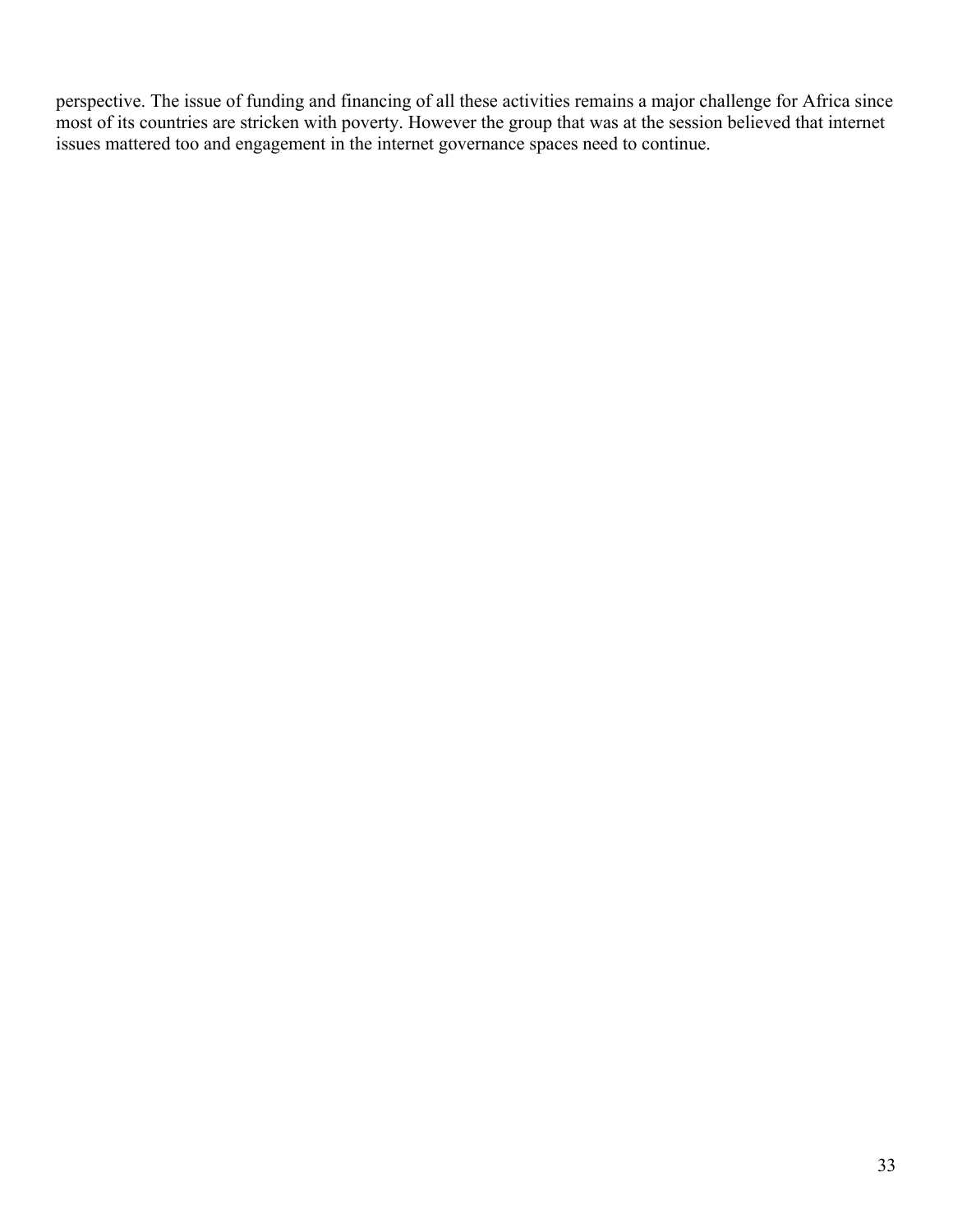perspective. The issue of funding and financing of all these activities remains a major challenge for Africa since most of its countries are stricken with poverty. However the group that was at the session believed that internet issues mattered too and engagement in the internet governance spaces need to continue.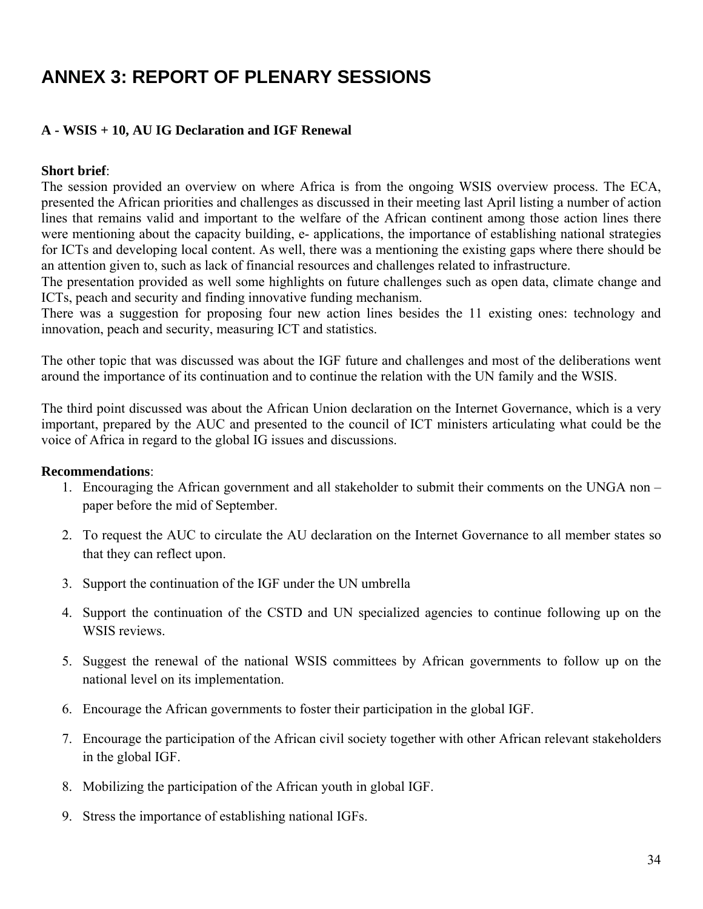# ANNEX 3: REPORT OF PLENARY SESSIONS

## A - WSIS + 10, AU IG Declaration and IGF Renewal

**Short brief**:
The session provided an overview on where Africa is from the ongoing WSIS overview process. The ECA, presented the African priorities and challenges as discussed in their meeting last April listing a number of action lines that remains valid and important to the welfare of the African continent among those action lines there were mentioning about the capacity building, e- applications, the importance of establishing national strategies for ICTs and developing local content. As well, there was a mentioning the existing gaps where there should be an attention given to, such as lack of financial resources and challenges related to infrastructure.
The presentation provided as well some highlights on future challenges such as open data, climate change and ICTs, peach and security and finding innovative funding mechanism.
There was a suggestion for proposing four new action lines besides the 11 existing ones: technology and innovation, peach and security, measuring ICT and statistics.

The other topic that was discussed was about the IGF future and challenges and most of the deliberations went around the importance of its continuation and to continue the relation with the UN family and the WSIS.

The third point discussed was about the African Union declaration on the Internet Governance, which is a very important, prepared by the AUC and presented to the council of ICT ministers articulating what could be the voice of Africa in regard to the global IG issues and discussions.

**Recommendations**:

1. Encouraging the African government and all stakeholder to submit their comments on the UNGA non – paper before the mid of September.
2. To request the AUC to circulate the AU declaration on the Internet Governance to all member states so that they can reflect upon.
3. Support the continuation of the IGF under the UN umbrella
4. Support the continuation of the CSTD and UN specialized agencies to continue following up on the WSIS reviews.
5. Suggest the renewal of the national WSIS committees by African governments to follow up on the national level on its implementation.
6. Encourage the African governments to foster their participation in the global IGF.
7. Encourage the participation of the African civil society together with other African relevant stakeholders in the global IGF.
8. Mobilizing the participation of the African youth in global IGF.
9. Stress the importance of establishing national IGFs.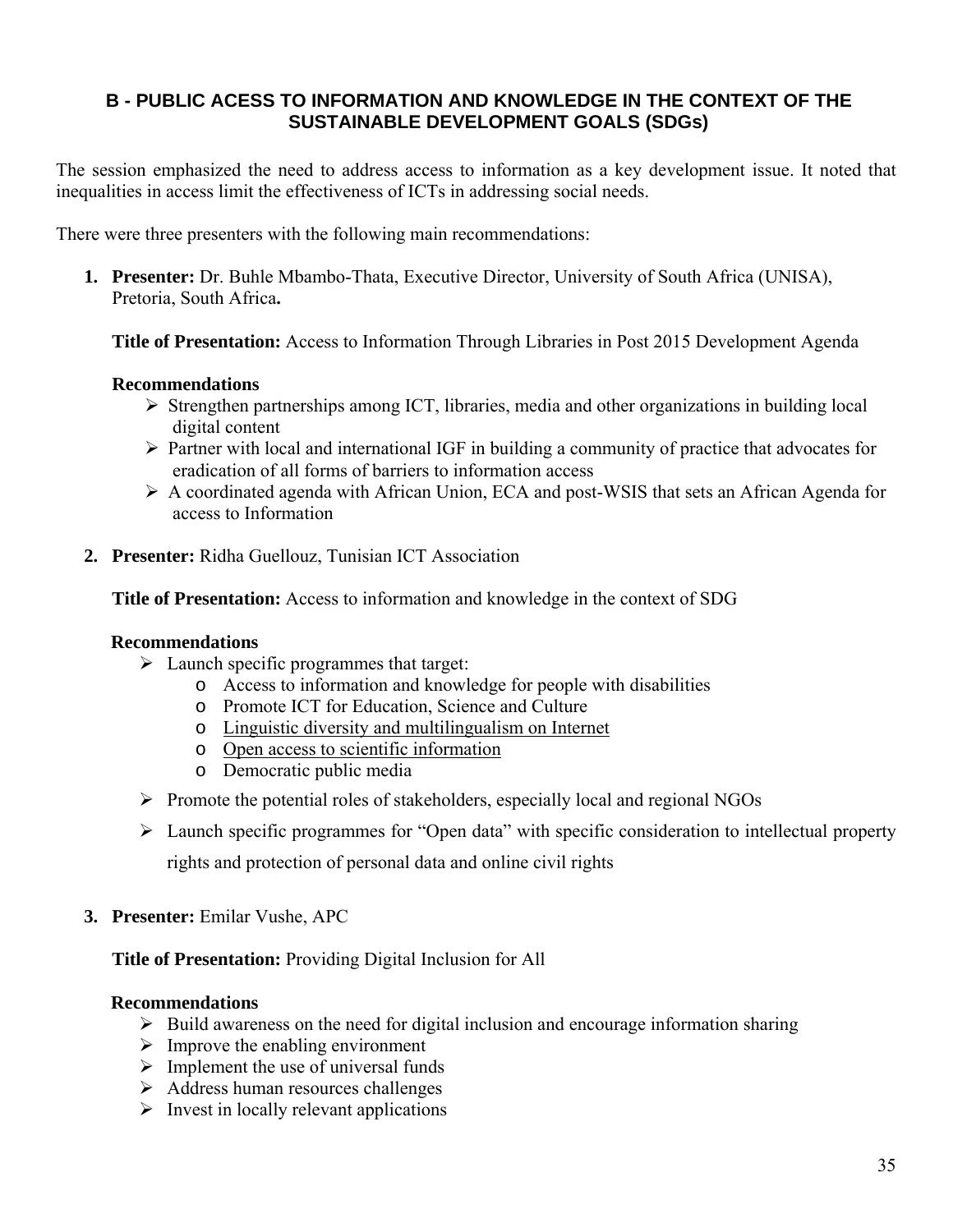## B - PUBLIC ACESS TO INFORMATION AND KNOWLEDGE IN THE CONTEXT OF THE SUSTAINABLE DEVELOPMENT GOALS (SDGs)

The session emphasized the need to address access to information as a key development issue. It noted that inequalities in access limit the effectiveness of ICTs in addressing social needs.

There were three presenters with the following main recommendations:

1. **Presenter:** Dr. Buhle Mbambo-Thata, Executive Director, University of South Africa (UNISA), Pretoria, South Africa**.**

   **Title of Presentation:** Access to Information Through Libraries in Post 2015 Development Agenda

   **Recommendations**
   - Strengthen partnerships among ICT, libraries, media and other organizations in building local digital content
   - Partner with local and international IGF in building a community of practice that advocates for eradication of all forms of barriers to information access
   - A coordinated agenda with African Union, ECA and post-WSIS that sets an African Agenda for access to Information

2. **Presenter:** Ridha Guellouz, Tunisian ICT Association

   **Title of Presentation:** Access to information and knowledge in the context of SDG

   **Recommendations**
   - Launch specific programmes that target:
     - Access to information and knowledge for people with disabilities
     - Promote ICT for Education, Science and Culture
     - Linguistic diversity and multilingualism on Internet
     - Open access to scientific information
     - Democratic public media
   - Promote the potential roles of stakeholders, especially local and regional NGOs
   - Launch specific programmes for "Open data" with specific consideration to intellectual property rights and protection of personal data and online civil rights

3. **Presenter:** Emilar Vushe, APC

   **Title of Presentation:** Providing Digital Inclusion for All

   **Recommendations**
   - Build awareness on the need for digital inclusion and encourage information sharing
   - Improve the enabling environment
   - Implement the use of universal funds
   - Address human resources challenges
   - Invest in locally relevant applications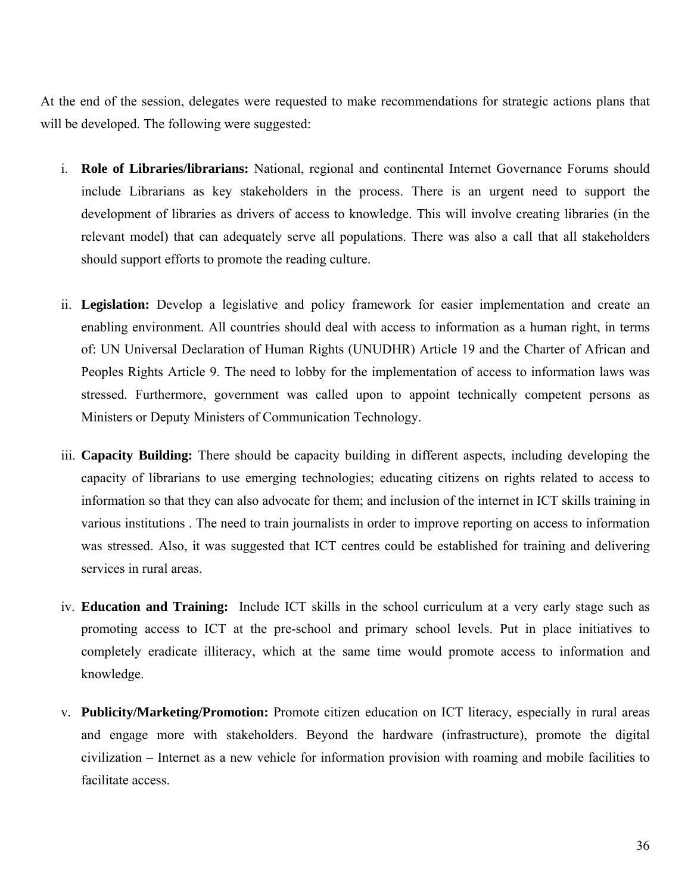At the end of the session, delegates were requested to make recommendations for strategic actions plans that will be developed. The following were suggested:

i. **Role of Libraries/librarians:** National, regional and continental Internet Governance Forums should include Librarians as key stakeholders in the process. There is an urgent need to support the development of libraries as drivers of access to knowledge. This will involve creating libraries (in the relevant model) that can adequately serve all populations. There was also a call that all stakeholders should support efforts to promote the reading culture.

ii. **Legislation:** Develop a legislative and policy framework for easier implementation and create an enabling environment. All countries should deal with access to information as a human right, in terms of: UN Universal Declaration of Human Rights (UNUDHR) Article 19 and the Charter of African and Peoples Rights Article 9. The need to lobby for the implementation of access to information laws was stressed. Furthermore, government was called upon to appoint technically competent persons as Ministers or Deputy Ministers of Communication Technology.

iii. **Capacity Building:** There should be capacity building in different aspects, including developing the capacity of librarians to use emerging technologies; educating citizens on rights related to access to information so that they can also advocate for them; and inclusion of the internet in ICT skills training in various institutions . The need to train journalists in order to improve reporting on access to information was stressed. Also, it was suggested that ICT centres could be established for training and delivering services in rural areas.

iv. **Education and Training:** Include ICT skills in the school curriculum at a very early stage such as promoting access to ICT at the pre-school and primary school levels. Put in place initiatives to completely eradicate illiteracy, which at the same time would promote access to information and knowledge.

v. **Publicity/Marketing/Promotion:** Promote citizen education on ICT literacy, especially in rural areas and engage more with stakeholders. Beyond the hardware (infrastructure), promote the digital civilization – Internet as a new vehicle for information provision with roaming and mobile facilities to facilitate access.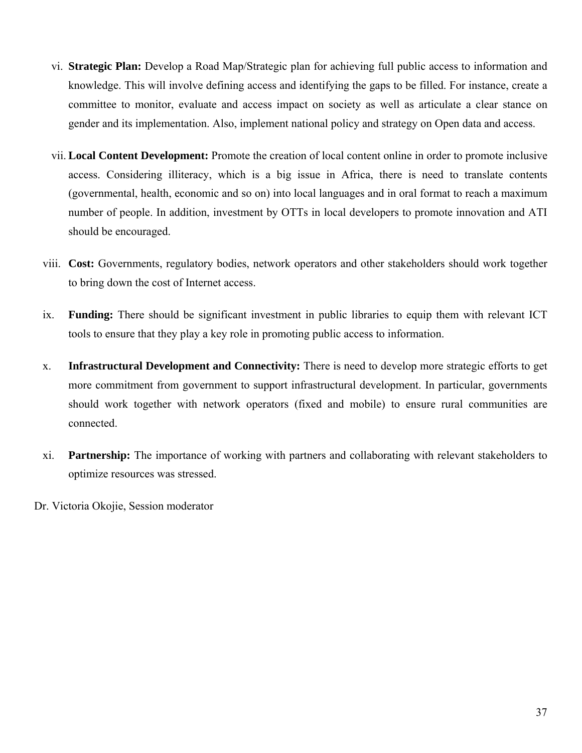vi. **Strategic Plan:** Develop a Road Map/Strategic plan for achieving full public access to information and knowledge. This will involve defining access and identifying the gaps to be filled. For instance, create a committee to monitor, evaluate and access impact on society as well as articulate a clear stance on gender and its implementation. Also, implement national policy and strategy on Open data and access.

vii. **Local Content Development:** Promote the creation of local content online in order to promote inclusive access. Considering illiteracy, which is a big issue in Africa, there is need to translate contents (governmental, health, economic and so on) into local languages and in oral format to reach a maximum number of people. In addition, investment by OTTs in local developers to promote innovation and ATI should be encouraged.

viii. **Cost:** Governments, regulatory bodies, network operators and other stakeholders should work together to bring down the cost of Internet access.

ix. **Funding:** There should be significant investment in public libraries to equip them with relevant ICT tools to ensure that they play a key role in promoting public access to information.

x. **Infrastructural Development and Connectivity:** There is need to develop more strategic efforts to get more commitment from government to support infrastructural development. In particular, governments should work together with network operators (fixed and mobile) to ensure rural communities are connected.

xi. **Partnership:** The importance of working with partners and collaborating with relevant stakeholders to optimize resources was stressed.

Dr. Victoria Okojie, Session moderator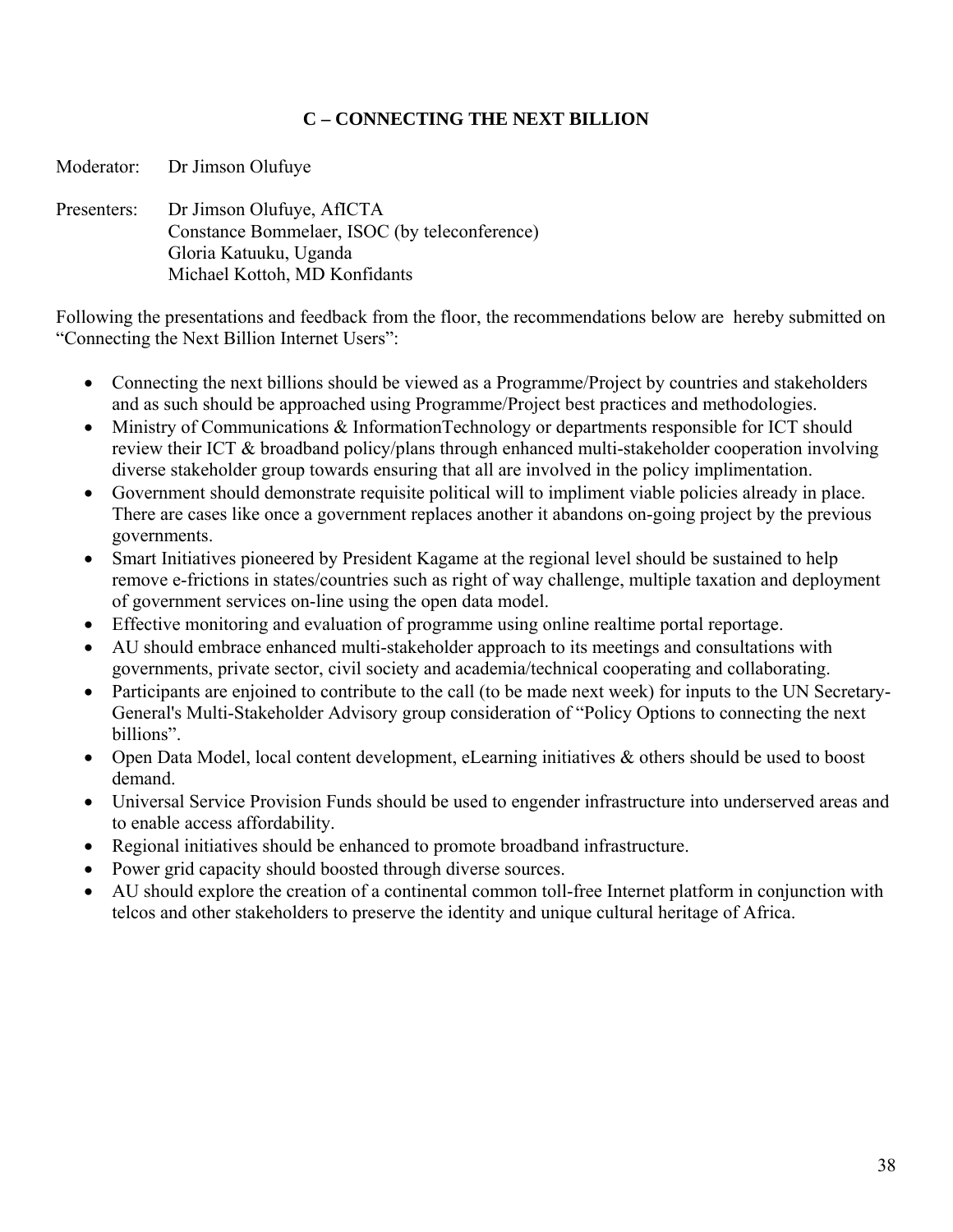## C – CONNECTING THE NEXT BILLION

Moderator: Dr Jimson Olufuye

Presenters: Dr Jimson Olufuye, AfICTA
Constance Bommelaer, ISOC (by teleconference)
Gloria Katuuku, Uganda
Michael Kottoh, MD Konfidants

Following the presentations and feedback from the floor, the recommendations below are hereby submitted on "Connecting the Next Billion Internet Users":

- Connecting the next billions should be viewed as a Programme/Project by countries and stakeholders and as such should be approached using Programme/Project best practices and methodologies.
- Ministry of Communications & InformationTechnology or departments responsible for ICT should review their ICT & broadband policy/plans through enhanced multi-stakeholder cooperation involving diverse stakeholder group towards ensuring that all are involved in the policy implimentation.
- Government should demonstrate requisite political will to impliment viable policies already in place. There are cases like once a government replaces another it abandons on-going project by the previous governments.
- Smart Initiatives pioneered by President Kagame at the regional level should be sustained to help remove e-frictions in states/countries such as right of way challenge, multiple taxation and deployment of government services on-line using the open data model.
- Effective monitoring and evaluation of programme using online realtime portal reportage.
- AU should embrace enhanced multi-stakeholder approach to its meetings and consultations with governments, private sector, civil society and academia/technical cooperating and collaborating.
- Participants are enjoined to contribute to the call (to be made next week) for inputs to the UN Secretary-General's Multi-Stakeholder Advisory group consideration of "Policy Options to connecting the next billions".
- Open Data Model, local content development, eLearning initiatives & others should be used to boost demand.
- Universal Service Provision Funds should be used to engender infrastructure into underserved areas and to enable access affordability.
- Regional initiatives should be enhanced to promote broadband infrastructure.
- Power grid capacity should boosted through diverse sources.
- AU should explore the creation of a continental common toll-free Internet platform in conjunction with telcos and other stakeholders to preserve the identity and unique cultural heritage of Africa.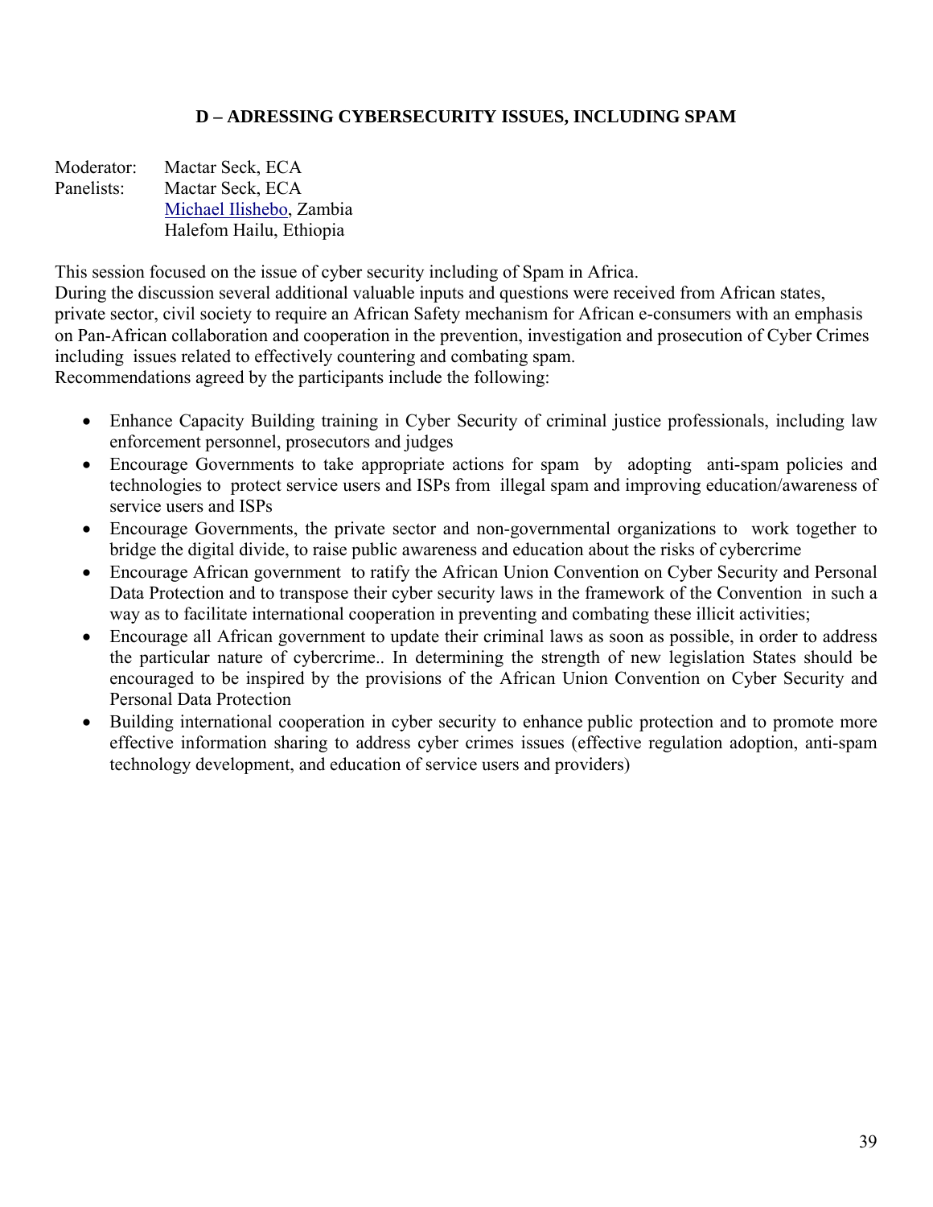### D – ADRESSING CYBERSECURITY ISSUES, INCLUDING SPAM

Moderator: Mactar Seck, ECA
Panelists: Mactar Seck, ECA
Michael Ilishebo, Zambia
Halefom Hailu, Ethiopia

This session focused on the issue of cyber security including of Spam in Africa.
During the discussion several additional valuable inputs and questions were received from African states, private sector, civil society to require an African Safety mechanism for African e-consumers with an emphasis on Pan-African collaboration and cooperation in the prevention, investigation and prosecution of Cyber Crimes including issues related to effectively countering and combating spam.
Recommendations agreed by the participants include the following:

- Enhance Capacity Building training in Cyber Security of criminal justice professionals, including law enforcement personnel, prosecutors and judges
- Encourage Governments to take appropriate actions for spam by adopting anti-spam policies and technologies to protect service users and ISPs from illegal spam and improving education/awareness of service users and ISPs
- Encourage Governments, the private sector and non-governmental organizations to work together to bridge the digital divide, to raise public awareness and education about the risks of cybercrime
- Encourage African government to ratify the African Union Convention on Cyber Security and Personal Data Protection and to transpose their cyber security laws in the framework of the Convention in such a way as to facilitate international cooperation in preventing and combating these illicit activities;
- Encourage all African government to update their criminal laws as soon as possible, in order to address the particular nature of cybercrime.. In determining the strength of new legislation States should be encouraged to be inspired by the provisions of the African Union Convention on Cyber Security and Personal Data Protection
- Building international cooperation in cyber security to enhance public protection and to promote more effective information sharing to address cyber crimes issues (effective regulation adoption, anti-spam technology development, and education of service users and providers)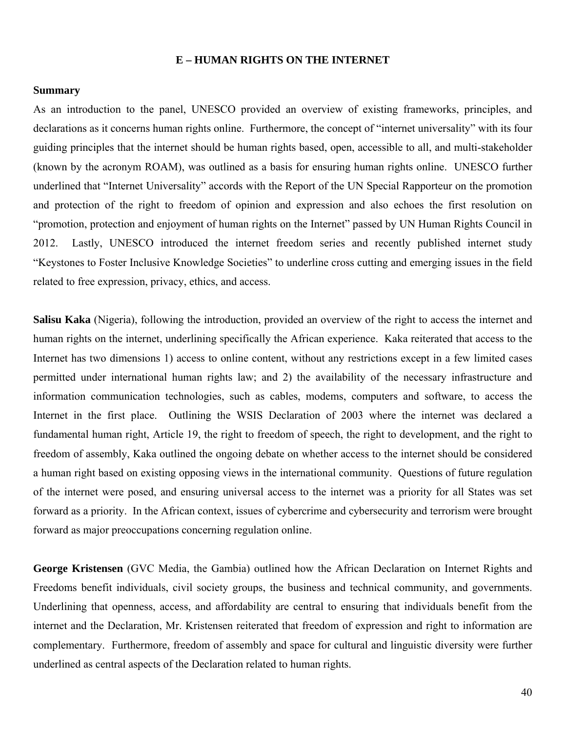## E – HUMAN RIGHTS ON THE INTERNET

**Summary**

As an introduction to the panel, UNESCO provided an overview of existing frameworks, principles, and declarations as it concerns human rights online. Furthermore, the concept of "internet universality" with its four guiding principles that the internet should be human rights based, open, accessible to all, and multi-stakeholder (known by the acronym ROAM), was outlined as a basis for ensuring human rights online. UNESCO further underlined that "Internet Universality" accords with the Report of the UN Special Rapporteur on the promotion and protection of the right to freedom of opinion and expression and also echoes the first resolution on "promotion, protection and enjoyment of human rights on the Internet" passed by UN Human Rights Council in 2012. Lastly, UNESCO introduced the internet freedom series and recently published internet study "Keystones to Foster Inclusive Knowledge Societies" to underline cross cutting and emerging issues in the field related to free expression, privacy, ethics, and access.

**Salisu Kaka** (Nigeria), following the introduction, provided an overview of the right to access the internet and human rights on the internet, underlining specifically the African experience. Kaka reiterated that access to the Internet has two dimensions 1) access to online content, without any restrictions except in a few limited cases permitted under international human rights law; and 2) the availability of the necessary infrastructure and information communication technologies, such as cables, modems, computers and software, to access the Internet in the first place. Outlining the WSIS Declaration of 2003 where the internet was declared a fundamental human right, Article 19, the right to freedom of speech, the right to development, and the right to freedom of assembly, Kaka outlined the ongoing debate on whether access to the internet should be considered a human right based on existing opposing views in the international community. Questions of future regulation of the internet were posed, and ensuring universal access to the internet was a priority for all States was set forward as a priority. In the African context, issues of cybercrime and cybersecurity and terrorism were brought forward as major preoccupations concerning regulation online.

**George Kristensen** (GVC Media, the Gambia) outlined how the African Declaration on Internet Rights and Freedoms benefit individuals, civil society groups, the business and technical community, and governments. Underlining that openness, access, and affordability are central to ensuring that individuals benefit from the internet and the Declaration, Mr. Kristensen reiterated that freedom of expression and right to information are complementary. Furthermore, freedom of assembly and space for cultural and linguistic diversity were further underlined as central aspects of the Declaration related to human rights.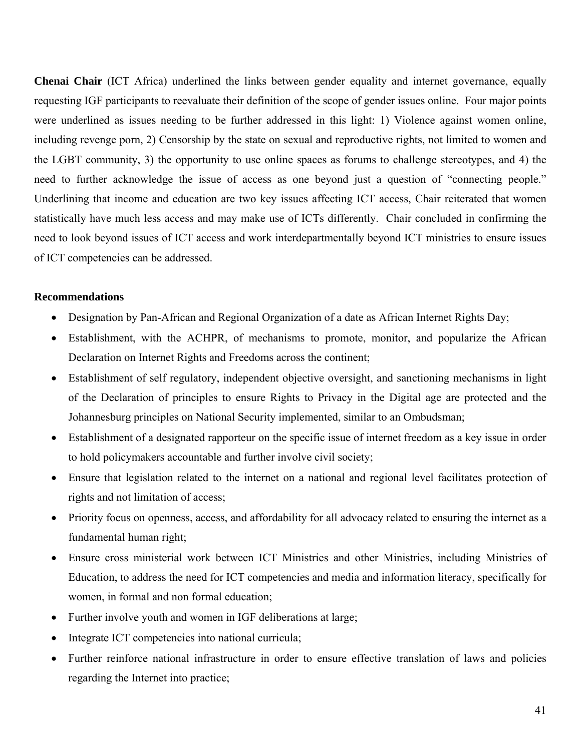**Chenai Chair** (ICT Africa) underlined the links between gender equality and internet governance, equally requesting IGF participants to reevaluate their definition of the scope of gender issues online. Four major points were underlined as issues needing to be further addressed in this light: 1) Violence against women online, including revenge porn, 2) Censorship by the state on sexual and reproductive rights, not limited to women and the LGBT community, 3) the opportunity to use online spaces as forums to challenge stereotypes, and 4) the need to further acknowledge the issue of access as one beyond just a question of "connecting people." Underlining that income and education are two key issues affecting ICT access, Chair reiterated that women statistically have much less access and may make use of ICTs differently. Chair concluded in confirming the need to look beyond issues of ICT access and work interdepartmentally beyond ICT ministries to ensure issues of ICT competencies can be addressed.

**Recommendations**

- Designation by Pan-African and Regional Organization of a date as African Internet Rights Day;
- Establishment, with the ACHPR, of mechanisms to promote, monitor, and popularize the African Declaration on Internet Rights and Freedoms across the continent;
- Establishment of self regulatory, independent objective oversight, and sanctioning mechanisms in light of the Declaration of principles to ensure Rights to Privacy in the Digital age are protected and the Johannesburg principles on National Security implemented, similar to an Ombudsman;
- Establishment of a designated rapporteur on the specific issue of internet freedom as a key issue in order to hold policymakers accountable and further involve civil society;
- Ensure that legislation related to the internet on a national and regional level facilitates protection of rights and not limitation of access;
- Priority focus on openness, access, and affordability for all advocacy related to ensuring the internet as a fundamental human right;
- Ensure cross ministerial work between ICT Ministries and other Ministries, including Ministries of Education, to address the need for ICT competencies and media and information literacy, specifically for women, in formal and non formal education;
- Further involve youth and women in IGF deliberations at large;
- Integrate ICT competencies into national curricula;
- Further reinforce national infrastructure in order to ensure effective translation of laws and policies regarding the Internet into practice;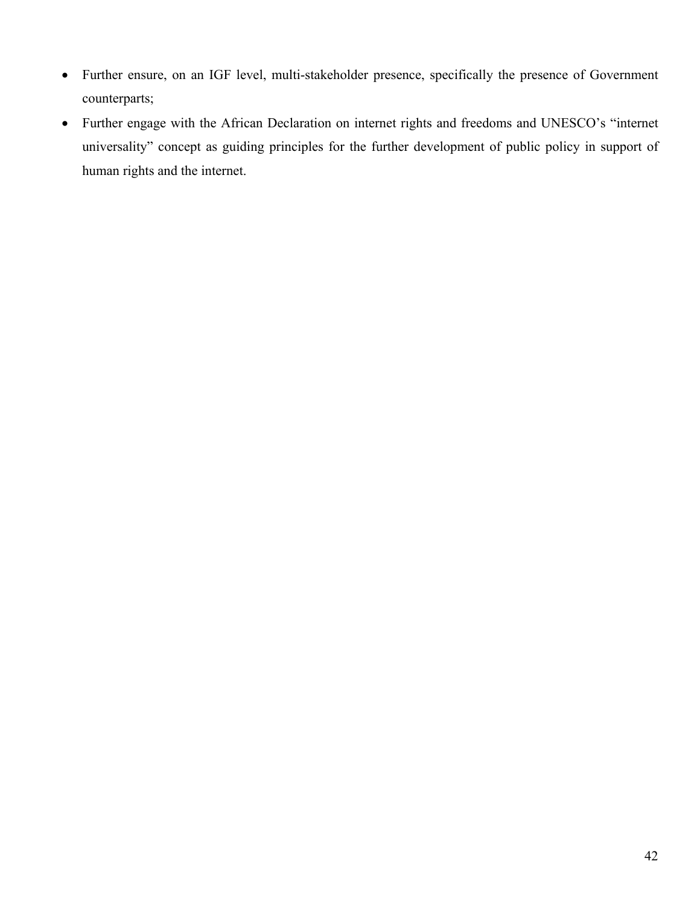- Further ensure, on an IGF level, multi-stakeholder presence, specifically the presence of Government counterparts;
- Further engage with the African Declaration on internet rights and freedoms and UNESCO's "internet universality" concept as guiding principles for the further development of public policy in support of human rights and the internet.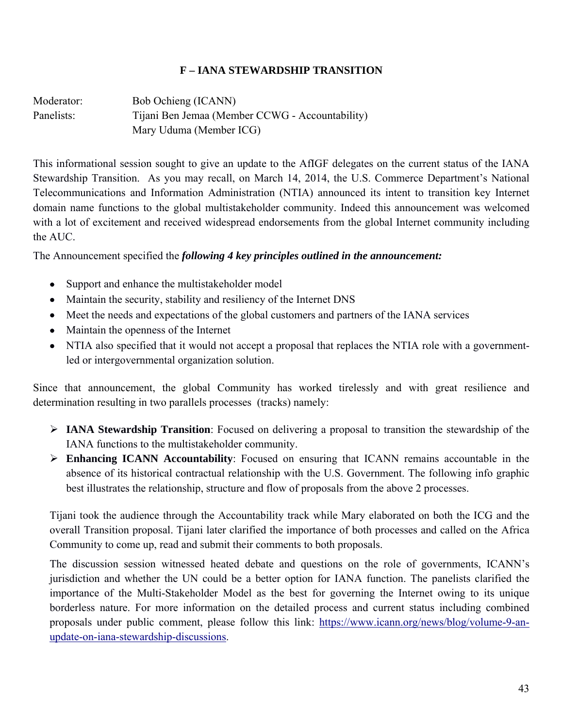## F – IANA STEWARDSHIP TRANSITION

Moderator: Bob Ochieng (ICANN)
Panelists: Tijani Ben Jemaa (Member CCWG - Accountability)
Mary Uduma (Member ICG)

This informational session sought to give an update to the AfIGF delegates on the current status of the IANA Stewardship Transition. As you may recall, on March 14, 2014, the U.S. Commerce Department's National Telecommunications and Information Administration (NTIA) announced its intent to transition key Internet domain name functions to the global multistakeholder community. Indeed this announcement was welcomed with a lot of excitement and received widespread endorsements from the global Internet community including the AUC.

The Announcement specified the ***following 4 key principles outlined in the announcement:***

- Support and enhance the multistakeholder model
- Maintain the security, stability and resiliency of the Internet DNS
- Meet the needs and expectations of the global customers and partners of the IANA services
- Maintain the openness of the Internet
- NTIA also specified that it would not accept a proposal that replaces the NTIA role with a government-led or intergovernmental organization solution.

Since that announcement, the global Community has worked tirelessly and with great resilience and determination resulting in two parallels processes (tracks) namely:

- **IANA Stewardship Transition**: Focused on delivering a proposal to transition the stewardship of the IANA functions to the multistakeholder community.
- **Enhancing ICANN Accountability**: Focused on ensuring that ICANN remains accountable in the absence of its historical contractual relationship with the U.S. Government. The following info graphic best illustrates the relationship, structure and flow of proposals from the above 2 processes.

Tijani took the audience through the Accountability track while Mary elaborated on both the ICG and the overall Transition proposal. Tijani later clarified the importance of both processes and called on the Africa Community to come up, read and submit their comments to both proposals.

The discussion session witnessed heated debate and questions on the role of governments, ICANN's jurisdiction and whether the UN could be a better option for IANA function. The panelists clarified the importance of the Multi-Stakeholder Model as the best for governing the Internet owing to its unique borderless nature. For more information on the detailed process and current status including combined proposals under public comment, please follow this link: [https://www.icann.org/news/blog/volume-9-an-update-on-iana-stewardship-discussions](https://www.icann.org/news/blog/volume-9-an-update-on-iana-stewardship-discussions).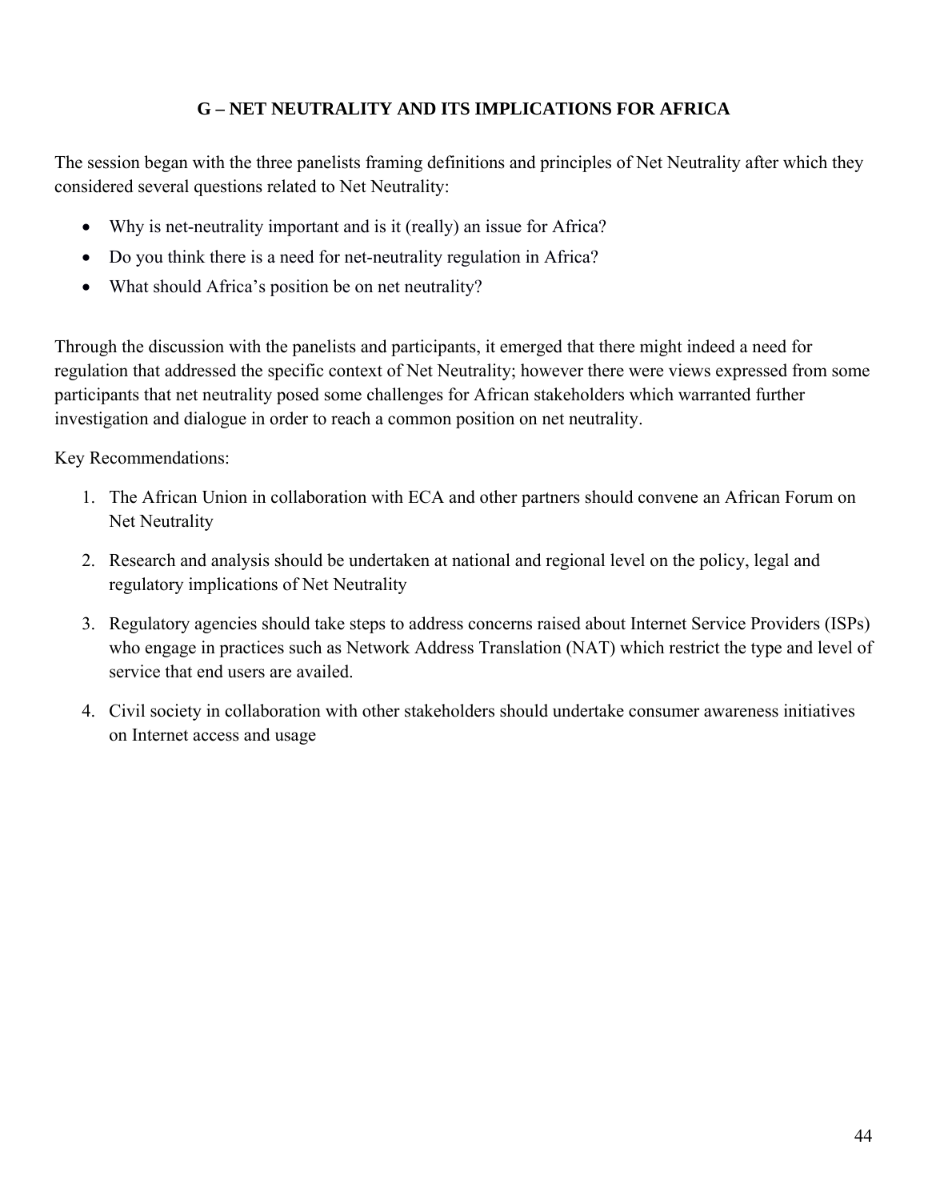## G – NET NEUTRALITY AND ITS IMPLICATIONS FOR AFRICA

The session began with the three panelists framing definitions and principles of Net Neutrality after which they considered several questions related to Net Neutrality:

- Why is net-neutrality important and is it (really) an issue for Africa?
- Do you think there is a need for net-neutrality regulation in Africa?
- What should Africa's position be on net neutrality?

Through the discussion with the panelists and participants, it emerged that there might indeed a need for regulation that addressed the specific context of Net Neutrality; however there were views expressed from some participants that net neutrality posed some challenges for African stakeholders which warranted further investigation and dialogue in order to reach a common position on net neutrality.

Key Recommendations:

1. The African Union in collaboration with ECA and other partners should convene an African Forum on Net Neutrality
2. Research and analysis should be undertaken at national and regional level on the policy, legal and regulatory implications of Net Neutrality
3. Regulatory agencies should take steps to address concerns raised about Internet Service Providers (ISPs) who engage in practices such as Network Address Translation (NAT) which restrict the type and level of service that end users are availed.
4. Civil society in collaboration with other stakeholders should undertake consumer awareness initiatives on Internet access and usage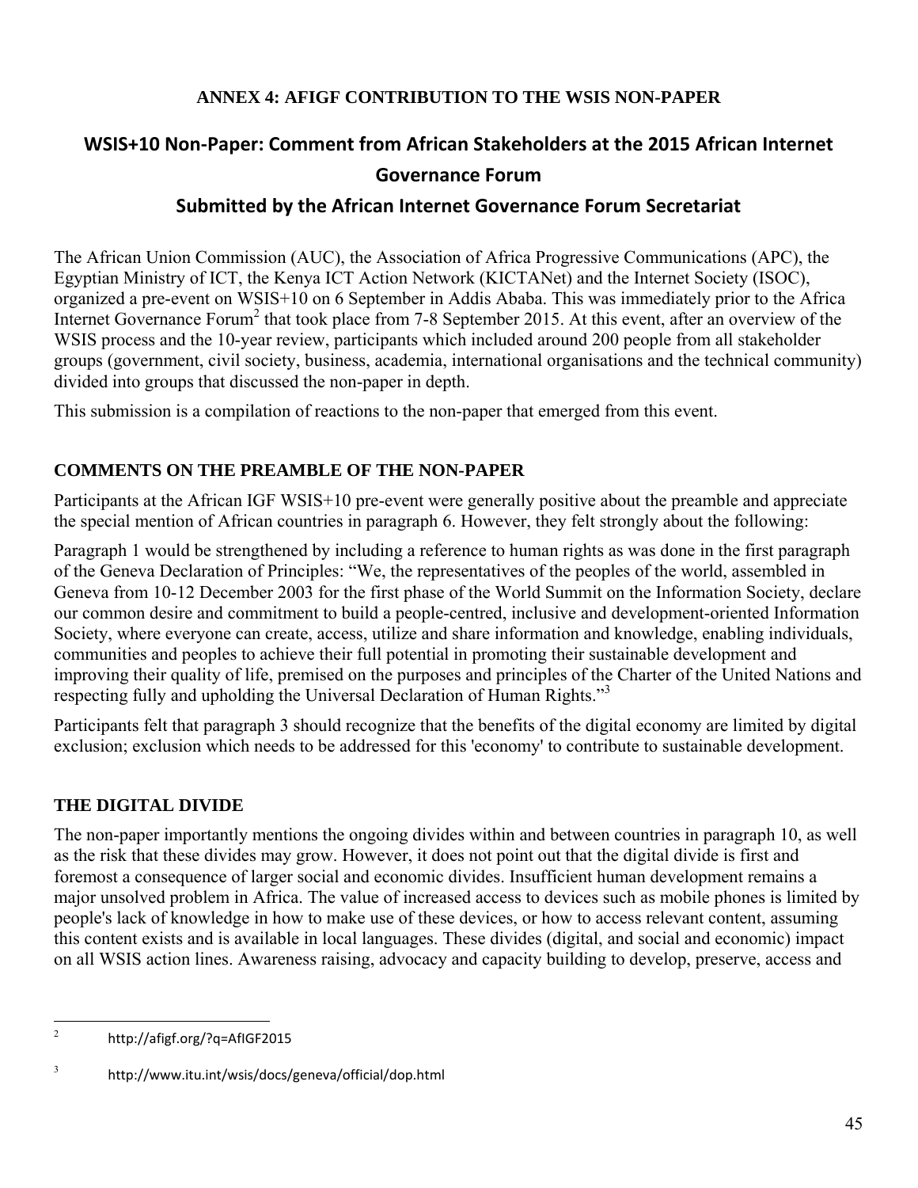**ANNEX 4: AFIGF CONTRIBUTION TO THE WSIS NON-PAPER**

## WSIS+10 Non-Paper: Comment from African Stakeholders at the 2015 African Internet Governance Forum

### Submitted by the African Internet Governance Forum Secretariat

The African Union Commission (AUC), the Association of Africa Progressive Communications (APC), the Egyptian Ministry of ICT, the Kenya ICT Action Network (KICTANet) and the Internet Society (ISOC), organized a pre-event on WSIS+10 on 6 September in Addis Ababa. This was immediately prior to the Africa Internet Governance Forum[2] that took place from 7-8 September 2015. At this event, after an overview of the WSIS process and the 10-year review, participants which included around 200 people from all stakeholder groups (government, civil society, business, academia, international organisations and the technical community) divided into groups that discussed the non-paper in depth.

This submission is a compilation of reactions to the non-paper that emerged from this event.

**COMMENTS ON THE PREAMBLE OF THE NON-PAPER**

Participants at the African IGF WSIS+10 pre-event were generally positive about the preamble and appreciate the special mention of African countries in paragraph 6. However, they felt strongly about the following:

Paragraph 1 would be strengthened by including a reference to human rights as was done in the first paragraph of the Geneva Declaration of Principles: "We, the representatives of the peoples of the world, assembled in Geneva from 10-12 December 2003 for the first phase of the World Summit on the Information Society, declare our common desire and commitment to build a people-centred, inclusive and development-oriented Information Society, where everyone can create, access, utilize and share information and knowledge, enabling individuals, communities and peoples to achieve their full potential in promoting their sustainable development and improving their quality of life, premised on the purposes and principles of the Charter of the United Nations and respecting fully and upholding the Universal Declaration of Human Rights."[3]

Participants felt that paragraph 3 should recognize that the benefits of the digital economy are limited by digital exclusion; exclusion which needs to be addressed for this 'economy' to contribute to sustainable development.

**THE DIGITAL DIVIDE**

The non-paper importantly mentions the ongoing divides within and between countries in paragraph 10, as well as the risk that these divides may grow. However, it does not point out that the digital divide is first and foremost a consequence of larger social and economic divides. Insufficient human development remains a major unsolved problem in Africa. The value of increased access to devices such as mobile phones is limited by people's lack of knowledge in how to make use of these devices, or how to access relevant content, assuming this content exists and is available in local languages. These divides (digital, and social and economic) impact on all WSIS action lines. Awareness raising, advocacy and capacity building to develop, preserve, access and

---

[2] http://afigf.org/?q=AfIGF2015

[3] http://www.itu.int/wsis/docs/geneva/official/dop.html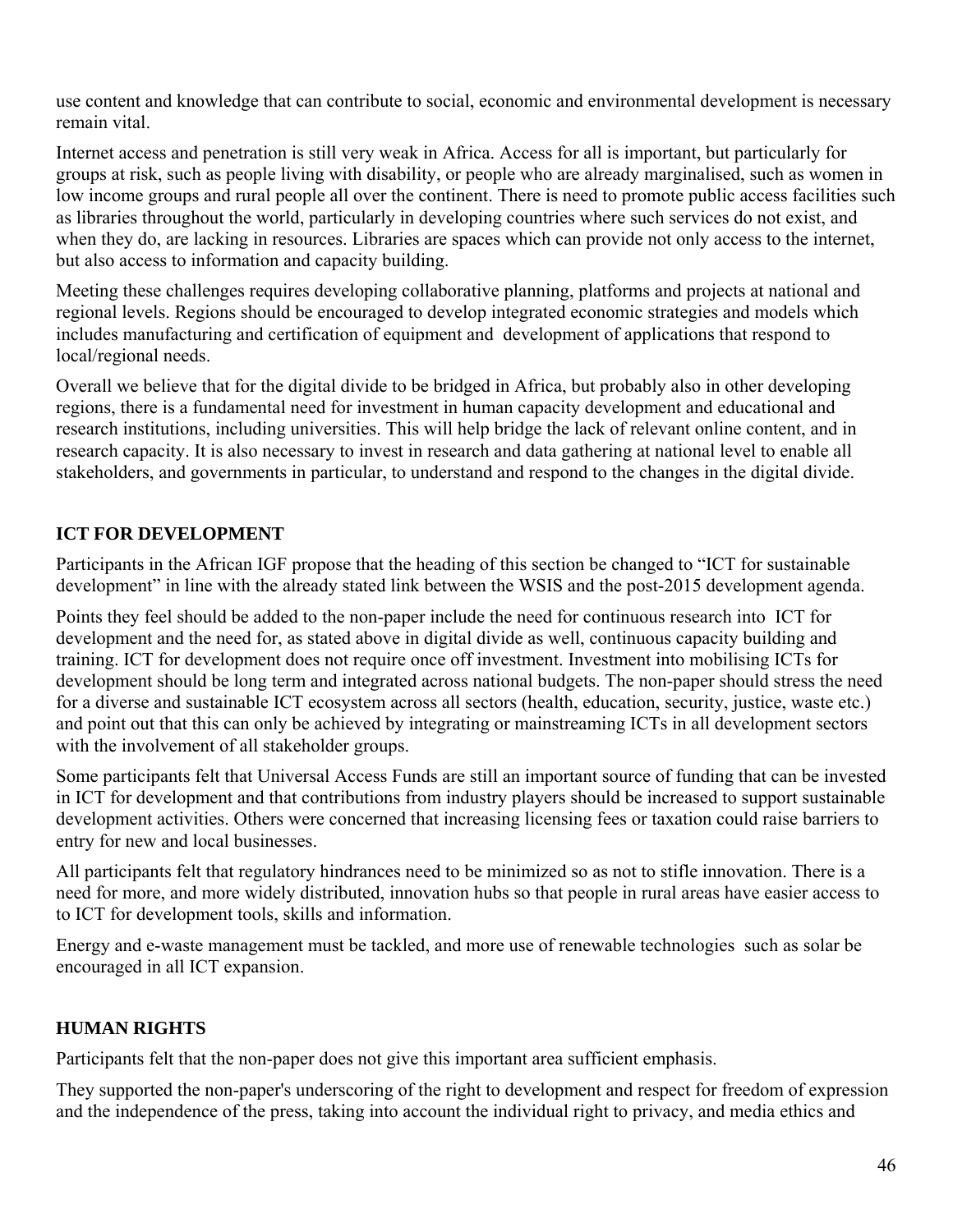use content and knowledge that can contribute to social, economic and environmental development is necessary remain vital.

Internet access and penetration is still very weak in Africa. Access for all is important, but particularly for groups at risk, such as people living with disability, or people who are already marginalised, such as women in low income groups and rural people all over the continent. There is need to promote public access facilities such as libraries throughout the world, particularly in developing countries where such services do not exist, and when they do, are lacking in resources. Libraries are spaces which can provide not only access to the internet, but also access to information and capacity building.

Meeting these challenges requires developing collaborative planning, platforms and projects at national and regional levels. Regions should be encouraged to develop integrated economic strategies and models which includes manufacturing and certification of equipment and development of applications that respond to local/regional needs.

Overall we believe that for the digital divide to be bridged in Africa, but probably also in other developing regions, there is a fundamental need for investment in human capacity development and educational and research institutions, including universities. This will help bridge the lack of relevant online content, and in research capacity. It is also necessary to invest in research and data gathering at national level to enable all stakeholders, and governments in particular, to understand and respond to the changes in the digital divide.

**ICT FOR DEVELOPMENT**

Participants in the African IGF propose that the heading of this section be changed to "ICT for sustainable development" in line with the already stated link between the WSIS and the post-2015 development agenda.

Points they feel should be added to the non-paper include the need for continuous research into ICT for development and the need for, as stated above in digital divide as well, continuous capacity building and training. ICT for development does not require once off investment. Investment into mobilising ICTs for development should be long term and integrated across national budgets. The non-paper should stress the need for a diverse and sustainable ICT ecosystem across all sectors (health, education, security, justice, waste etc.) and point out that this can only be achieved by integrating or mainstreaming ICTs in all development sectors with the involvement of all stakeholder groups.

Some participants felt that Universal Access Funds are still an important source of funding that can be invested in ICT for development and that contributions from industry players should be increased to support sustainable development activities. Others were concerned that increasing licensing fees or taxation could raise barriers to entry for new and local businesses.

All participants felt that regulatory hindrances need to be minimized so as not to stifle innovation. There is a need for more, and more widely distributed, innovation hubs so that people in rural areas have easier access to to ICT for development tools, skills and information.

Energy and e-waste management must be tackled, and more use of renewable technologies such as solar be encouraged in all ICT expansion.

**HUMAN RIGHTS**

Participants felt that the non-paper does not give this important area sufficient emphasis.

They supported the non-paper's underscoring of the right to development and respect for freedom of expression and the independence of the press, taking into account the individual right to privacy, and media ethics and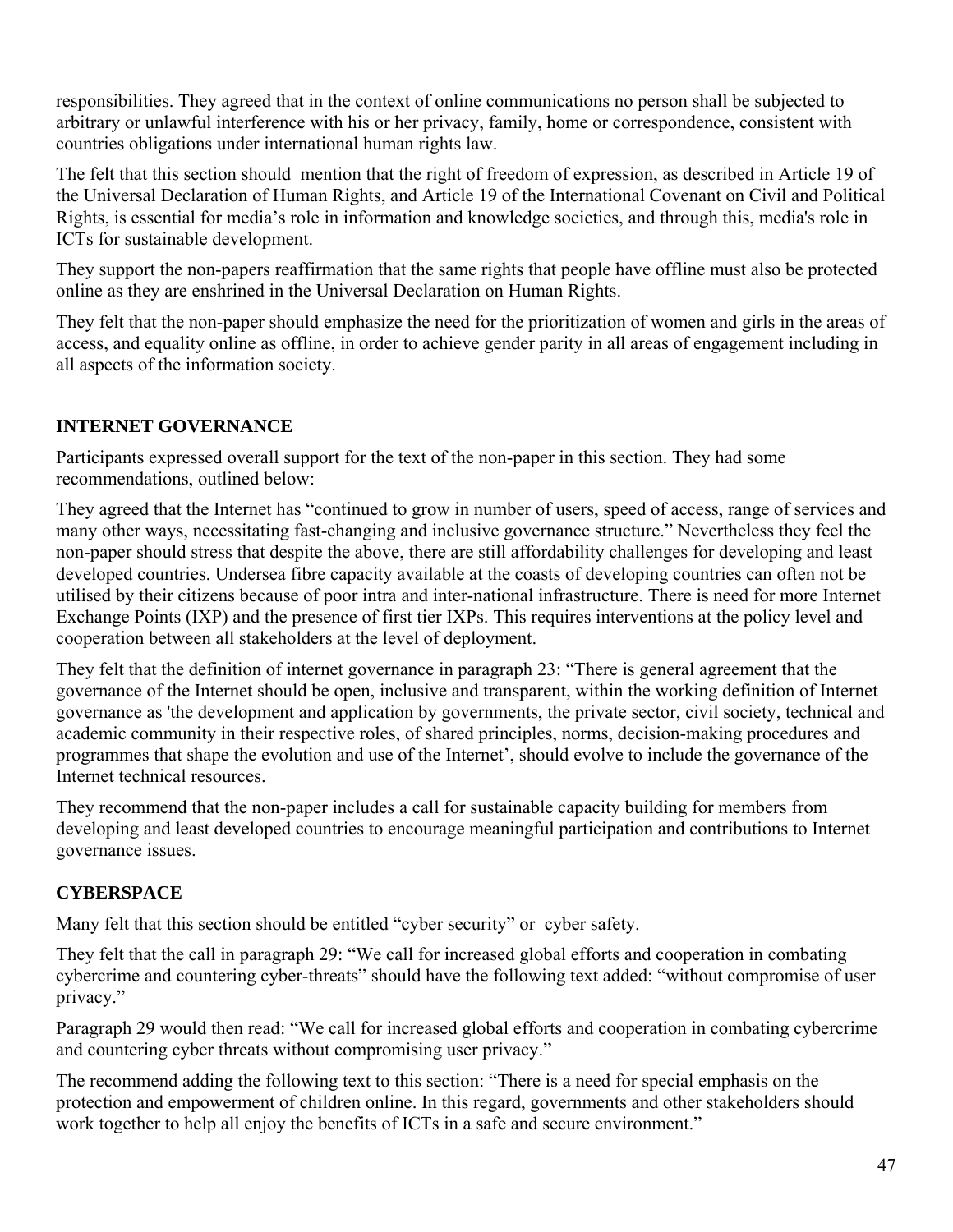responsibilities. They agreed that in the context of online communications no person shall be subjected to arbitrary or unlawful interference with his or her privacy, family, home or correspondence, consistent with countries obligations under international human rights law.

The felt that this section should mention that the right of freedom of expression, as described in Article 19 of the Universal Declaration of Human Rights, and Article 19 of the International Covenant on Civil and Political Rights, is essential for media's role in information and knowledge societies, and through this, media's role in ICTs for sustainable development.

They support the non-papers reaffirmation that the same rights that people have offline must also be protected online as they are enshrined in the Universal Declaration on Human Rights.

They felt that the non-paper should emphasize the need for the prioritization of women and girls in the areas of access, and equality online as offline, in order to achieve gender parity in all areas of engagement including in all aspects of the information society.

**INTERNET GOVERNANCE**

Participants expressed overall support for the text of the non-paper in this section. They had some recommendations, outlined below:

They agreed that the Internet has "continued to grow in number of users, speed of access, range of services and many other ways, necessitating fast-changing and inclusive governance structure." Nevertheless they feel the non-paper should stress that despite the above, there are still affordability challenges for developing and least developed countries. Undersea fibre capacity available at the coasts of developing countries can often not be utilised by their citizens because of poor intra and inter-national infrastructure. There is need for more Internet Exchange Points (IXP) and the presence of first tier IXPs. This requires interventions at the policy level and cooperation between all stakeholders at the level of deployment.

They felt that the definition of internet governance in paragraph 23: "There is general agreement that the governance of the Internet should be open, inclusive and transparent, within the working definition of Internet governance as 'the development and application by governments, the private sector, civil society, technical and academic community in their respective roles, of shared principles, norms, decision-making procedures and programmes that shape the evolution and use of the Internet', should evolve to include the governance of the Internet technical resources.

They recommend that the non-paper includes a call for sustainable capacity building for members from developing and least developed countries to encourage meaningful participation and contributions to Internet governance issues.

**CYBERSPACE**

Many felt that this section should be entitled "cyber security" or cyber safety.

They felt that the call in paragraph 29: "We call for increased global efforts and cooperation in combating cybercrime and countering cyber-threats" should have the following text added: "without compromise of user privacy."

Paragraph 29 would then read: "We call for increased global efforts and cooperation in combating cybercrime and countering cyber threats without compromising user privacy."

The recommend adding the following text to this section: "There is a need for special emphasis on the protection and empowerment of children online. In this regard, governments and other stakeholders should work together to help all enjoy the benefits of ICTs in a safe and secure environment."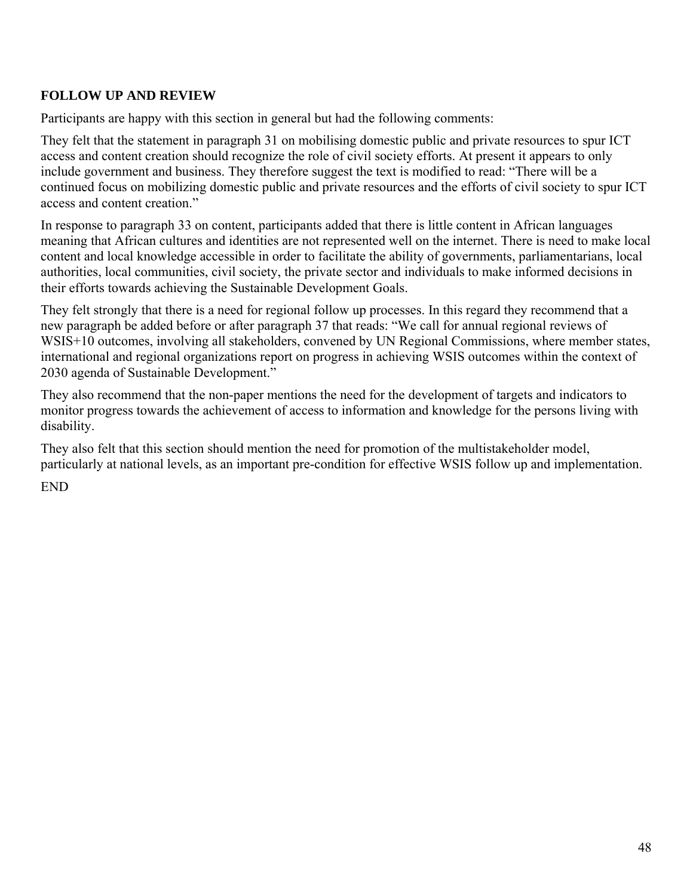**FOLLOW UP AND REVIEW**

Participants are happy with this section in general but had the following comments:

They felt that the statement in paragraph 31 on mobilising domestic public and private resources to spur ICT access and content creation should recognize the role of civil society efforts. At present it appears to only include government and business. They therefore suggest the text is modified to read: "There will be a continued focus on mobilizing domestic public and private resources and the efforts of civil society to spur ICT access and content creation."

In response to paragraph 33 on content, participants added that there is little content in African languages meaning that African cultures and identities are not represented well on the internet. There is need to make local content and local knowledge accessible in order to facilitate the ability of governments, parliamentarians, local authorities, local communities, civil society, the private sector and individuals to make informed decisions in their efforts towards achieving the Sustainable Development Goals.

They felt strongly that there is a need for regional follow up processes. In this regard they recommend that a new paragraph be added before or after paragraph 37 that reads: "We call for annual regional reviews of WSIS+10 outcomes, involving all stakeholders, convened by UN Regional Commissions, where member states, international and regional organizations report on progress in achieving WSIS outcomes within the context of 2030 agenda of Sustainable Development."

They also recommend that the non-paper mentions the need for the development of targets and indicators to monitor progress towards the achievement of access to information and knowledge for the persons living with disability.

They also felt that this section should mention the need for promotion of the multistakeholder model, particularly at national levels, as an important pre-condition for effective WSIS follow up and implementation.

END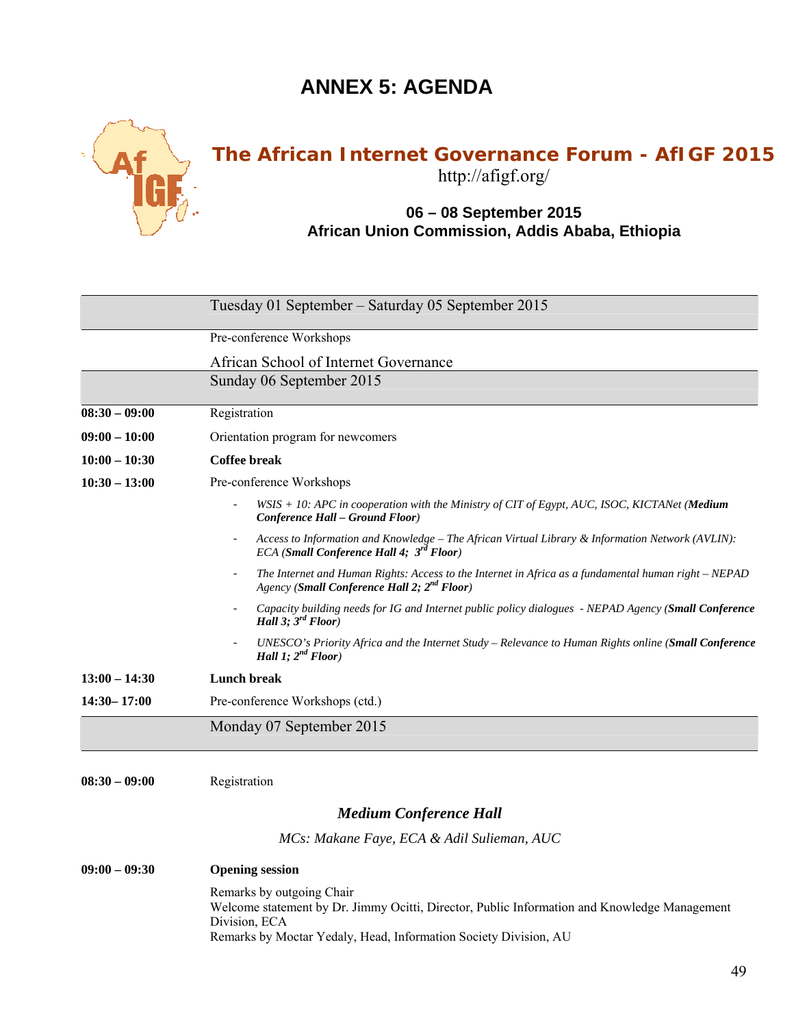# ANNEX 5: AGENDA

## The African Internet Governance Forum - AfIGF 2015

http://afigf.org/

**06 – 08 September 2015**
**African Union Commission, Addis Ababa, Ethiopia**

| | Tuesday 01 September – Saturday 05 September 2015 |
|---|---|
| | Pre-conference Workshops |
| | African School of Internet Governance |
| | **Sunday 06 September 2015** |
| **08:30 – 09:00** | Registration |
| **09:00 – 10:00** | Orientation program for newcomers |
| **10:00 – 10:30** | **Coffee break** |
| **10:30 – 13:00** | Pre-conference Workshops |

- *WSIS + 10: APC in cooperation with the Ministry of CIT of Egypt, AUC, ISOC, KICTANet (**Medium Conference Hall – Ground Floor**)*
- *Access to Information and Knowledge – The African Virtual Library & Information Network (AVLIN): ECA (**Small Conference Hall 4; 3rd Floor**)*
- *The Internet and Human Rights: Access to the Internet in Africa as a fundamental human right – NEPAD Agency (**Small Conference Hall 2; 2nd Floor**)*
- *Capacity building needs for IG and Internet public policy dialogues - NEPAD Agency (**Small Conference Hall 3; 3rd Floor**)*
- *UNESCO's Priority Africa and the Internet Study – Relevance to Human Rights online (**Small Conference Hall 1; 2nd Floor**)*

| | |
|---|---|
| **13:00 – 14:30** | **Lunch break** |
| **14:30– 17:00** | Pre-conference Workshops (ctd.) |
| | **Monday 07 September 2015** |
| **08:30 – 09:00** | Registration |

***Medium Conference Hall***

*MCs: Makane Faye, ECA & Adil Sulieman, AUC*

**09:00 – 09:30** **Opening session**

Remarks by outgoing Chair
Welcome statement by Dr. Jimmy Ocitti, Director, Public Information and Knowledge Management Division, ECA
Remarks by Moctar Yedaly, Head, Information Society Division, AU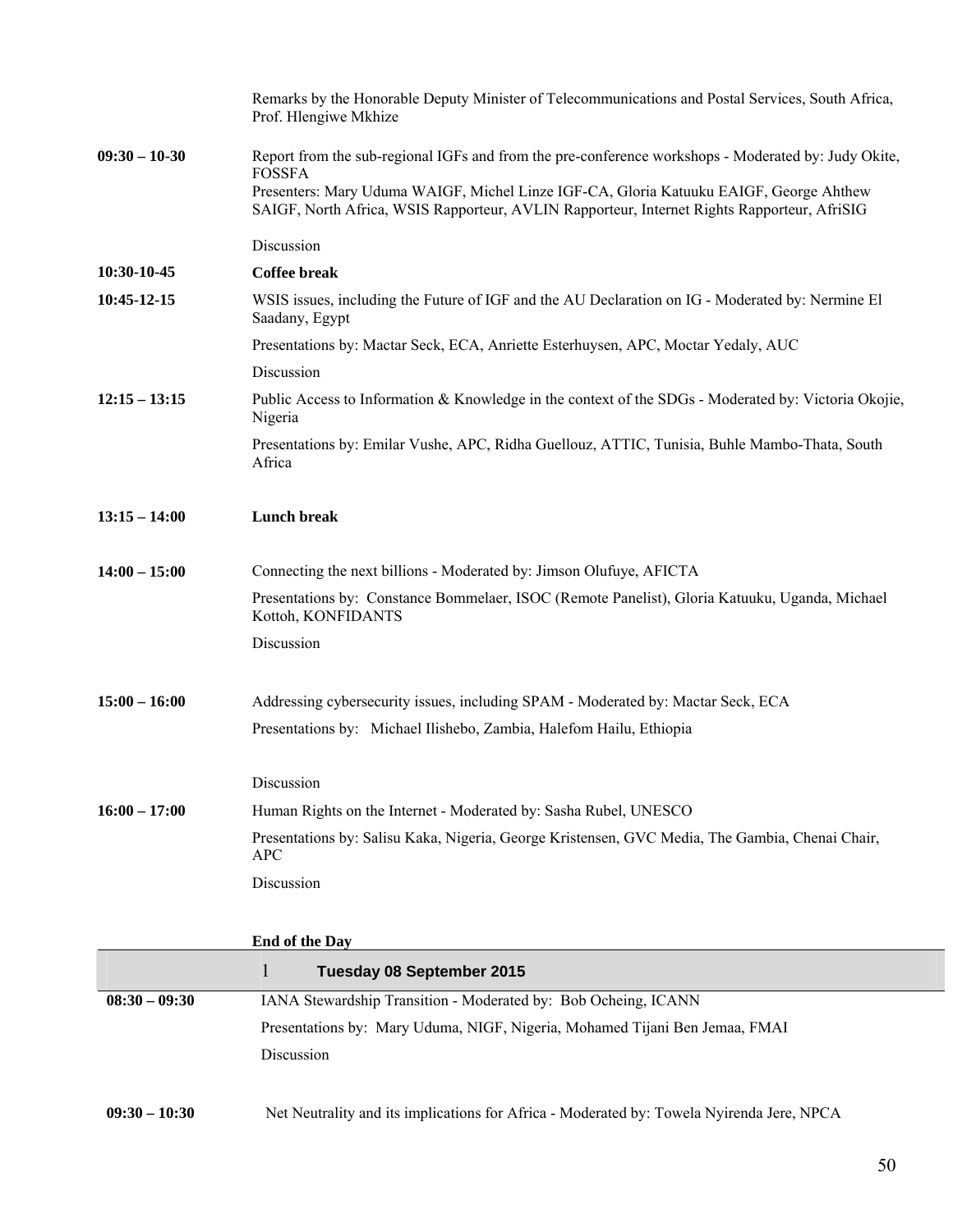| | |
|---|---|
| | Remarks by the Honorable Deputy Minister of Telecommunications and Postal Services, South Africa, Prof. Hlengiwe Mkhize |
| **09:30 – 10-30** | Report from the sub-regional IGFs and from the pre-conference workshops - Moderated by: Judy Okite, FOSSFA<br>Presenters: Mary Uduma WAIGF, Michel Linze IGF-CA, Gloria Katuuku EAIGF, George Ahthew SAIGF, North Africa, WSIS Rapporteur, AVLIN Rapporteur, Internet Rights Rapporteur, AfriSIG<br>Discussion |
| **10:30-10-45** | **Coffee break** |
| **10:45-12-15** | WSIS issues, including the Future of IGF and the AU Declaration on IG - Moderated by: Nermine El Saadany, Egypt<br>Presentations by: Mactar Seck, ECA, Anriette Esterhuysen, APC, Moctar Yedaly, AUC<br>Discussion |
| **12:15 – 13:15** | Public Access to Information & Knowledge in the context of the SDGs - Moderated by: Victoria Okojie, Nigeria<br>Presentations by: Emilar Vushe, APC, Ridha Guellouz, ATTIC, Tunisia, Buhle Mambo-Thata, South Africa |
| **13:15 – 14:00** | **Lunch break** |
| **14:00 – 15:00** | Connecting the next billions - Moderated by: Jimson Olufuye, AFICTA<br>Presentations by: Constance Bommelaer, ISOC (Remote Panelist), Gloria Katuuku, Uganda, Michael Kottoh, KONFIDANTS<br>Discussion |
| **15:00 – 16:00** | Addressing cybersecurity issues, including SPAM - Moderated by: Mactar Seck, ECA<br>Presentations by: Michael Ilishebo, Zambia, Halefom Hailu, Ethiopia<br>Discussion |
| **16:00 – 17:00** | Human Rights on the Internet - Moderated by: Sasha Rubel, UNESCO<br>Presentations by: Salisu Kaka, Nigeria, George Kristensen, GVC Media, The Gambia, Chenai Chair, APC<br>Discussion |
| | **End of the Day** |

| | 1 **Tuesday 08 September 2015** |
|---|---|
| **08:30 – 09:30** | IANA Stewardship Transition - Moderated by: Bob Ocheing, ICANN<br>Presentations by: Mary Uduma, NIGF, Nigeria, Mohamed Tijani Ben Jemaa, FMAI<br>Discussion |
| **09:30 – 10:30** | Net Neutrality and its implications for Africa - Moderated by: Towela Nyirenda Jere, NPCA |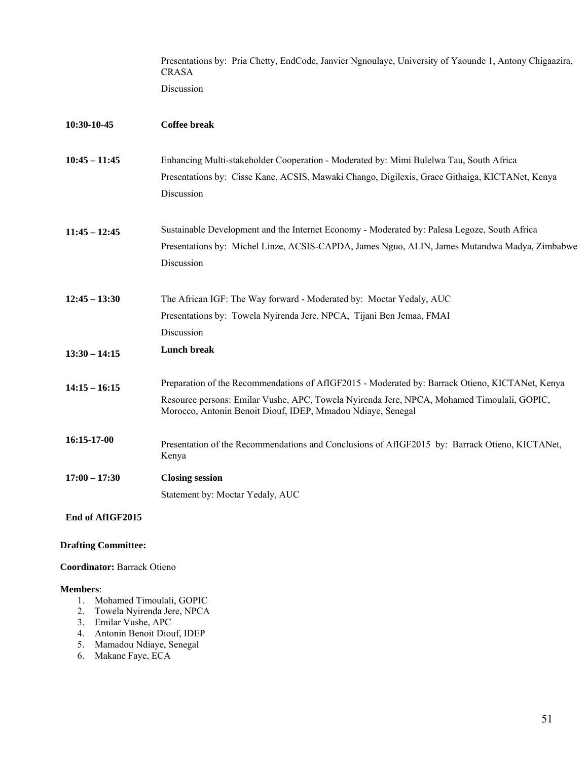| | |
|---|---|
| | Presentations by: Pria Chetty, EndCode, Janvier Ngnoulaye, University of Yaounde 1, Antony Chigaazira, CRASA<br>Discussion |
| **10:30-10-45** | **Coffee break** |
| **10:45 – 11:45** | Enhancing Multi-stakeholder Cooperation - Moderated by: Mimi Bulelwa Tau, South Africa<br>Presentations by: Cisse Kane, ACSIS, Mawaki Chango, Digilexis, Grace Githaiga, KICTANet, Kenya<br>Discussion |
| **11:45 – 12:45** | Sustainable Development and the Internet Economy - Moderated by: Palesa Legoze, South Africa<br>Presentations by: Michel Linze, ACSIS-CAPDA, James Nguo, ALIN, James Mutandwa Madya, Zimbabwe<br>Discussion |
| **12:45 – 13:30** | The African IGF: The Way forward - Moderated by: Moctar Yedaly, AUC<br>Presentations by: Towela Nyirenda Jere, NPCA, Tijani Ben Jemaa, FMAI<br>Discussion |
| **13:30 – 14:15** | **Lunch break** |
| **14:15 – 16:15** | Preparation of the Recommendations of AfIGF2015 - Moderated by: Barrack Otieno, KICTANet, Kenya<br>Resource persons: Emilar Vushe, APC, Towela Nyirenda Jere, NPCA, Mohamed Timoulali, GOPIC, Morocco, Antonin Benoit Diouf, IDEP, Mmadou Ndiaye, Senegal |
| **16:15-17-00** | Presentation of the Recommendations and Conclusions of AfIGF2015 by: Barrack Otieno, KICTANet, Kenya |
| **17:00 – 17:30** | **Closing session**<br>Statement by: Moctar Yedaly, AUC |

**End of AfIGF2015**

**Drafting Committee:**

**Coordinator:** Barrack Otieno

**Members**:

1. Mohamed Timoulali, GOPIC
2. Towela Nyirenda Jere, NPCA
3. Emilar Vushe, APC
4. Antonin Benoit Diouf, IDEP
5. Mamadou Ndiaye, Senegal
6. Makane Faye, ECA